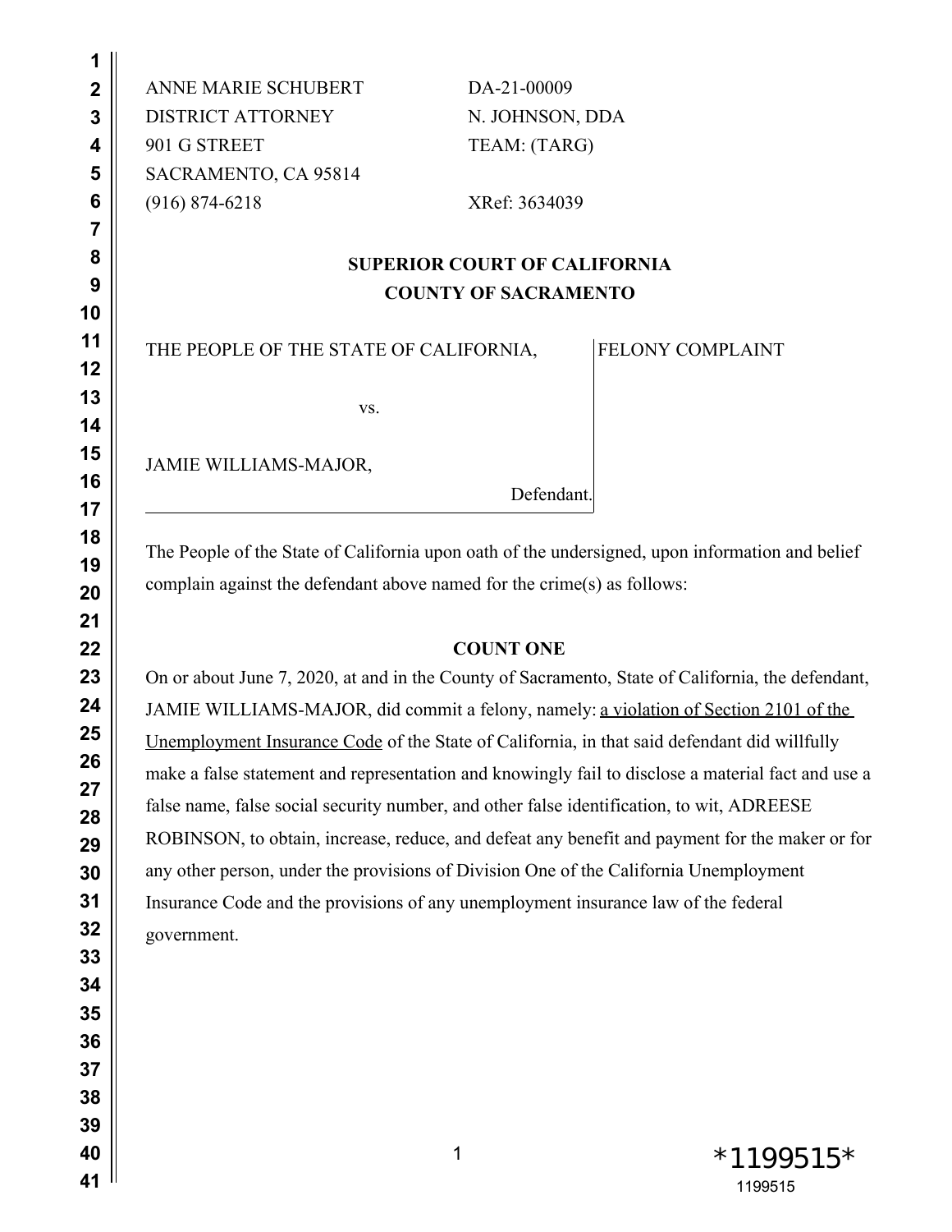ANNE MARIE SCHUBERT  
DISTRICT ATTORNEY  
901 G STREET  
SACRAMENTO, CA 95814  
(916) 874-6218

DA-21-00009  
N. JOHNSON, DDA  
TEAM: (TARG)

XRef: 3634039

**SUPERIOR COURT OF CALIFORNIA**  
**COUNTY OF SACRAMENTO**

| THE PEOPLE OF THE STATE OF CALIFORNIA, vs. JAMIE WILLIAMS-MAJOR, Defendant. | FELONY COMPLAINT |
|---|---|

The People of the State of California upon oath of the undersigned, upon information and belief complain against the defendant above named for the crime(s) as follows:

**COUNT ONE**

On or about June 7, 2020, at and in the County of Sacramento, State of California, the defendant, JAMIE WILLIAMS-MAJOR, did commit a felony, namely: a violation of Section 2101 of the Unemployment Insurance Code of the State of California, in that said defendant did willfully make a false statement and representation and knowingly fail to disclose a material fact and use a false name, false social security number, and other false identification, to wit, ADREESE ROBINSON, to obtain, increase, reduce, and defeat any benefit and payment for the maker or for any other person, under the provisions of Division One of the California Unemployment Insurance Code and the provisions of any unemployment insurance law of the federal government.

*1199515*  
1199515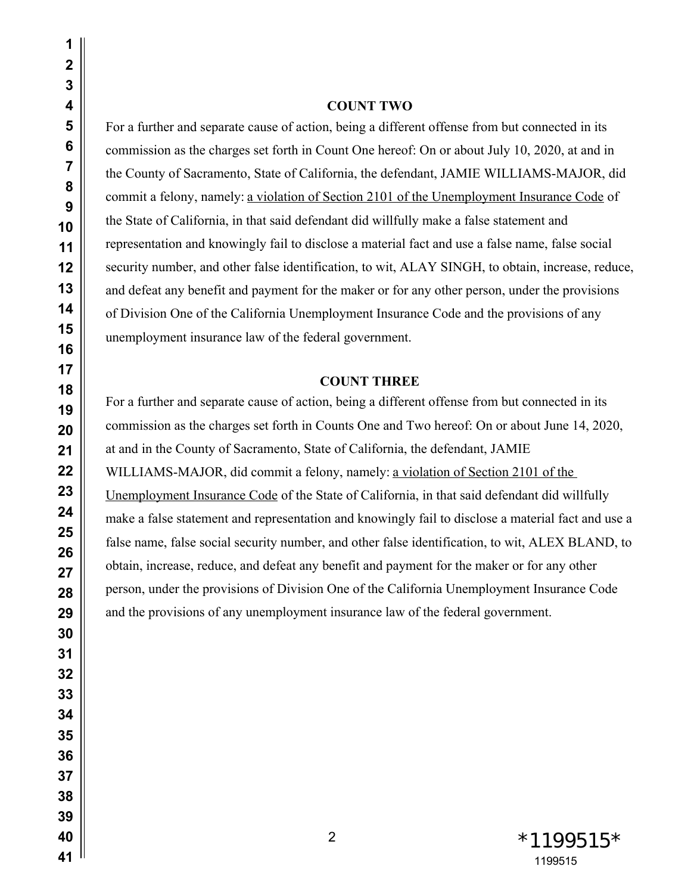**COUNT TWO**

For a further and separate cause of action, being a different offense from but connected in its commission as the charges set forth in Count One hereof: On or about July 10, 2020, at and in the County of Sacramento, State of California, the defendant, JAMIE WILLIAMS-MAJOR, did commit a felony, namely: <u>a violation of Section 2101 of the Unemployment Insurance Code</u> of the State of California, in that said defendant did willfully make a false statement and representation and knowingly fail to disclose a material fact and use a false name, false social security number, and other false identification, to wit, ALAY SINGH, to obtain, increase, reduce, and defeat any benefit and payment for the maker or for any other person, under the provisions of Division One of the California Unemployment Insurance Code and the provisions of any unemployment insurance law of the federal government.

**COUNT THREE**

For a further and separate cause of action, being a different offense from but connected in its commission as the charges set forth in Counts One and Two hereof: On or about June 14, 2020, at and in the County of Sacramento, State of California, the defendant, JAMIE WILLIAMS-MAJOR, did commit a felony, namely: <u>a violation of Section 2101 of the Unemployment Insurance Code</u> of the State of California, in that said defendant did willfully make a false statement and representation and knowingly fail to disclose a material fact and use a false name, false social security number, and other false identification, to wit, ALEX BLAND, to obtain, increase, reduce, and defeat any benefit and payment for the maker or for any other person, under the provisions of Division One of the California Unemployment Insurance Code and the provisions of any unemployment insurance law of the federal government.

*1199515*

1199515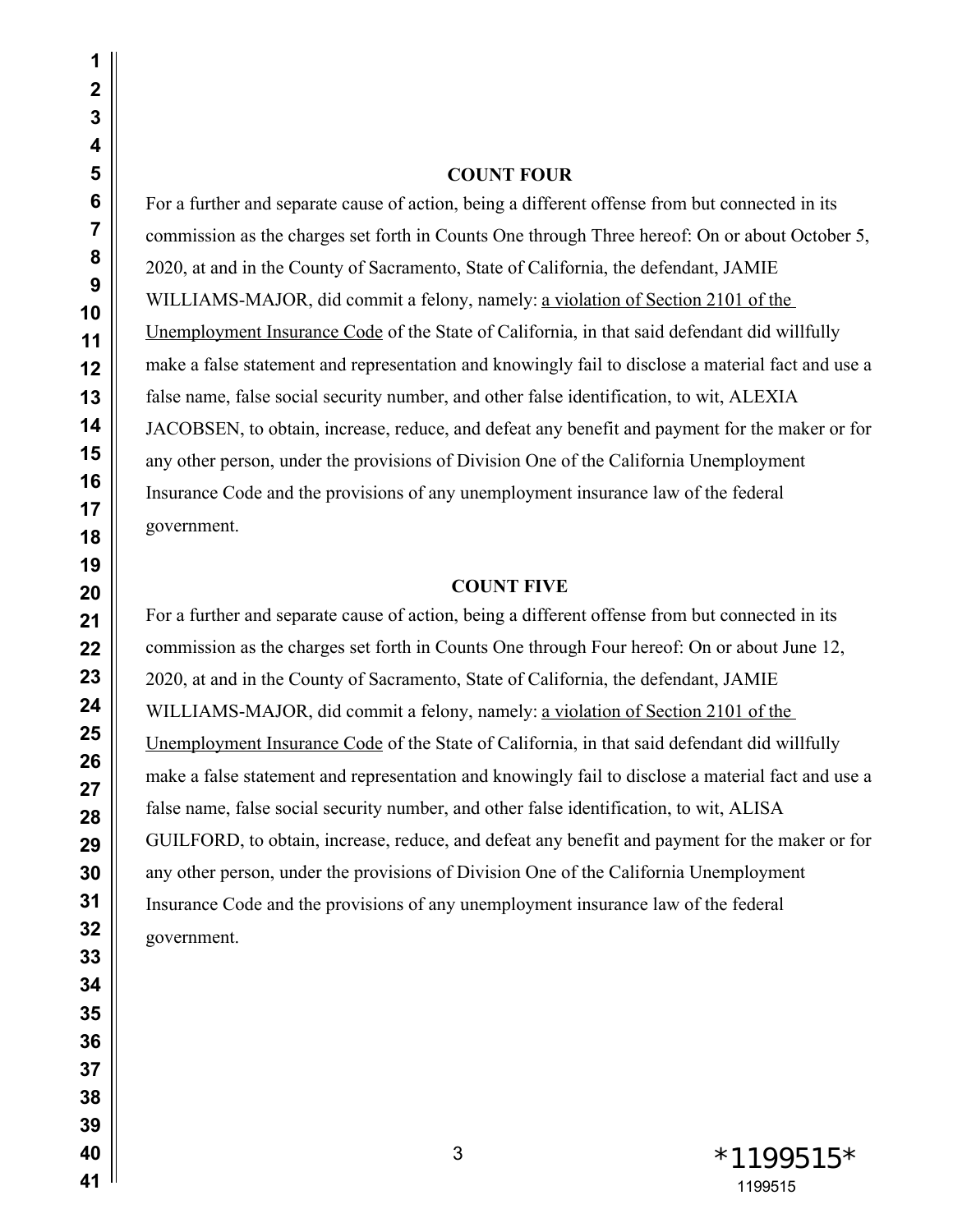**COUNT FOUR**

For a further and separate cause of action, being a different offense from but connected in its commission as the charges set forth in Counts One through Three hereof: On or about October 5, 2020, at and in the County of Sacramento, State of California, the defendant, JAMIE WILLIAMS-MAJOR, did commit a felony, namely: <u>a violation of Section 2101 of the Unemployment Insurance Code</u> of the State of California, in that said defendant did willfully make a false statement and representation and knowingly fail to disclose a material fact and use a false name, false social security number, and other false identification, to wit, ALEXIA JACOBSEN, to obtain, increase, reduce, and defeat any benefit and payment for the maker or for any other person, under the provisions of Division One of the California Unemployment Insurance Code and the provisions of any unemployment insurance law of the federal government.

**COUNT FIVE**

For a further and separate cause of action, being a different offense from but connected in its commission as the charges set forth in Counts One through Four hereof: On or about June 12, 2020, at and in the County of Sacramento, State of California, the defendant, JAMIE WILLIAMS-MAJOR, did commit a felony, namely: <u>a violation of Section 2101 of the Unemployment Insurance Code</u> of the State of California, in that said defendant did willfully make a false statement and representation and knowingly fail to disclose a material fact and use a false name, false social security number, and other false identification, to wit, ALISA GUILFORD, to obtain, increase, reduce, and defeat any benefit and payment for the maker or for any other person, under the provisions of Division One of the California Unemployment Insurance Code and the provisions of any unemployment insurance law of the federal government.

*1199515*
1199515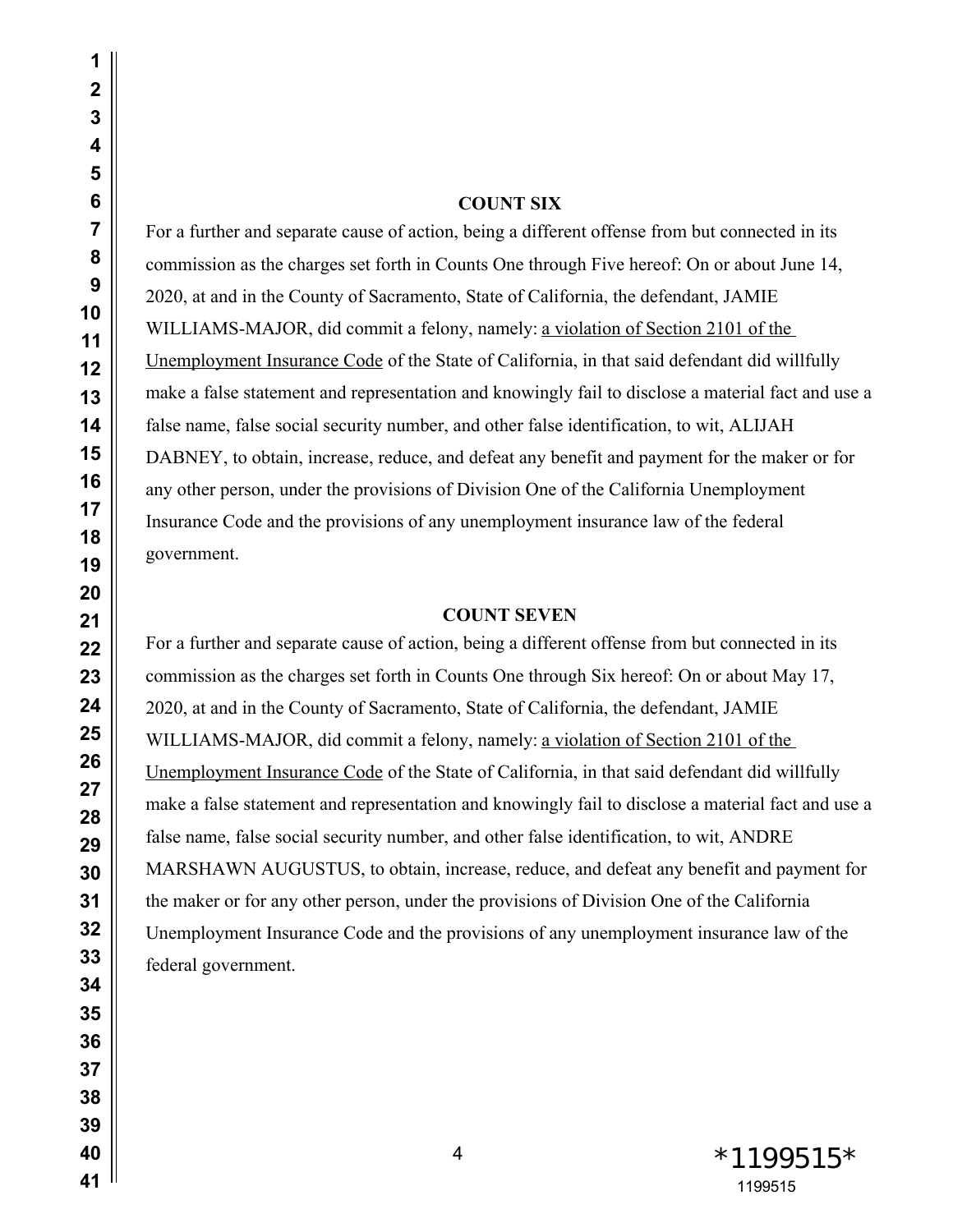**COUNT SIX**

For a further and separate cause of action, being a different offense from but connected in its commission as the charges set forth in Counts One through Five hereof: On or about June 14, 2020, at and in the County of Sacramento, State of California, the defendant, JAMIE WILLIAMS-MAJOR, did commit a felony, namely: a violation of Section 2101 of the Unemployment Insurance Code of the State of California, in that said defendant did willfully make a false statement and representation and knowingly fail to disclose a material fact and use a false name, false social security number, and other false identification, to wit, ALIJAH DABNEY, to obtain, increase, reduce, and defeat any benefit and payment for the maker or for any other person, under the provisions of Division One of the California Unemployment Insurance Code and the provisions of any unemployment insurance law of the federal government.

**COUNT SEVEN**

For a further and separate cause of action, being a different offense from but connected in its commission as the charges set forth in Counts One through Six hereof: On or about May 17, 2020, at and in the County of Sacramento, State of California, the defendant, JAMIE WILLIAMS-MAJOR, did commit a felony, namely: a violation of Section 2101 of the Unemployment Insurance Code of the State of California, in that said defendant did willfully make a false statement and representation and knowingly fail to disclose a material fact and use a false name, false social security number, and other false identification, to wit, ANDRE MARSHAWN AUGUSTUS, to obtain, increase, reduce, and defeat any benefit and payment for the maker or for any other person, under the provisions of Division One of the California Unemployment Insurance Code and the provisions of any unemployment insurance law of the federal government.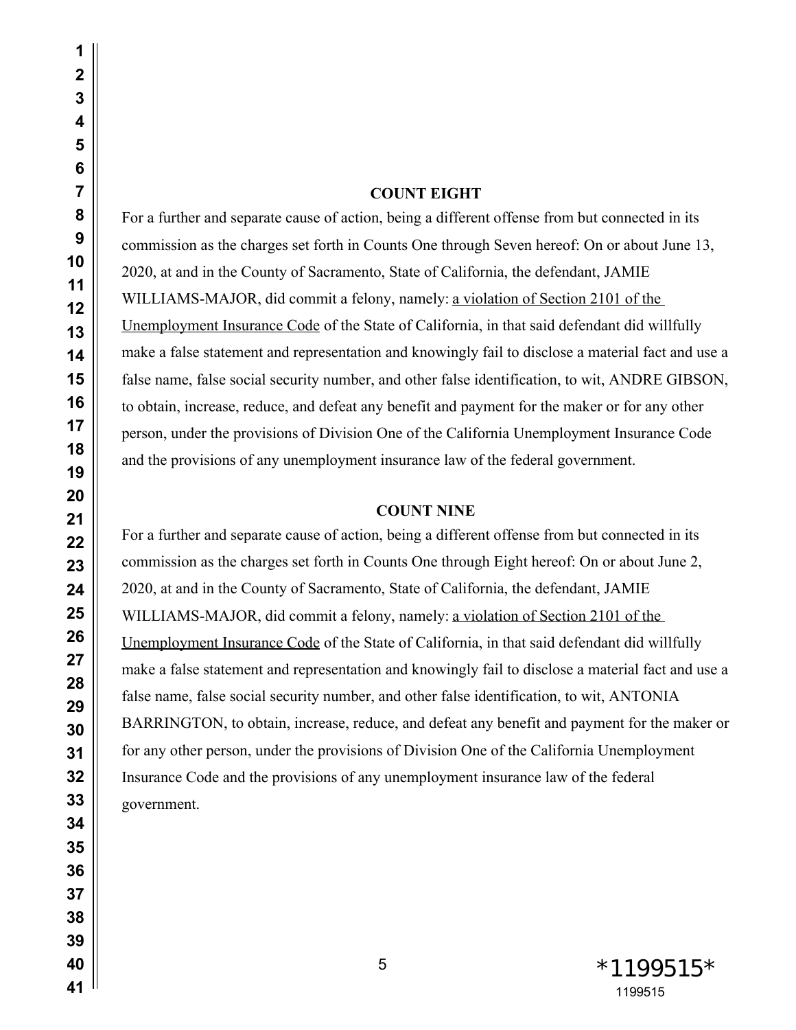## COUNT EIGHT

For a further and separate cause of action, being a different offense from but connected in its commission as the charges set forth in Counts One through Seven hereof: On or about June 13, 2020, at and in the County of Sacramento, State of California, the defendant, JAMIE WILLIAMS-MAJOR, did commit a felony, namely: a violation of Section 2101 of the Unemployment Insurance Code of the State of California, in that said defendant did willfully make a false statement and representation and knowingly fail to disclose a material fact and use a false name, false social security number, and other false identification, to wit, ANDRE GIBSON, to obtain, increase, reduce, and defeat any benefit and payment for the maker or for any other person, under the provisions of Division One of the California Unemployment Insurance Code and the provisions of any unemployment insurance law of the federal government.

## COUNT NINE

For a further and separate cause of action, being a different offense from but connected in its commission as the charges set forth in Counts One through Eight hereof: On or about June 2, 2020, at and in the County of Sacramento, State of California, the defendant, JAMIE WILLIAMS-MAJOR, did commit a felony, namely: a violation of Section 2101 of the Unemployment Insurance Code of the State of California, in that said defendant did willfully make a false statement and representation and knowingly fail to disclose a material fact and use a false name, false social security number, and other false identification, to wit, ANTONIA BARRINGTON, to obtain, increase, reduce, and defeat any benefit and payment for the maker or for any other person, under the provisions of Division One of the California Unemployment Insurance Code and the provisions of any unemployment insurance law of the federal government.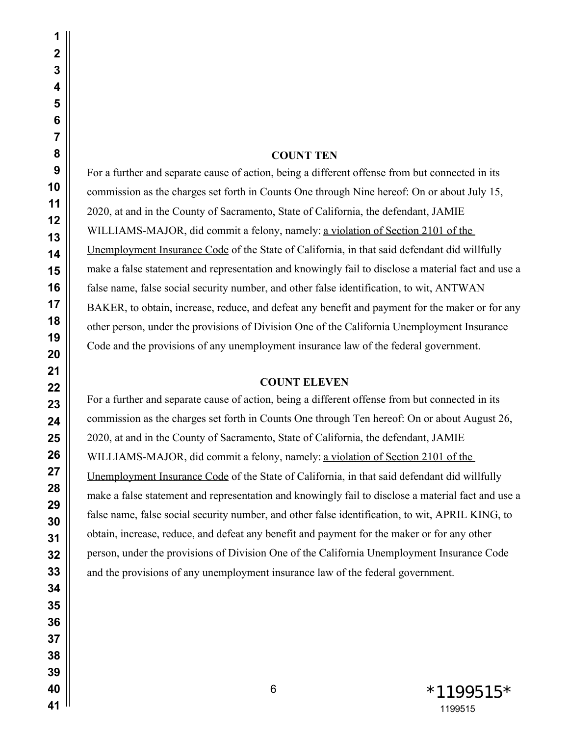**COUNT TEN**

For a further and separate cause of action, being a different offense from but connected in its commission as the charges set forth in Counts One through Nine hereof: On or about July 15, 2020, at and in the County of Sacramento, State of California, the defendant, JAMIE WILLIAMS-MAJOR, did commit a felony, namely: <u>a violation of Section 2101 of the Unemployment Insurance Code</u> of the State of California, in that said defendant did willfully make a false statement and representation and knowingly fail to disclose a material fact and use a false name, false social security number, and other false identification, to wit, ANTWAN BAKER, to obtain, increase, reduce, and defeat any benefit and payment for the maker or for any other person, under the provisions of Division One of the California Unemployment Insurance Code and the provisions of any unemployment insurance law of the federal government.

**COUNT ELEVEN**

For a further and separate cause of action, being a different offense from but connected in its commission as the charges set forth in Counts One through Ten hereof: On or about August 26, 2020, at and in the County of Sacramento, State of California, the defendant, JAMIE WILLIAMS-MAJOR, did commit a felony, namely: <u>a violation of Section 2101 of the Unemployment Insurance Code</u> of the State of California, in that said defendant did willfully make a false statement and representation and knowingly fail to disclose a material fact and use a false name, false social security number, and other false identification, to wit, APRIL KING, to obtain, increase, reduce, and defeat any benefit and payment for the maker or for any other person, under the provisions of Division One of the California Unemployment Insurance Code and the provisions of any unemployment insurance law of the federal government.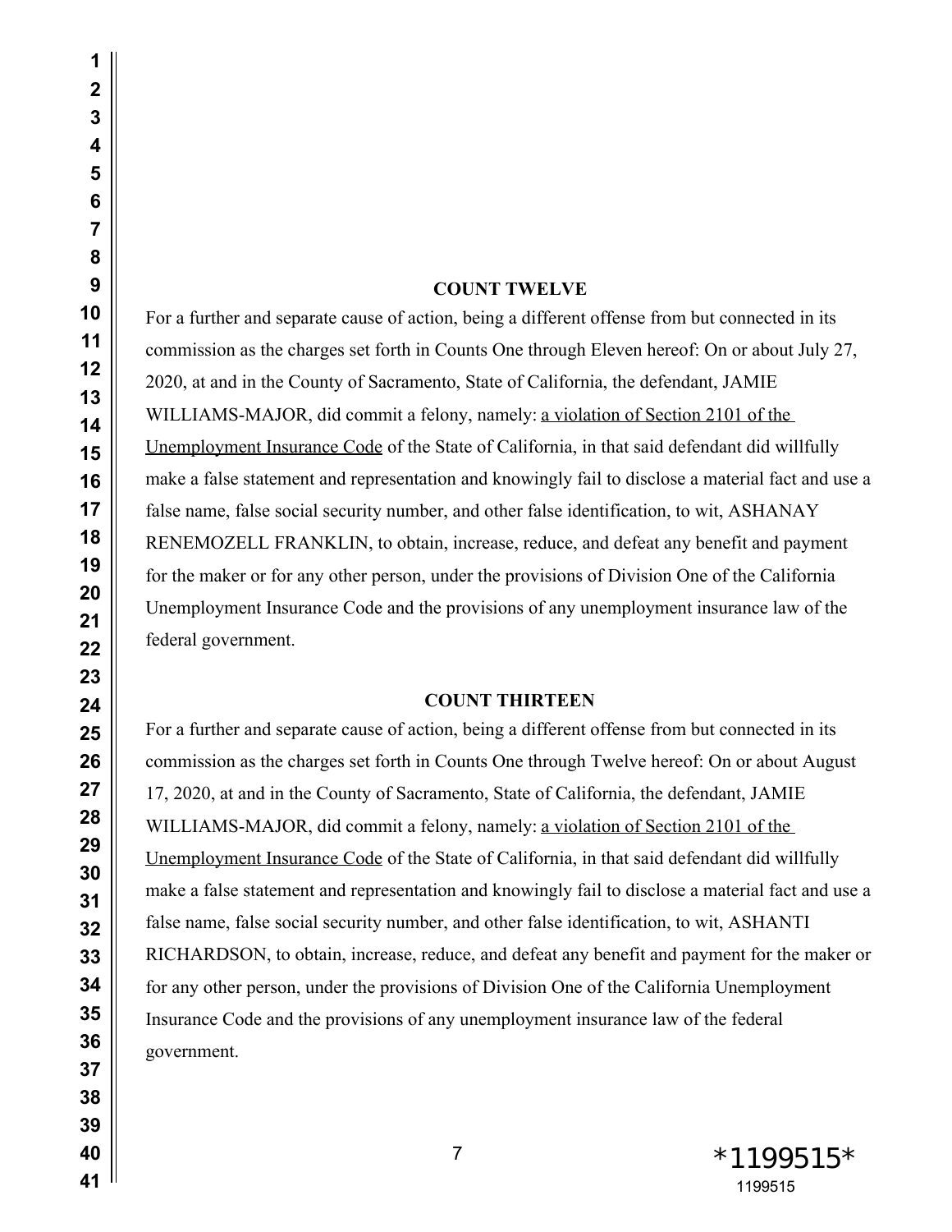**COUNT TWELVE**

For a further and separate cause of action, being a different offense from but connected in its commission as the charges set forth in Counts One through Eleven hereof: On or about July 27, 2020, at and in the County of Sacramento, State of California, the defendant, JAMIE WILLIAMS-MAJOR, did commit a felony, namely: <u>a violation of Section 2101 of the Unemployment Insurance Code</u> of the State of California, in that said defendant did willfully make a false statement and representation and knowingly fail to disclose a material fact and use a false name, false social security number, and other false identification, to wit, ASHANAY RENEMOZELL FRANKLIN, to obtain, increase, reduce, and defeat any benefit and payment for the maker or for any other person, under the provisions of Division One of the California Unemployment Insurance Code and the provisions of any unemployment insurance law of the federal government.

**COUNT THIRTEEN**

For a further and separate cause of action, being a different offense from but connected in its commission as the charges set forth in Counts One through Twelve hereof: On or about August 17, 2020, at and in the County of Sacramento, State of California, the defendant, JAMIE WILLIAMS-MAJOR, did commit a felony, namely: <u>a violation of Section 2101 of the Unemployment Insurance Code</u> of the State of California, in that said defendant did willfully make a false statement and representation and knowingly fail to disclose a material fact and use a false name, false social security number, and other false identification, to wit, ASHANTI RICHARDSON, to obtain, increase, reduce, and defeat any benefit and payment for the maker or for any other person, under the provisions of Division One of the California Unemployment Insurance Code and the provisions of any unemployment insurance law of the federal government.

*1199515*

1199515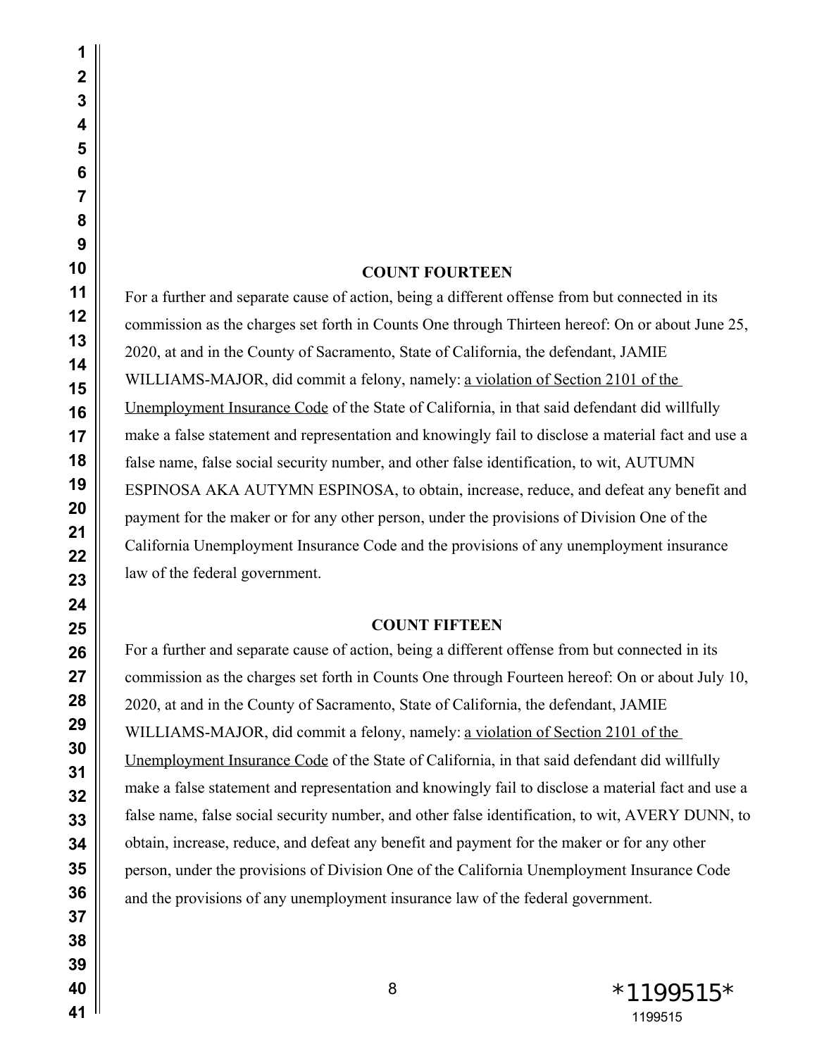**COUNT FOURTEEN**

For a further and separate cause of action, being a different offense from but connected in its commission as the charges set forth in Counts One through Thirteen hereof: On or about June 25, 2020, at and in the County of Sacramento, State of California, the defendant, JAMIE WILLIAMS-MAJOR, did commit a felony, namely: a violation of Section 2101 of the Unemployment Insurance Code of the State of California, in that said defendant did willfully make a false statement and representation and knowingly fail to disclose a material fact and use a false name, false social security number, and other false identification, to wit, AUTUMN ESPINOSA AKA AUTYMN ESPINOSA, to obtain, increase, reduce, and defeat any benefit and payment for the maker or for any other person, under the provisions of Division One of the California Unemployment Insurance Code and the provisions of any unemployment insurance law of the federal government.

**COUNT FIFTEEN**

For a further and separate cause of action, being a different offense from but connected in its commission as the charges set forth in Counts One through Fourteen hereof: On or about July 10, 2020, at and in the County of Sacramento, State of California, the defendant, JAMIE WILLIAMS-MAJOR, did commit a felony, namely: a violation of Section 2101 of the Unemployment Insurance Code of the State of California, in that said defendant did willfully make a false statement and representation and knowingly fail to disclose a material fact and use a false name, false social security number, and other false identification, to wit, AVERY DUNN, to obtain, increase, reduce, and defeat any benefit and payment for the maker or for any other person, under the provisions of Division One of the California Unemployment Insurance Code and the provisions of any unemployment insurance law of the federal government.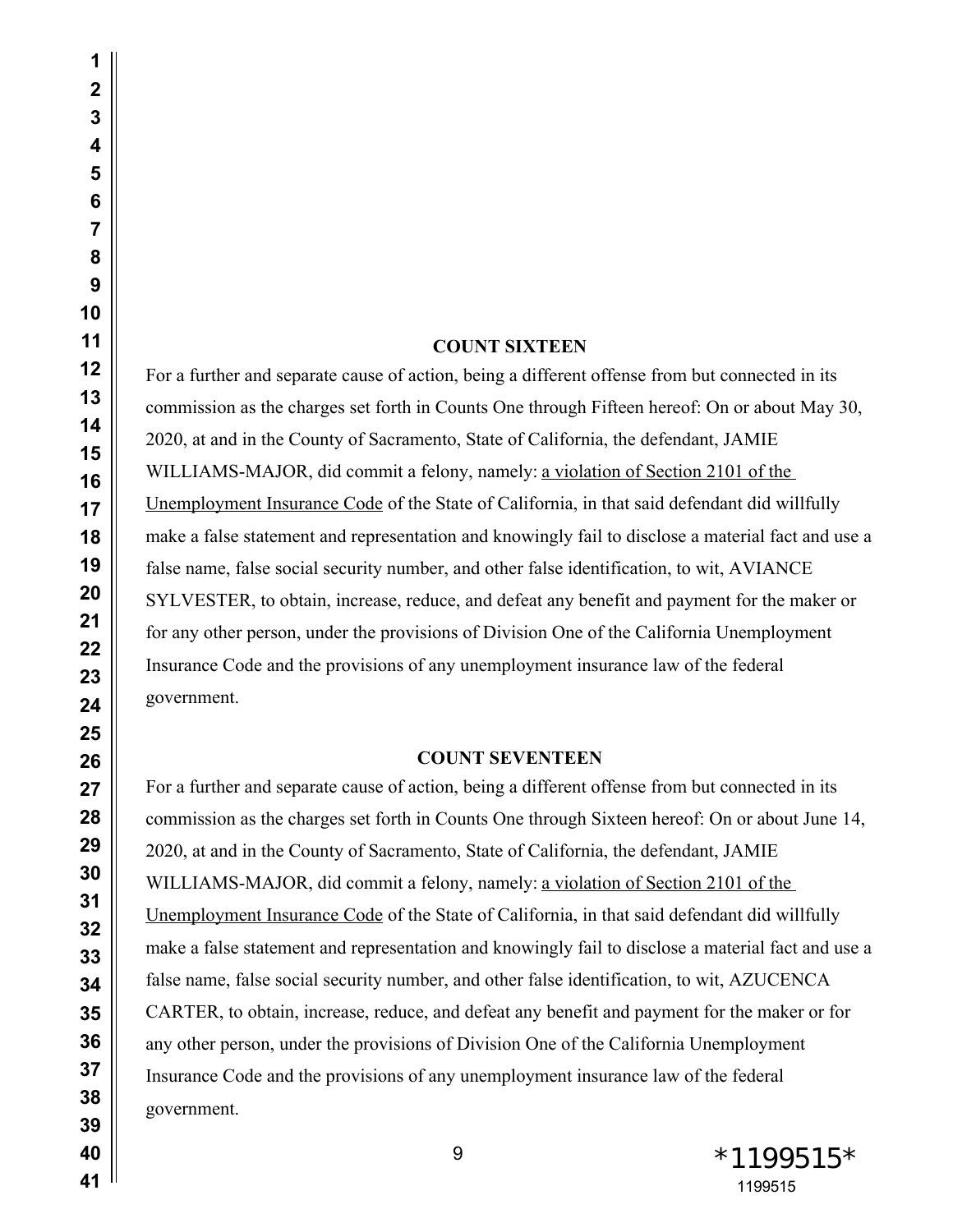**COUNT SIXTEEN**

For a further and separate cause of action, being a different offense from but connected in its commission as the charges set forth in Counts One through Fifteen hereof: On or about May 30, 2020, at and in the County of Sacramento, State of California, the defendant, JAMIE WILLIAMS-MAJOR, did commit a felony, namely: a violation of Section 2101 of the Unemployment Insurance Code of the State of California, in that said defendant did willfully make a false statement and representation and knowingly fail to disclose a material fact and use a false name, false social security number, and other false identification, to wit, AVIANCE SYLVESTER, to obtain, increase, reduce, and defeat any benefit and payment for the maker or for any other person, under the provisions of Division One of the California Unemployment Insurance Code and the provisions of any unemployment insurance law of the federal government.

**COUNT SEVENTEEN**

For a further and separate cause of action, being a different offense from but connected in its commission as the charges set forth in Counts One through Sixteen hereof: On or about June 14, 2020, at and in the County of Sacramento, State of California, the defendant, JAMIE WILLIAMS-MAJOR, did commit a felony, namely: a violation of Section 2101 of the Unemployment Insurance Code of the State of California, in that said defendant did willfully make a false statement and representation and knowingly fail to disclose a material fact and use a false name, false social security number, and other false identification, to wit, AZUCENCA CARTER, to obtain, increase, reduce, and defeat any benefit and payment for the maker or for any other person, under the provisions of Division One of the California Unemployment Insurance Code and the provisions of any unemployment insurance law of the federal government.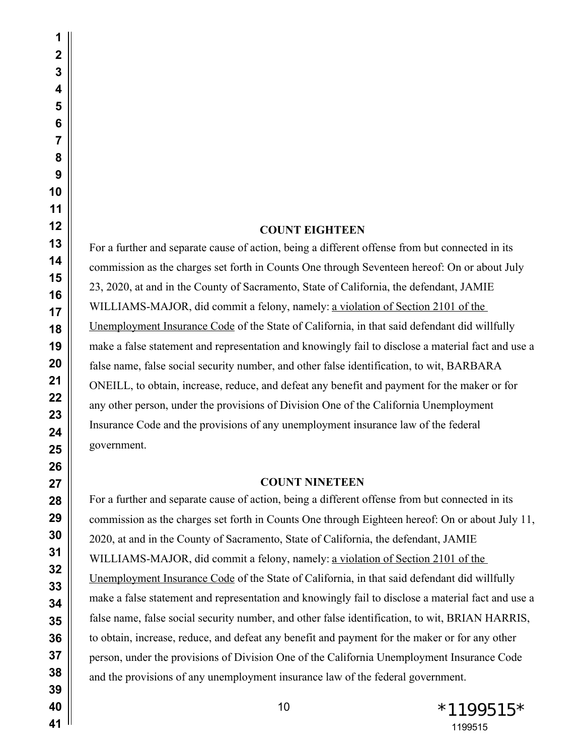**COUNT EIGHTEEN**

For a further and separate cause of action, being a different offense from but connected in its commission as the charges set forth in Counts One through Seventeen hereof: On or about July 23, 2020, at and in the County of Sacramento, State of California, the defendant, JAMIE WILLIAMS-MAJOR, did commit a felony, namely: a violation of Section 2101 of the Unemployment Insurance Code of the State of California, in that said defendant did willfully make a false statement and representation and knowingly fail to disclose a material fact and use a false name, false social security number, and other false identification, to wit, BARBARA ONEILL, to obtain, increase, reduce, and defeat any benefit and payment for the maker or for any other person, under the provisions of Division One of the California Unemployment Insurance Code and the provisions of any unemployment insurance law of the federal government.

**COUNT NINETEEN**

For a further and separate cause of action, being a different offense from but connected in its commission as the charges set forth in Counts One through Eighteen hereof: On or about July 11, 2020, at and in the County of Sacramento, State of California, the defendant, JAMIE WILLIAMS-MAJOR, did commit a felony, namely: a violation of Section 2101 of the Unemployment Insurance Code of the State of California, in that said defendant did willfully make a false statement and representation and knowingly fail to disclose a material fact and use a false name, false social security number, and other false identification, to wit, BRIAN HARRIS, to obtain, increase, reduce, and defeat any benefit and payment for the maker or for any other person, under the provisions of Division One of the California Unemployment Insurance Code and the provisions of any unemployment insurance law of the federal government.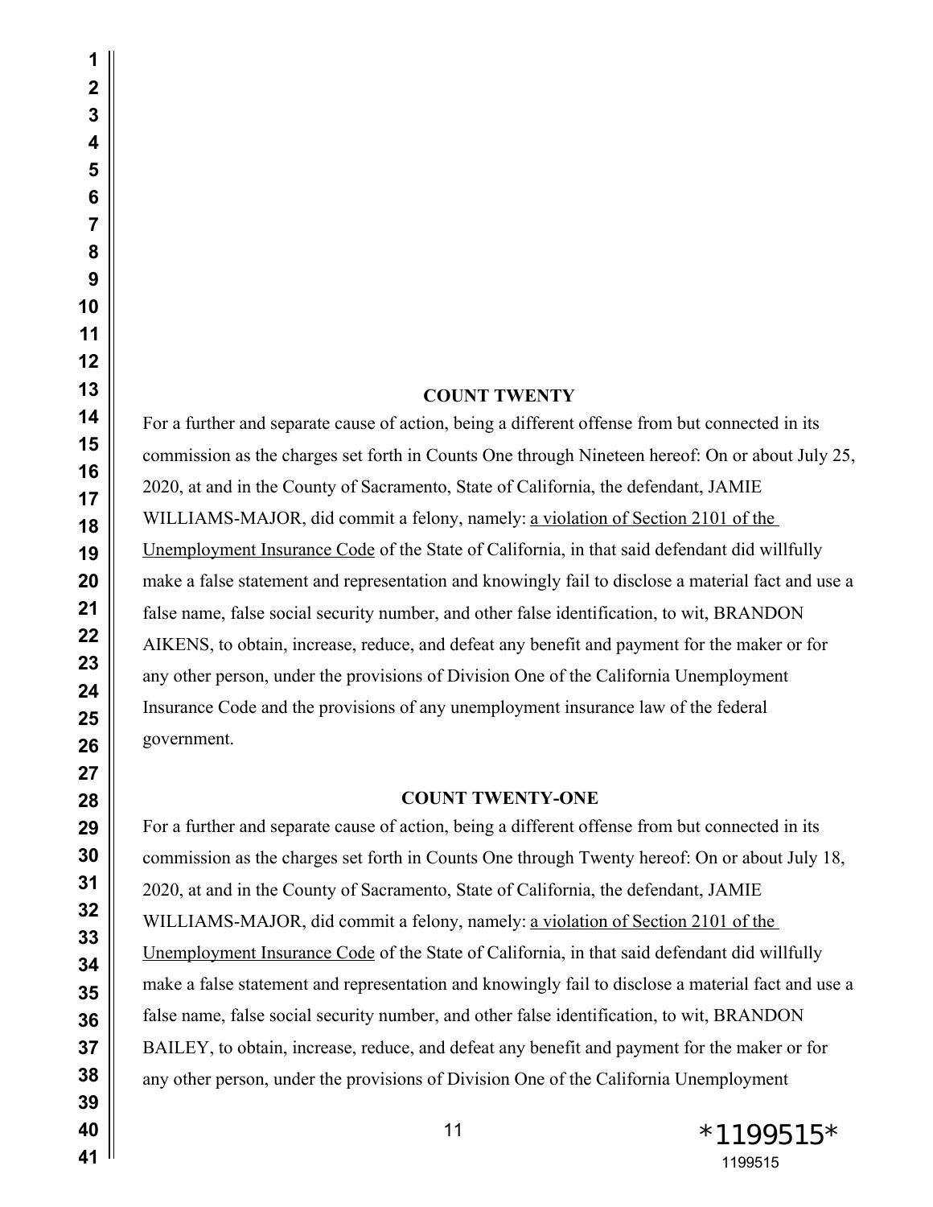## COUNT TWENTY

For a further and separate cause of action, being a different offense from but connected in its commission as the charges set forth in Counts One through Nineteen hereof: On or about July 25, 2020, at and in the County of Sacramento, State of California, the defendant, JAMIE WILLIAMS-MAJOR, did commit a felony, namely: <u>a violation of Section 2101 of the Unemployment Insurance Code</u> of the State of California, in that said defendant did willfully make a false statement and representation and knowingly fail to disclose a material fact and use a false name, false social security number, and other false identification, to wit, BRANDON AIKENS, to obtain, increase, reduce, and defeat any benefit and payment for the maker or for any other person, under the provisions of Division One of the California Unemployment Insurance Code and the provisions of any unemployment insurance law of the federal government.

## COUNT TWENTY-ONE

For a further and separate cause of action, being a different offense from but connected in its commission as the charges set forth in Counts One through Twenty hereof: On or about July 18, 2020, at and in the County of Sacramento, State of California, the defendant, JAMIE WILLIAMS-MAJOR, did commit a felony, namely: <u>a violation of Section 2101 of the Unemployment Insurance Code</u> of the State of California, in that said defendant did willfully make a false statement and representation and knowingly fail to disclose a material fact and use a false name, false social security number, and other false identification, to wit, BRANDON BAILEY, to obtain, increase, reduce, and defeat any benefit and payment for the maker or for any other person, under the provisions of Division One of the California Unemployment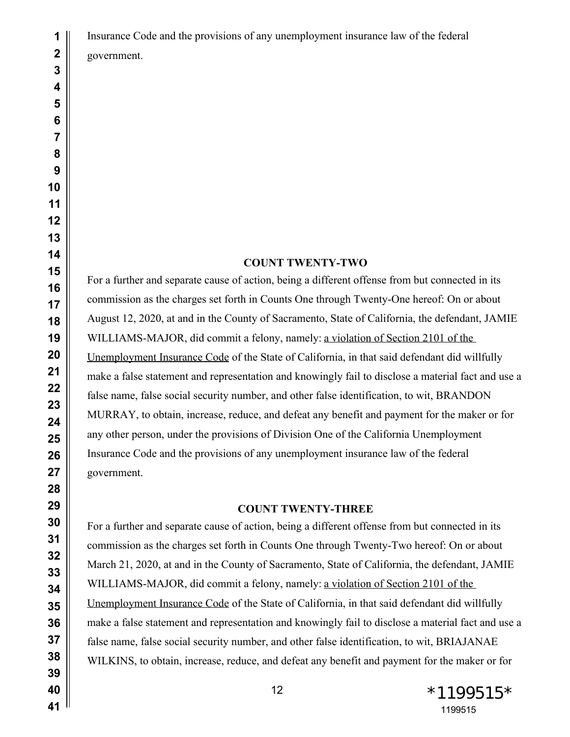Insurance Code and the provisions of any unemployment insurance law of the federal government.

**COUNT TWENTY-TWO**

For a further and separate cause of action, being a different offense from but connected in its commission as the charges set forth in Counts One through Twenty-One hereof: On or about August 12, 2020, at and in the County of Sacramento, State of California, the defendant, JAMIE WILLIAMS-MAJOR, did commit a felony, namely: a violation of Section 2101 of the Unemployment Insurance Code of the State of California, in that said defendant did willfully make a false statement and representation and knowingly fail to disclose a material fact and use a false name, false social security number, and other false identification, to wit, BRANDON MURRAY, to obtain, increase, reduce, and defeat any benefit and payment for the maker or for any other person, under the provisions of Division One of the California Unemployment Insurance Code and the provisions of any unemployment insurance law of the federal government.

**COUNT TWENTY-THREE**

For a further and separate cause of action, being a different offense from but connected in its commission as the charges set forth in Counts One through Twenty-Two hereof: On or about March 21, 2020, at and in the County of Sacramento, State of California, the defendant, JAMIE WILLIAMS-MAJOR, did commit a felony, namely: a violation of Section 2101 of the Unemployment Insurance Code of the State of California, in that said defendant did willfully make a false statement and representation and knowingly fail to disclose a material fact and use a false name, false social security number, and other false identification, to wit, BRIAJANAE WILKINS, to obtain, increase, reduce, and defeat any benefit and payment for the maker or for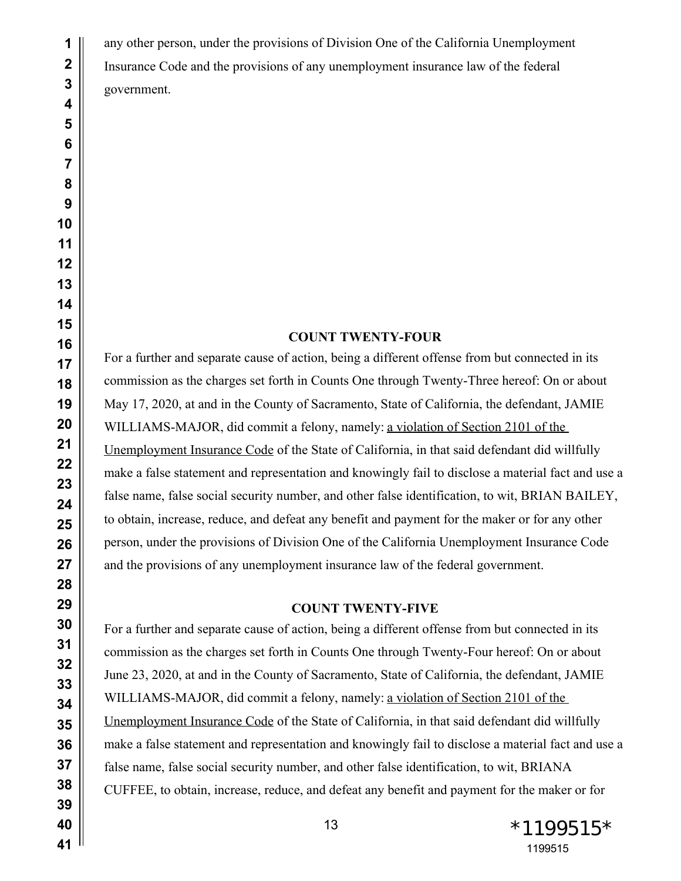any other person, under the provisions of Division One of the California Unemployment Insurance Code and the provisions of any unemployment insurance law of the federal government.

**COUNT TWENTY-FOUR**

For a further and separate cause of action, being a different offense from but connected in its commission as the charges set forth in Counts One through Twenty-Three hereof: On or about May 17, 2020, at and in the County of Sacramento, State of California, the defendant, JAMIE WILLIAMS-MAJOR, did commit a felony, namely: a violation of Section 2101 of the Unemployment Insurance Code of the State of California, in that said defendant did willfully make a false statement and representation and knowingly fail to disclose a material fact and use a false name, false social security number, and other false identification, to wit, BRIAN BAILEY, to obtain, increase, reduce, and defeat any benefit and payment for the maker or for any other person, under the provisions of Division One of the California Unemployment Insurance Code and the provisions of any unemployment insurance law of the federal government.

**COUNT TWENTY-FIVE**

For a further and separate cause of action, being a different offense from but connected in its commission as the charges set forth in Counts One through Twenty-Four hereof: On or about June 23, 2020, at and in the County of Sacramento, State of California, the defendant, JAMIE WILLIAMS-MAJOR, did commit a felony, namely: a violation of Section 2101 of the Unemployment Insurance Code of the State of California, in that said defendant did willfully make a false statement and representation and knowingly fail to disclose a material fact and use a false name, false social security number, and other false identification, to wit, BRIANA CUFFEE, to obtain, increase, reduce, and defeat any benefit and payment for the maker or for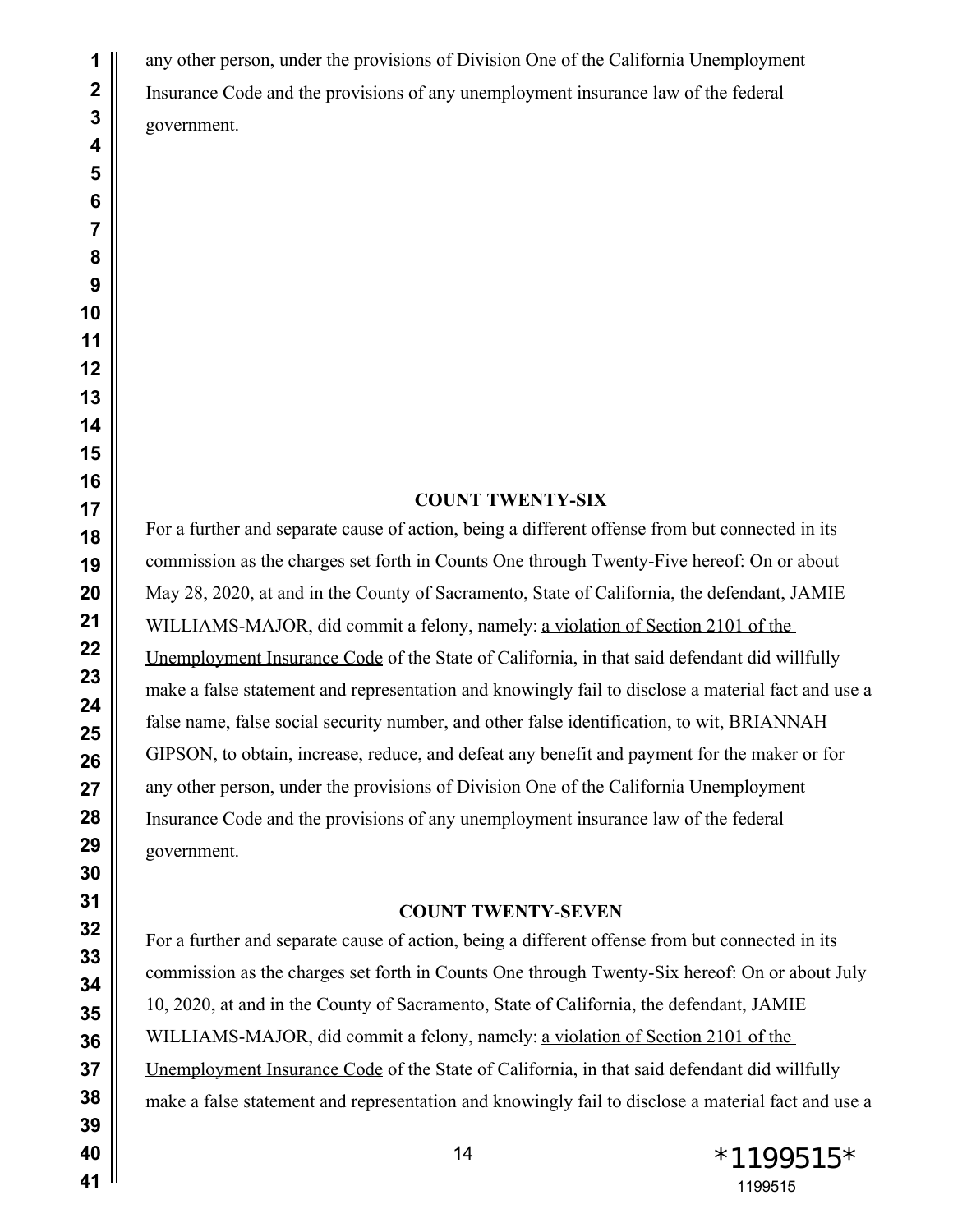any other person, under the provisions of Division One of the California Unemployment Insurance Code and the provisions of any unemployment insurance law of the federal government.

**COUNT TWENTY-SIX**

For a further and separate cause of action, being a different offense from but connected in its commission as the charges set forth in Counts One through Twenty-Five hereof: On or about May 28, 2020, at and in the County of Sacramento, State of California, the defendant, JAMIE WILLIAMS-MAJOR, did commit a felony, namely: a violation of Section 2101 of the Unemployment Insurance Code of the State of California, in that said defendant did willfully make a false statement and representation and knowingly fail to disclose a material fact and use a false name, false social security number, and other false identification, to wit, BRIANNAH GIPSON, to obtain, increase, reduce, and defeat any benefit and payment for the maker or for any other person, under the provisions of Division One of the California Unemployment Insurance Code and the provisions of any unemployment insurance law of the federal government.

**COUNT TWENTY-SEVEN**

For a further and separate cause of action, being a different offense from but connected in its commission as the charges set forth in Counts One through Twenty-Six hereof: On or about July 10, 2020, at and in the County of Sacramento, State of California, the defendant, JAMIE WILLIAMS-MAJOR, did commit a felony, namely: a violation of Section 2101 of the Unemployment Insurance Code of the State of California, in that said defendant did willfully make a false statement and representation and knowingly fail to disclose a material fact and use a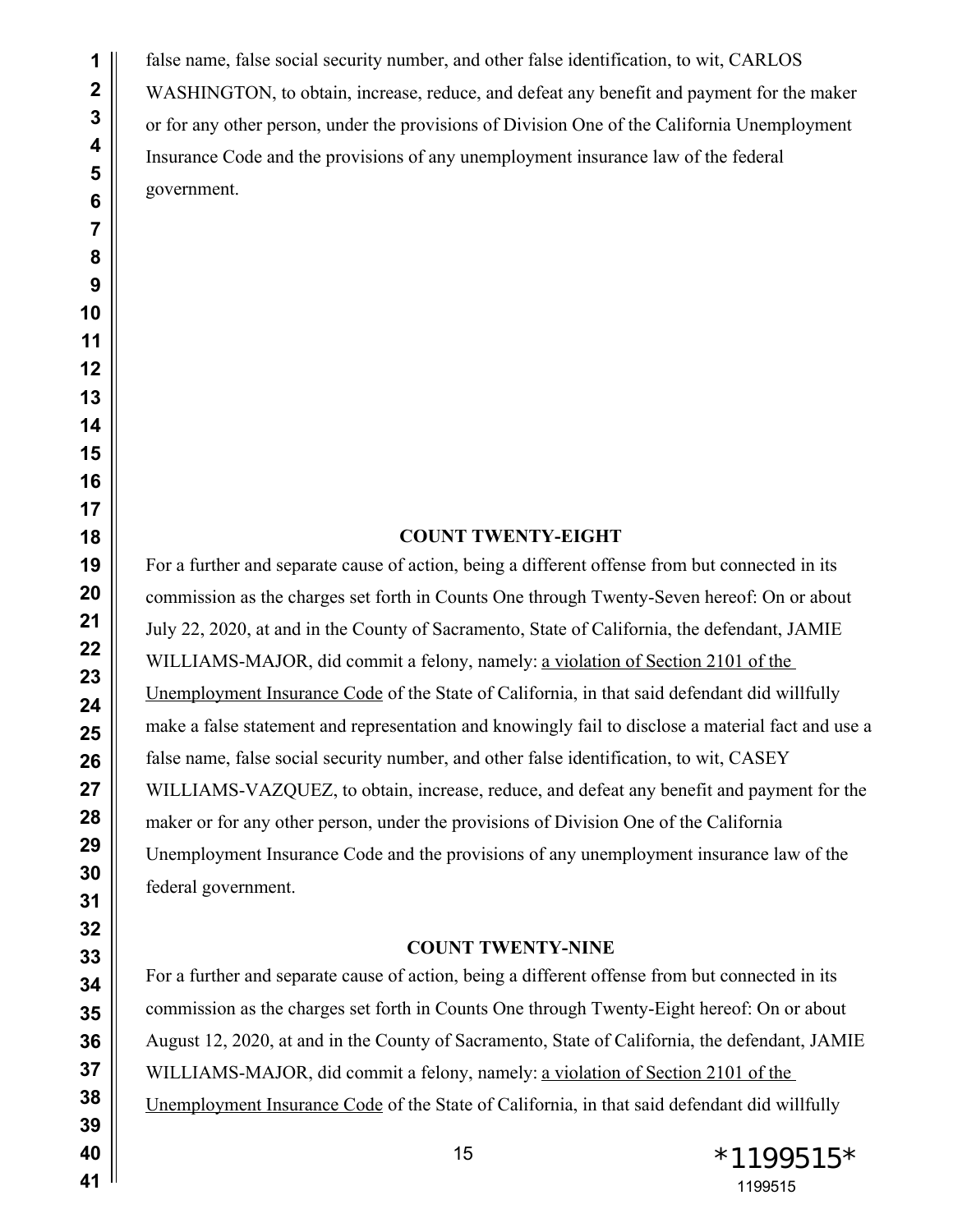false name, false social security number, and other false identification, to wit, CARLOS WASHINGTON, to obtain, increase, reduce, and defeat any benefit and payment for the maker or for any other person, under the provisions of Division One of the California Unemployment Insurance Code and the provisions of any unemployment insurance law of the federal government.

**COUNT TWENTY-EIGHT**

For a further and separate cause of action, being a different offense from but connected in its commission as the charges set forth in Counts One through Twenty-Seven hereof: On or about July 22, 2020, at and in the County of Sacramento, State of California, the defendant, JAMIE WILLIAMS-MAJOR, did commit a felony, namely: a violation of Section 2101 of the Unemployment Insurance Code of the State of California, in that said defendant did willfully make a false statement and representation and knowingly fail to disclose a material fact and use a false name, false social security number, and other false identification, to wit, CASEY WILLIAMS-VAZQUEZ, to obtain, increase, reduce, and defeat any benefit and payment for the maker or for any other person, under the provisions of Division One of the California Unemployment Insurance Code and the provisions of any unemployment insurance law of the federal government.

**COUNT TWENTY-NINE**

For a further and separate cause of action, being a different offense from but connected in its commission as the charges set forth in Counts One through Twenty-Eight hereof: On or about August 12, 2020, at and in the County of Sacramento, State of California, the defendant, JAMIE WILLIAMS-MAJOR, did commit a felony, namely: a violation of Section 2101 of the Unemployment Insurance Code of the State of California, in that said defendant did willfully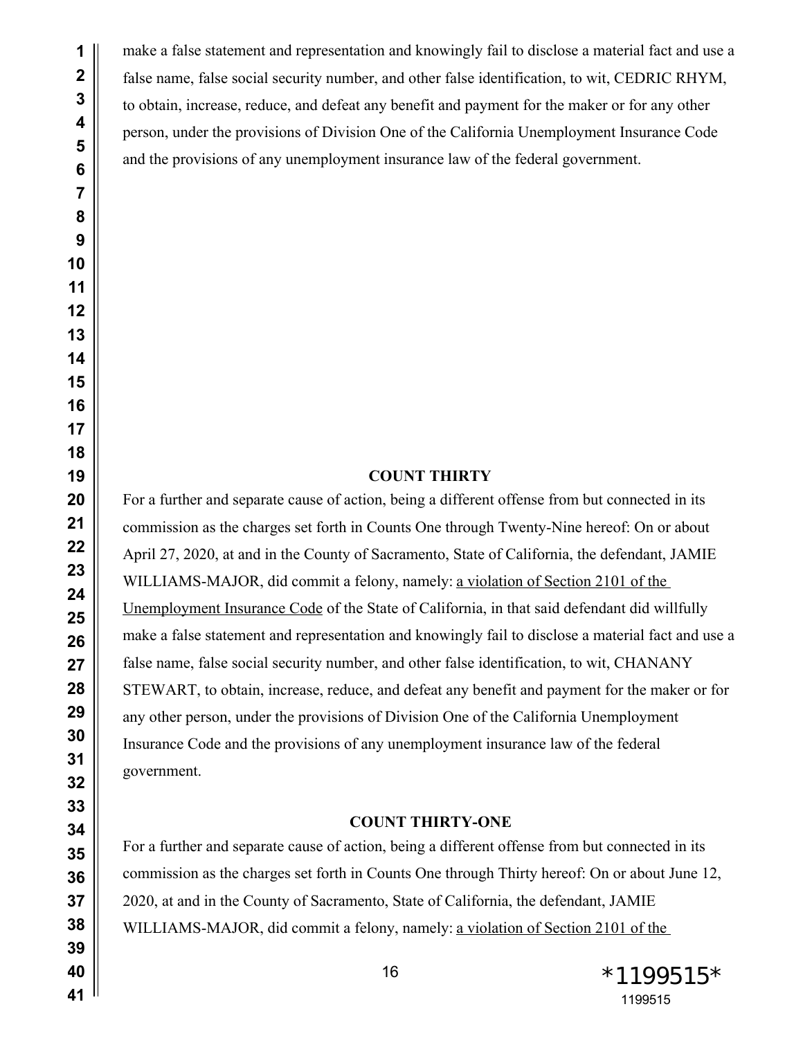make a false statement and representation and knowingly fail to disclose a material fact and use a false name, false social security number, and other false identification, to wit, CEDRIC RHYM, to obtain, increase, reduce, and defeat any benefit and payment for the maker or for any other person, under the provisions of Division One of the California Unemployment Insurance Code and the provisions of any unemployment insurance law of the federal government.

**COUNT THIRTY**

For a further and separate cause of action, being a different offense from but connected in its commission as the charges set forth in Counts One through Twenty-Nine hereof: On or about April 27, 2020, at and in the County of Sacramento, State of California, the defendant, JAMIE WILLIAMS-MAJOR, did commit a felony, namely: a violation of Section 2101 of the Unemployment Insurance Code of the State of California, in that said defendant did willfully make a false statement and representation and knowingly fail to disclose a material fact and use a false name, false social security number, and other false identification, to wit, CHANANY STEWART, to obtain, increase, reduce, and defeat any benefit and payment for the maker or for any other person, under the provisions of Division One of the California Unemployment Insurance Code and the provisions of any unemployment insurance law of the federal government.

**COUNT THIRTY-ONE**

For a further and separate cause of action, being a different offense from but connected in its commission as the charges set forth in Counts One through Thirty hereof: On or about June 12, 2020, at and in the County of Sacramento, State of California, the defendant, JAMIE WILLIAMS-MAJOR, did commit a felony, namely: a violation of Section 2101 of the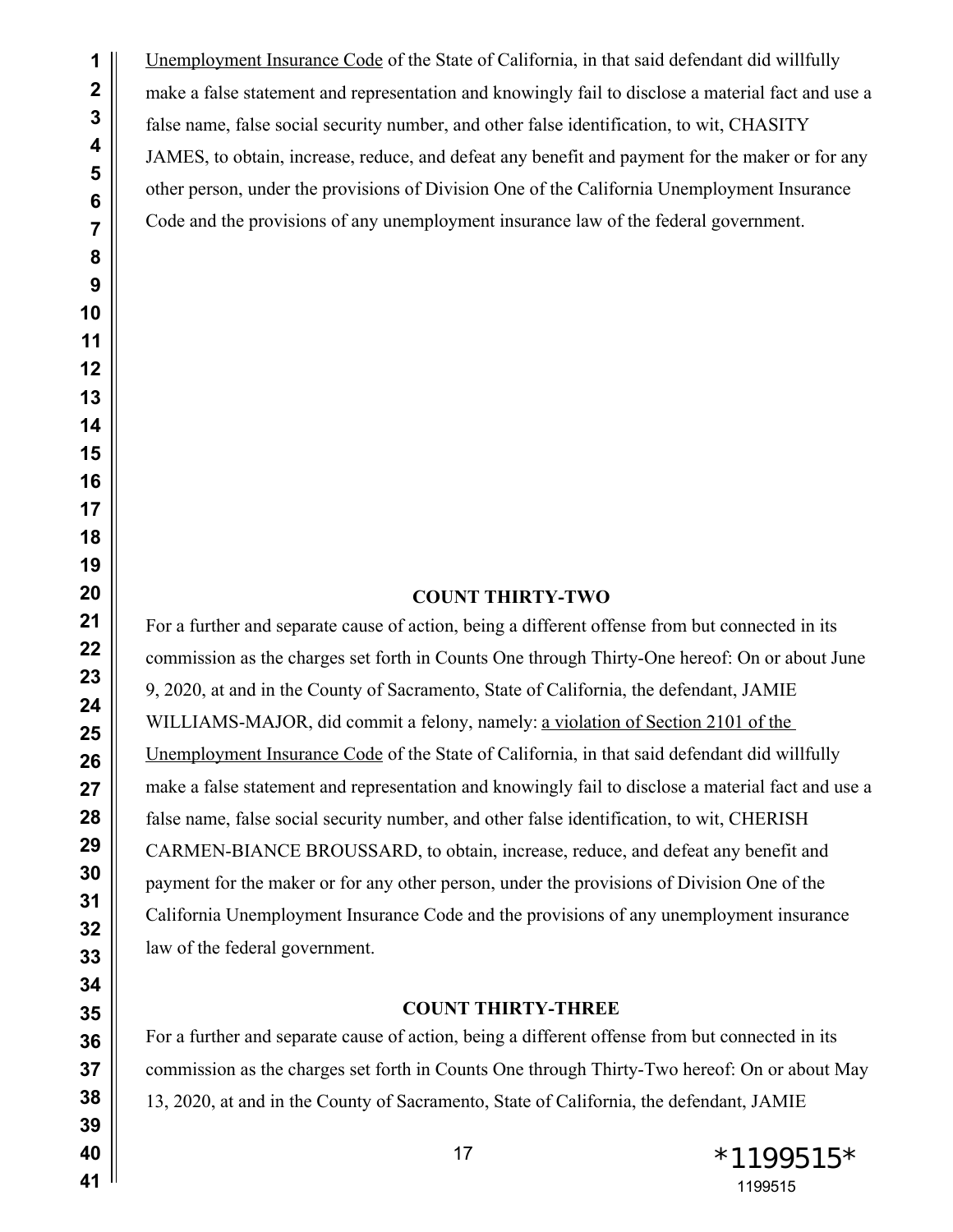Unemployment Insurance Code of the State of California, in that said defendant did willfully make a false statement and representation and knowingly fail to disclose a material fact and use a false name, false social security number, and other false identification, to wit, CHASITY JAMES, to obtain, increase, reduce, and defeat any benefit and payment for the maker or for any other person, under the provisions of Division One of the California Unemployment Insurance Code and the provisions of any unemployment insurance law of the federal government.

**COUNT THIRTY-TWO**

For a further and separate cause of action, being a different offense from but connected in its commission as the charges set forth in Counts One through Thirty-One hereof: On or about June 9, 2020, at and in the County of Sacramento, State of California, the defendant, JAMIE WILLIAMS-MAJOR, did commit a felony, namely: a violation of Section 2101 of the Unemployment Insurance Code of the State of California, in that said defendant did willfully make a false statement and representation and knowingly fail to disclose a material fact and use a false name, false social security number, and other false identification, to wit, CHERISH CARMEN-BIANCE BROUSSARD, to obtain, increase, reduce, and defeat any benefit and payment for the maker or for any other person, under the provisions of Division One of the California Unemployment Insurance Code and the provisions of any unemployment insurance law of the federal government.

**COUNT THIRTY-THREE**

For a further and separate cause of action, being a different offense from but connected in its commission as the charges set forth in Counts One through Thirty-Two hereof: On or about May 13, 2020, at and in the County of Sacramento, State of California, the defendant, JAMIE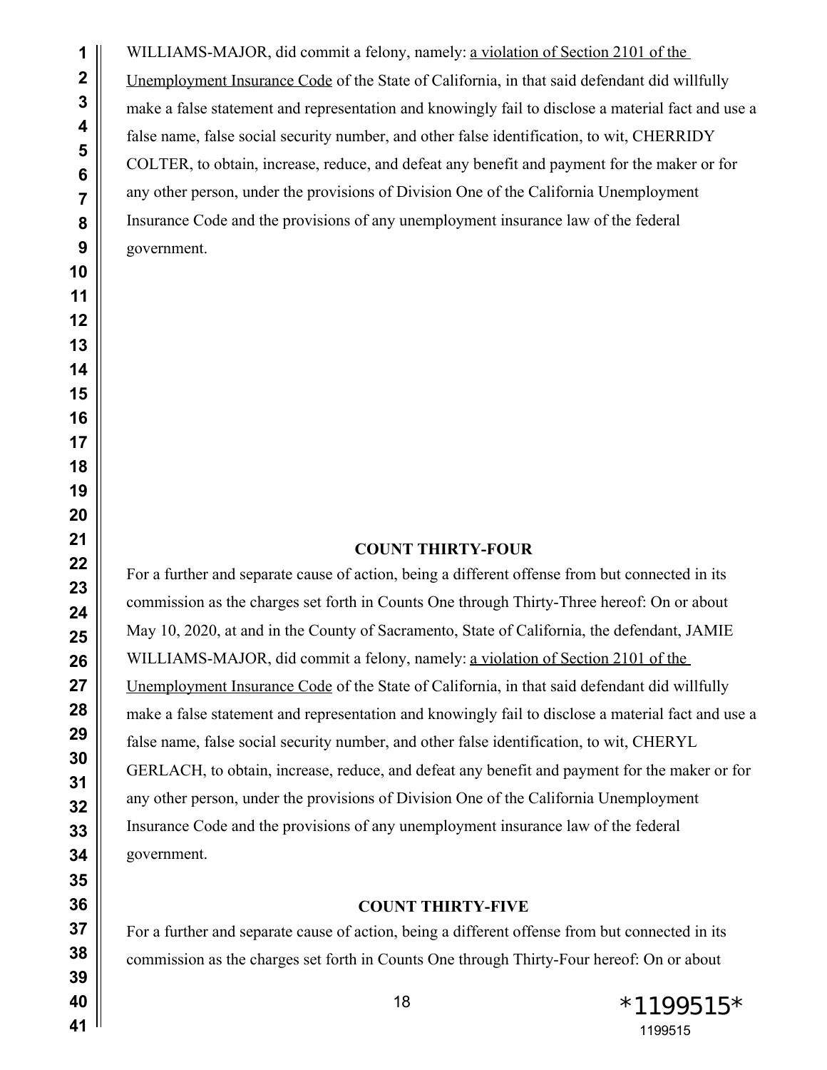WILLIAMS-MAJOR, did commit a felony, namely: a violation of Section 2101 of the Unemployment Insurance Code of the State of California, in that said defendant did willfully make a false statement and representation and knowingly fail to disclose a material fact and use a false name, false social security number, and other false identification, to wit, CHERRIDY COLTER, to obtain, increase, reduce, and defeat any benefit and payment for the maker or for any other person, under the provisions of Division One of the California Unemployment Insurance Code and the provisions of any unemployment insurance law of the federal government.

**COUNT THIRTY-FOUR**

For a further and separate cause of action, being a different offense from but connected in its commission as the charges set forth in Counts One through Thirty-Three hereof: On or about May 10, 2020, at and in the County of Sacramento, State of California, the defendant, JAMIE WILLIAMS-MAJOR, did commit a felony, namely: a violation of Section 2101 of the Unemployment Insurance Code of the State of California, in that said defendant did willfully make a false statement and representation and knowingly fail to disclose a material fact and use a false name, false social security number, and other false identification, to wit, CHERYL GERLACH, to obtain, increase, reduce, and defeat any benefit and payment for the maker or for any other person, under the provisions of Division One of the California Unemployment Insurance Code and the provisions of any unemployment insurance law of the federal government.

**COUNT THIRTY-FIVE**

For a further and separate cause of action, being a different offense from but connected in its commission as the charges set forth in Counts One through Thirty-Four hereof: On or about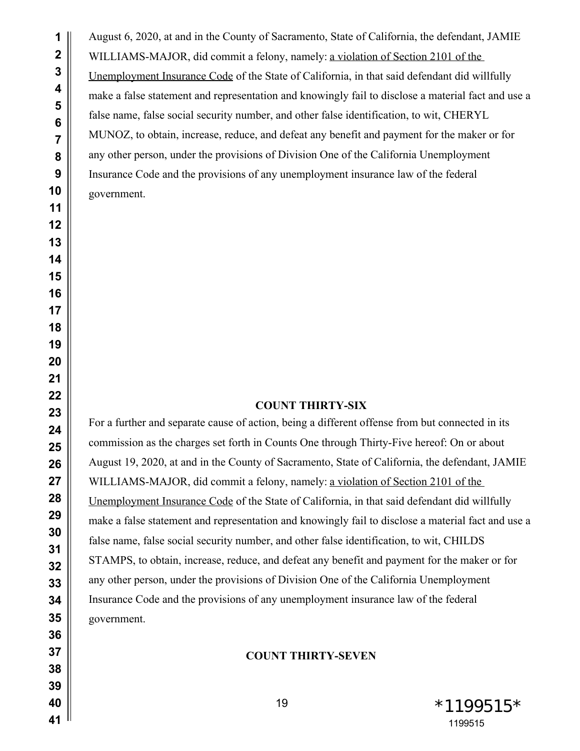August 6, 2020, at and in the County of Sacramento, State of California, the defendant, JAMIE WILLIAMS-MAJOR, did commit a felony, namely: a violation of Section 2101 of the Unemployment Insurance Code of the State of California, in that said defendant did willfully make a false statement and representation and knowingly fail to disclose a material fact and use a false name, false social security number, and other false identification, to wit, CHERYL MUNOZ, to obtain, increase, reduce, and defeat any benefit and payment for the maker or for any other person, under the provisions of Division One of the California Unemployment Insurance Code and the provisions of any unemployment insurance law of the federal government.

**COUNT THIRTY-SIX**

For a further and separate cause of action, being a different offense from but connected in its commission as the charges set forth in Counts One through Thirty-Five hereof: On or about August 19, 2020, at and in the County of Sacramento, State of California, the defendant, JAMIE WILLIAMS-MAJOR, did commit a felony, namely: a violation of Section 2101 of the Unemployment Insurance Code of the State of California, in that said defendant did willfully make a false statement and representation and knowingly fail to disclose a material fact and use a false name, false social security number, and other false identification, to wit, CHILDS STAMPS, to obtain, increase, reduce, and defeat any benefit and payment for the maker or for any other person, under the provisions of Division One of the California Unemployment Insurance Code and the provisions of any unemployment insurance law of the federal government.

**COUNT THIRTY-SEVEN**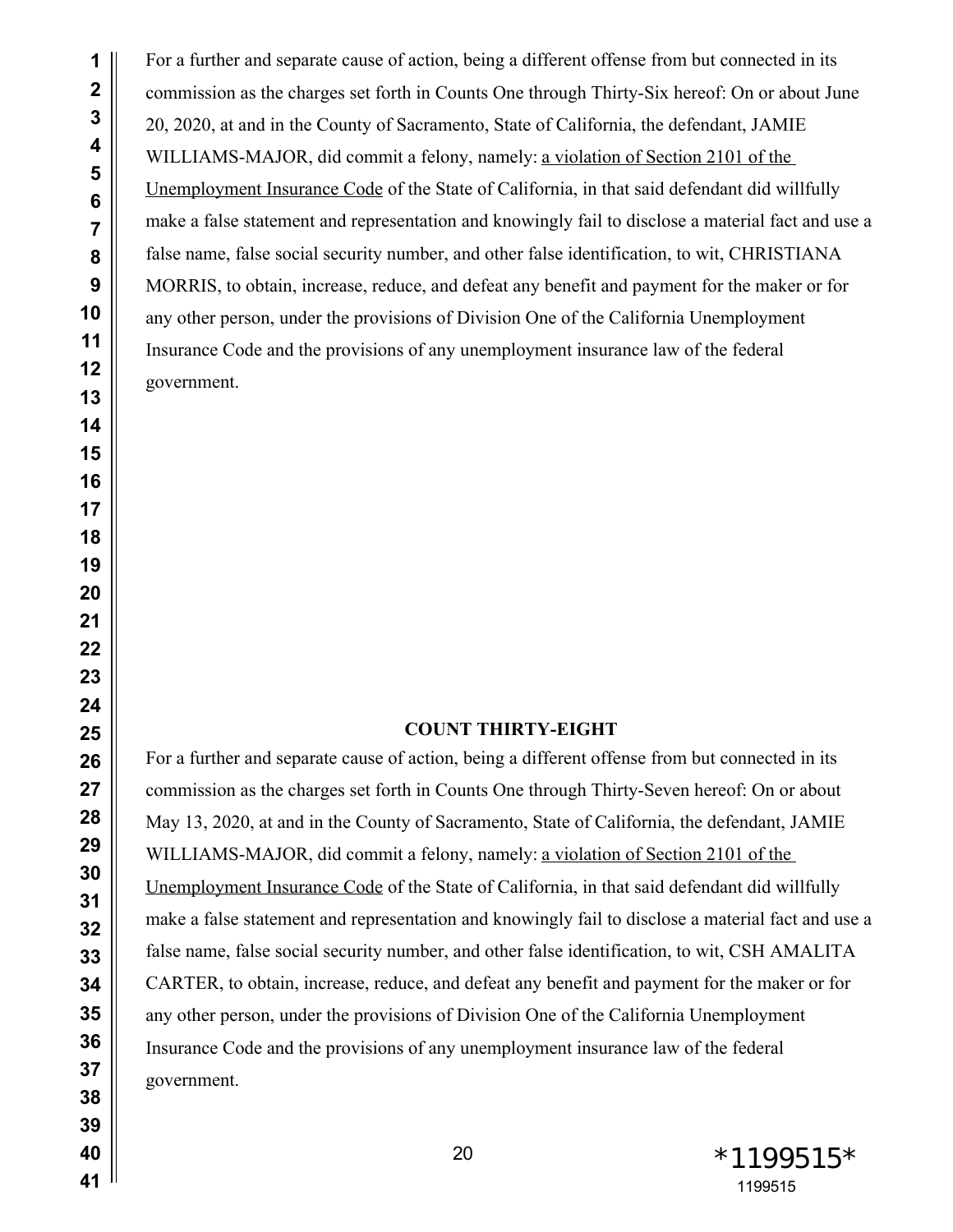For a further and separate cause of action, being a different offense from but connected in its commission as the charges set forth in Counts One through Thirty-Six hereof: On or about June 20, 2020, at and in the County of Sacramento, State of California, the defendant, JAMIE WILLIAMS-MAJOR, did commit a felony, namely: <u>a violation of Section 2101 of the Unemployment Insurance Code</u> of the State of California, in that said defendant did willfully make a false statement and representation and knowingly fail to disclose a material fact and use a false name, false social security number, and other false identification, to wit, CHRISTIANA MORRIS, to obtain, increase, reduce, and defeat any benefit and payment for the maker or for any other person, under the provisions of Division One of the California Unemployment Insurance Code and the provisions of any unemployment insurance law of the federal government.

**COUNT THIRTY-EIGHT**

For a further and separate cause of action, being a different offense from but connected in its commission as the charges set forth in Counts One through Thirty-Seven hereof: On or about May 13, 2020, at and in the County of Sacramento, State of California, the defendant, JAMIE WILLIAMS-MAJOR, did commit a felony, namely: <u>a violation of Section 2101 of the Unemployment Insurance Code</u> of the State of California, in that said defendant did willfully make a false statement and representation and knowingly fail to disclose a material fact and use a false name, false social security number, and other false identification, to wit, CSH AMALITA CARTER, to obtain, increase, reduce, and defeat any benefit and payment for the maker or for any other person, under the provisions of Division One of the California Unemployment Insurance Code and the provisions of any unemployment insurance law of the federal government.

*1199515*

1199515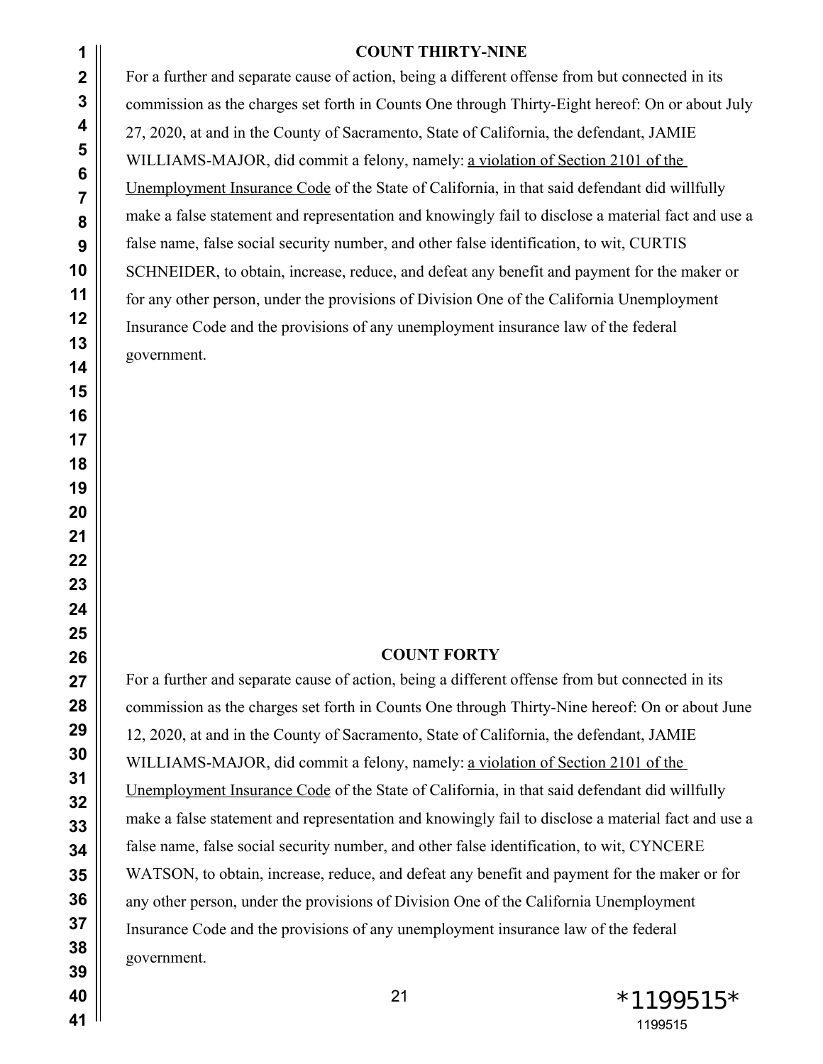**COUNT THIRTY-NINE**

For a further and separate cause of action, being a different offense from but connected in its commission as the charges set forth in Counts One through Thirty-Eight hereof: On or about July 27, 2020, at and in the County of Sacramento, State of California, the defendant, JAMIE WILLIAMS-MAJOR, did commit a felony, namely: a violation of Section 2101 of the Unemployment Insurance Code of the State of California, in that said defendant did willfully make a false statement and representation and knowingly fail to disclose a material fact and use a false name, false social security number, and other false identification, to wit, CURTIS SCHNEIDER, to obtain, increase, reduce, and defeat any benefit and payment for the maker or for any other person, under the provisions of Division One of the California Unemployment Insurance Code and the provisions of any unemployment insurance law of the federal government.

**COUNT FORTY**

For a further and separate cause of action, being a different offense from but connected in its commission as the charges set forth in Counts One through Thirty-Nine hereof: On or about June 12, 2020, at and in the County of Sacramento, State of California, the defendant, JAMIE WILLIAMS-MAJOR, did commit a felony, namely: a violation of Section 2101 of the Unemployment Insurance Code of the State of California, in that said defendant did willfully make a false statement and representation and knowingly fail to disclose a material fact and use a false name, false social security number, and other false identification, to wit, CYNCERE WATSON, to obtain, increase, reduce, and defeat any benefit and payment for the maker or for any other person, under the provisions of Division One of the California Unemployment Insurance Code and the provisions of any unemployment insurance law of the federal government.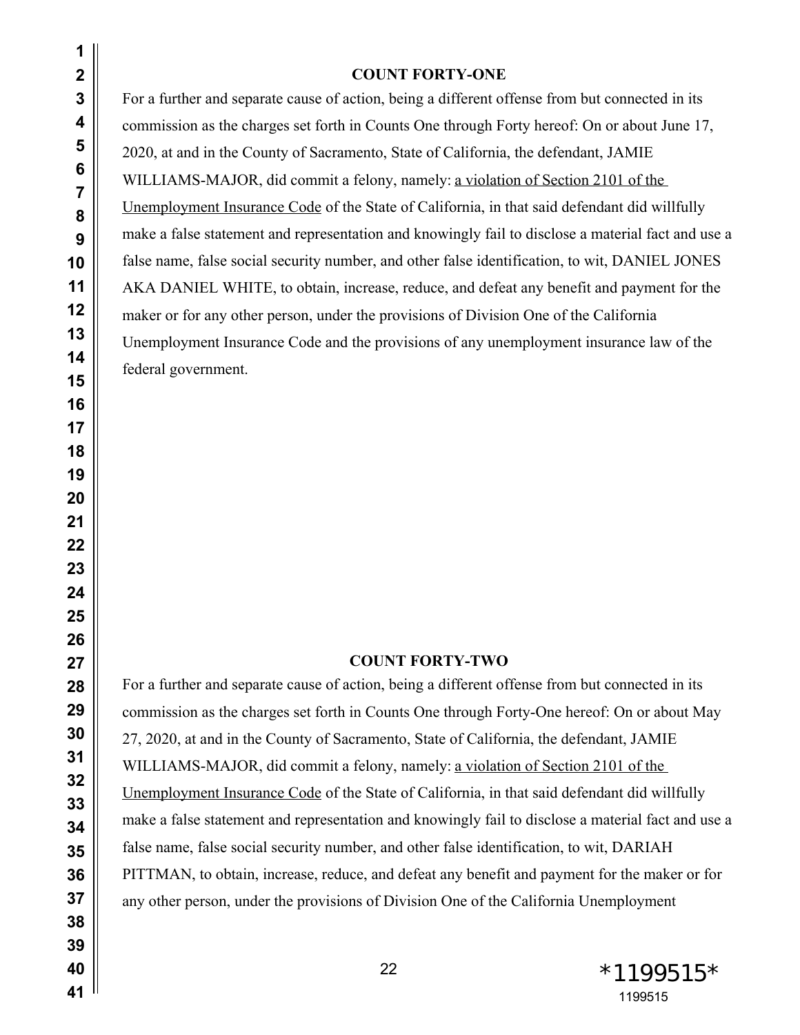**COUNT FORTY-ONE**

For a further and separate cause of action, being a different offense from but connected in its commission as the charges set forth in Counts One through Forty hereof: On or about June 17, 2020, at and in the County of Sacramento, State of California, the defendant, JAMIE WILLIAMS-MAJOR, did commit a felony, namely: a violation of Section 2101 of the Unemployment Insurance Code of the State of California, in that said defendant did willfully make a false statement and representation and knowingly fail to disclose a material fact and use a false name, false social security number, and other false identification, to wit, DANIEL JONES AKA DANIEL WHITE, to obtain, increase, reduce, and defeat any benefit and payment for the maker or for any other person, under the provisions of Division One of the California Unemployment Insurance Code and the provisions of any unemployment insurance law of the federal government.

**COUNT FORTY-TWO**

For a further and separate cause of action, being a different offense from but connected in its commission as the charges set forth in Counts One through Forty-One hereof: On or about May 27, 2020, at and in the County of Sacramento, State of California, the defendant, JAMIE WILLIAMS-MAJOR, did commit a felony, namely: a violation of Section 2101 of the Unemployment Insurance Code of the State of California, in that said defendant did willfully make a false statement and representation and knowingly fail to disclose a material fact and use a false name, false social security number, and other false identification, to wit, DARIAH PITTMAN, to obtain, increase, reduce, and defeat any benefit and payment for the maker or for any other person, under the provisions of Division One of the California Unemployment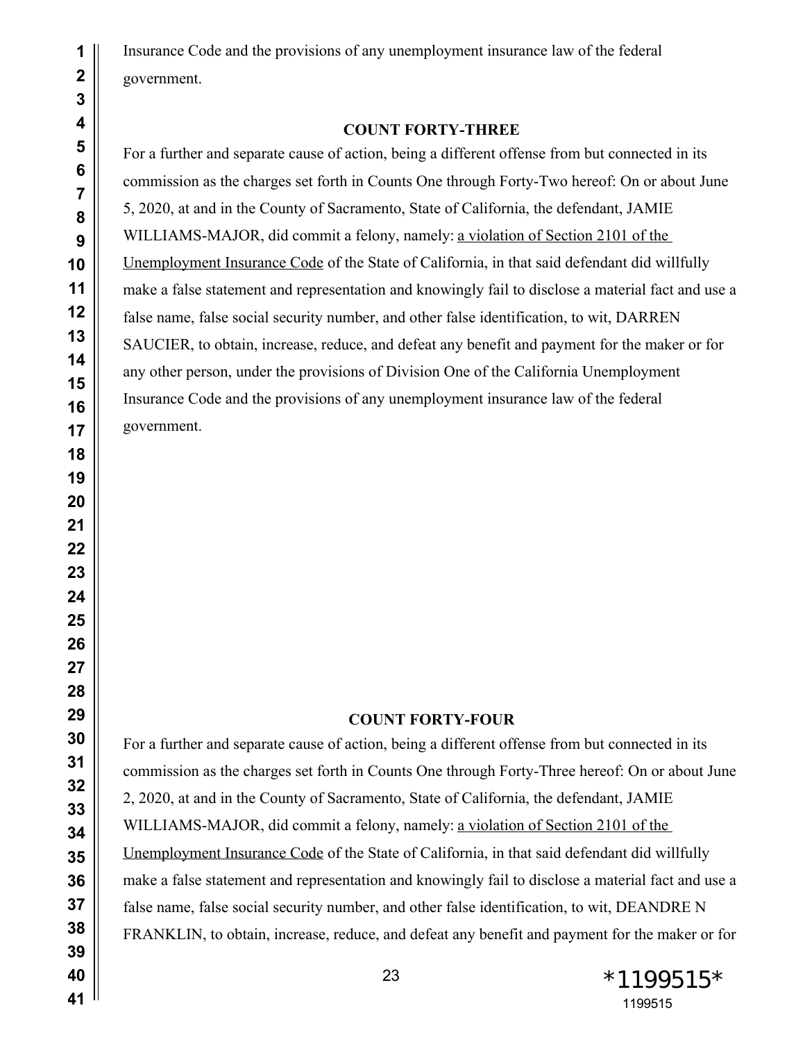Insurance Code and the provisions of any unemployment insurance law of the federal government.

### COUNT FORTY-THREE

For a further and separate cause of action, being a different offense from but connected in its commission as the charges set forth in Counts One through Forty-Two hereof: On or about June 5, 2020, at and in the County of Sacramento, State of California, the defendant, JAMIE WILLIAMS-MAJOR, did commit a felony, namely: <u>a violation of Section 2101 of the Unemployment Insurance Code</u> of the State of California, in that said defendant did willfully make a false statement and representation and knowingly fail to disclose a material fact and use a false name, false social security number, and other false identification, to wit, DARREN SAUCIER, to obtain, increase, reduce, and defeat any benefit and payment for the maker or for any other person, under the provisions of Division One of the California Unemployment Insurance Code and the provisions of any unemployment insurance law of the federal government.

### COUNT FORTY-FOUR

For a further and separate cause of action, being a different offense from but connected in its commission as the charges set forth in Counts One through Forty-Three hereof: On or about June 2, 2020, at and in the County of Sacramento, State of California, the defendant, JAMIE WILLIAMS-MAJOR, did commit a felony, namely: <u>a violation of Section 2101 of the Unemployment Insurance Code</u> of the State of California, in that said defendant did willfully make a false statement and representation and knowingly fail to disclose a material fact and use a false name, false social security number, and other false identification, to wit, DEANDRE N FRANKLIN, to obtain, increase, reduce, and defeat any benefit and payment for the maker or for

*1199515*
1199515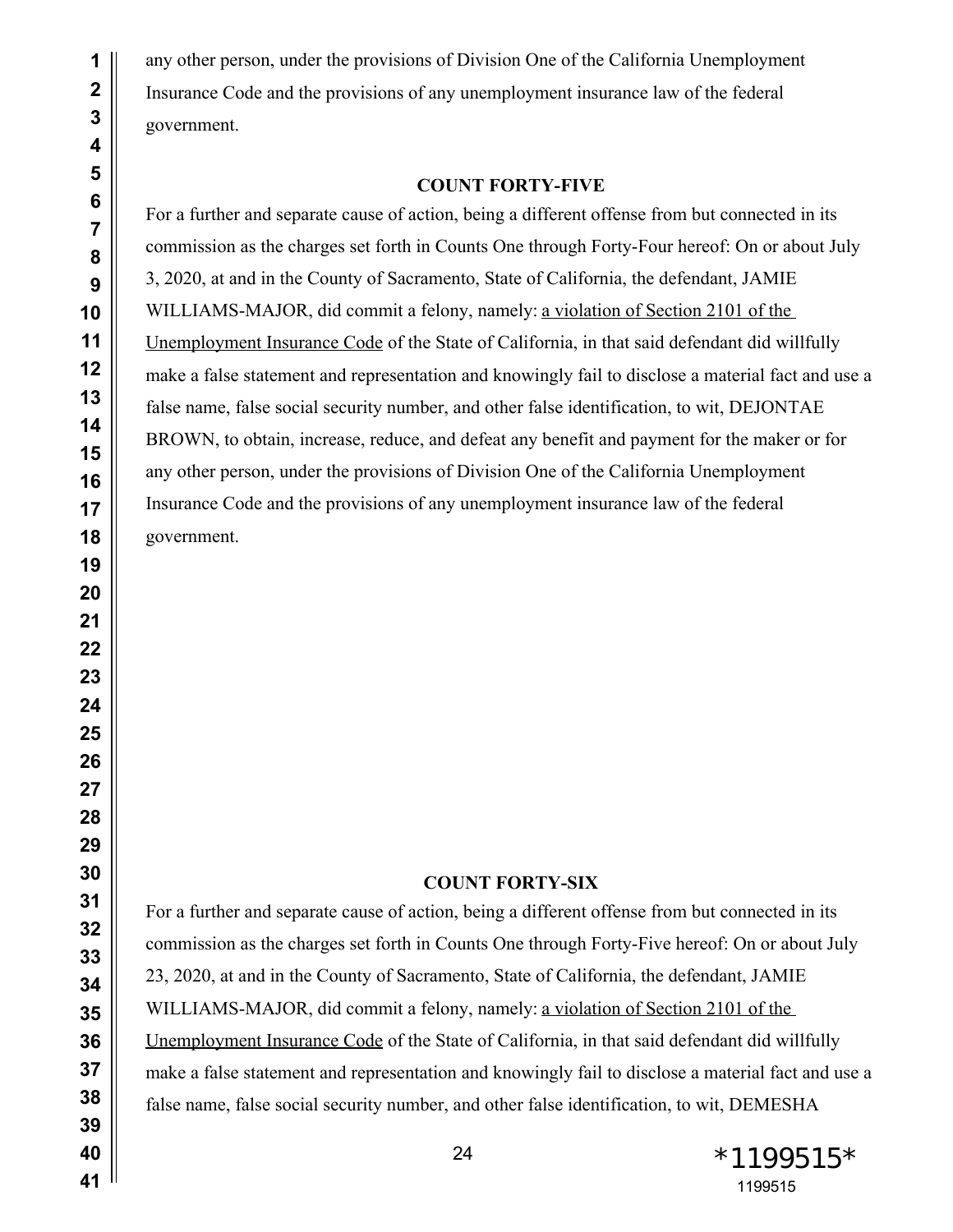any other person, under the provisions of Division One of the California Unemployment Insurance Code and the provisions of any unemployment insurance law of the federal government.

**COUNT FORTY-FIVE**

For a further and separate cause of action, being a different offense from but connected in its commission as the charges set forth in Counts One through Forty-Four hereof: On or about July 3, 2020, at and in the County of Sacramento, State of California, the defendant, JAMIE WILLIAMS-MAJOR, did commit a felony, namely: a violation of Section 2101 of the Unemployment Insurance Code of the State of California, in that said defendant did willfully make a false statement and representation and knowingly fail to disclose a material fact and use a false name, false social security number, and other false identification, to wit, DEJONTAE BROWN, to obtain, increase, reduce, and defeat any benefit and payment for the maker or for any other person, under the provisions of Division One of the California Unemployment Insurance Code and the provisions of any unemployment insurance law of the federal government.

**COUNT FORTY-SIX**

For a further and separate cause of action, being a different offense from but connected in its commission as the charges set forth in Counts One through Forty-Five hereof: On or about July 23, 2020, at and in the County of Sacramento, State of California, the defendant, JAMIE WILLIAMS-MAJOR, did commit a felony, namely: a violation of Section 2101 of the Unemployment Insurance Code of the State of California, in that said defendant did willfully make a false statement and representation and knowingly fail to disclose a material fact and use a false name, false social security number, and other false identification, to wit, DEMESHA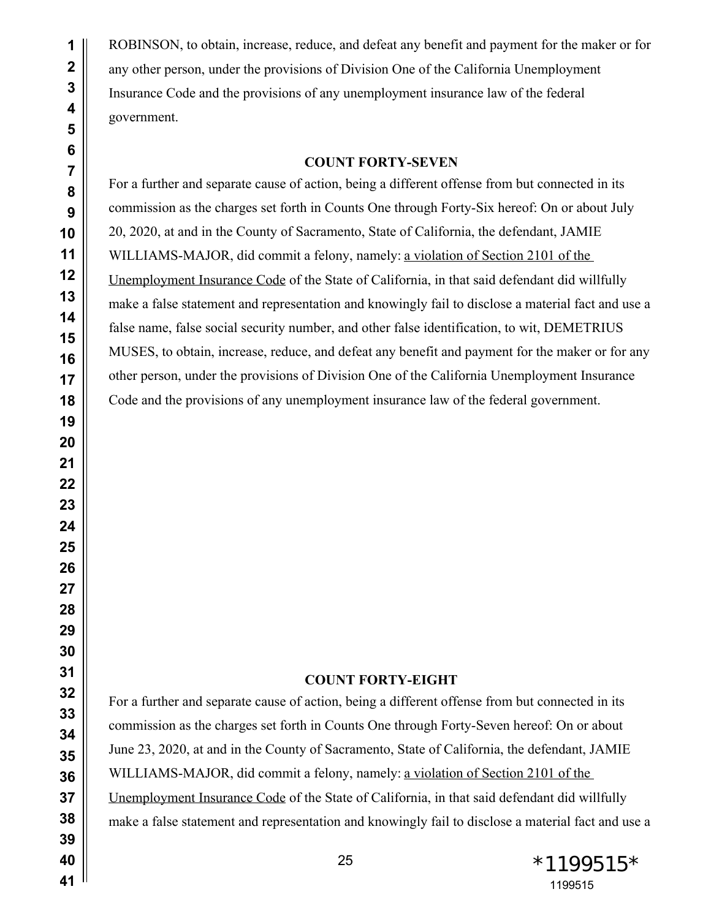ROBINSON, to obtain, increase, reduce, and defeat any benefit and payment for the maker or for any other person, under the provisions of Division One of the California Unemployment Insurance Code and the provisions of any unemployment insurance law of the federal government.

**COUNT FORTY-SEVEN**

For a further and separate cause of action, being a different offense from but connected in its commission as the charges set forth in Counts One through Forty-Six hereof: On or about July 20, 2020, at and in the County of Sacramento, State of California, the defendant, JAMIE WILLIAMS-MAJOR, did commit a felony, namely: a violation of Section 2101 of the Unemployment Insurance Code of the State of California, in that said defendant did willfully make a false statement and representation and knowingly fail to disclose a material fact and use a false name, false social security number, and other false identification, to wit, DEMETRIUS MUSES, to obtain, increase, reduce, and defeat any benefit and payment for the maker or for any other person, under the provisions of Division One of the California Unemployment Insurance Code and the provisions of any unemployment insurance law of the federal government.

**COUNT FORTY-EIGHT**

For a further and separate cause of action, being a different offense from but connected in its commission as the charges set forth in Counts One through Forty-Seven hereof: On or about June 23, 2020, at and in the County of Sacramento, State of California, the defendant, JAMIE WILLIAMS-MAJOR, did commit a felony, namely: a violation of Section 2101 of the Unemployment Insurance Code of the State of California, in that said defendant did willfully make a false statement and representation and knowingly fail to disclose a material fact and use a

*1199515*
1199515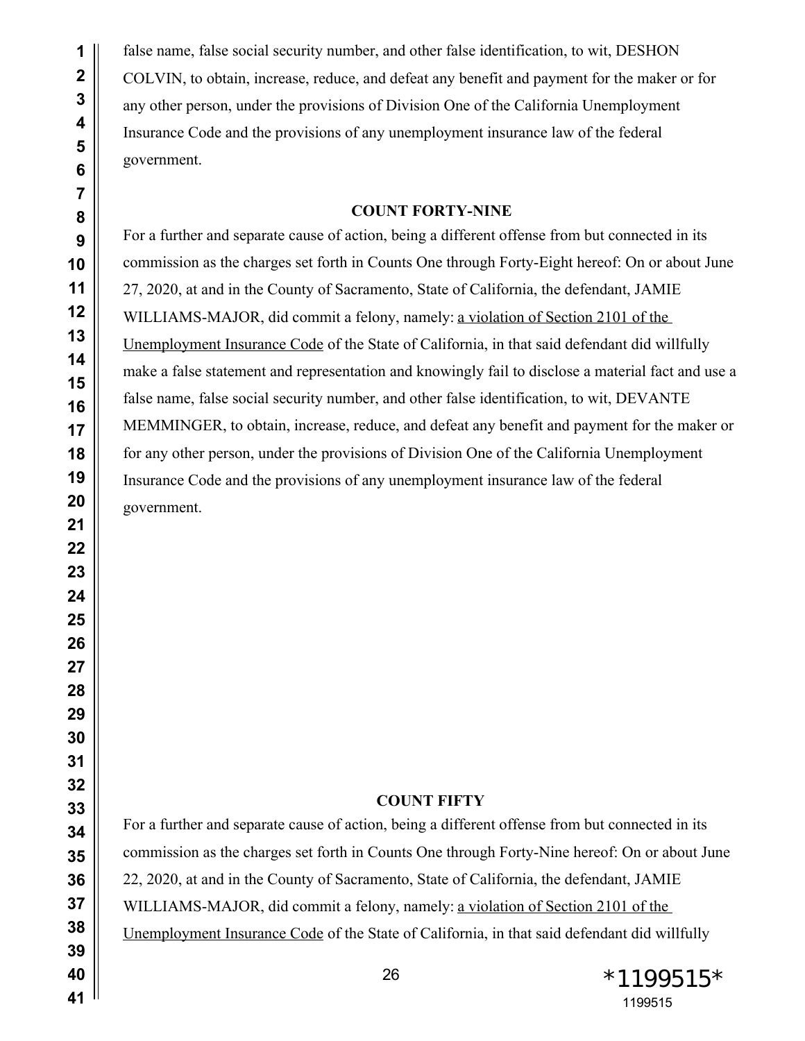false name, false social security number, and other false identification, to wit, DESHON COLVIN, to obtain, increase, reduce, and defeat any benefit and payment for the maker or for any other person, under the provisions of Division One of the California Unemployment Insurance Code and the provisions of any unemployment insurance law of the federal government.

**COUNT FORTY-NINE**

For a further and separate cause of action, being a different offense from but connected in its commission as the charges set forth in Counts One through Forty-Eight hereof: On or about June 27, 2020, at and in the County of Sacramento, State of California, the defendant, JAMIE WILLIAMS-MAJOR, did commit a felony, namely: a violation of Section 2101 of the Unemployment Insurance Code of the State of California, in that said defendant did willfully make a false statement and representation and knowingly fail to disclose a material fact and use a false name, false social security number, and other false identification, to wit, DEVANTE MEMMINGER, to obtain, increase, reduce, and defeat any benefit and payment for the maker or for any other person, under the provisions of Division One of the California Unemployment Insurance Code and the provisions of any unemployment insurance law of the federal government.

**COUNT FIFTY**

For a further and separate cause of action, being a different offense from but connected in its commission as the charges set forth in Counts One through Forty-Nine hereof: On or about June 22, 2020, at and in the County of Sacramento, State of California, the defendant, JAMIE WILLIAMS-MAJOR, did commit a felony, namely: a violation of Section 2101 of the Unemployment Insurance Code of the State of California, in that said defendant did willfully

*1199515*
1199515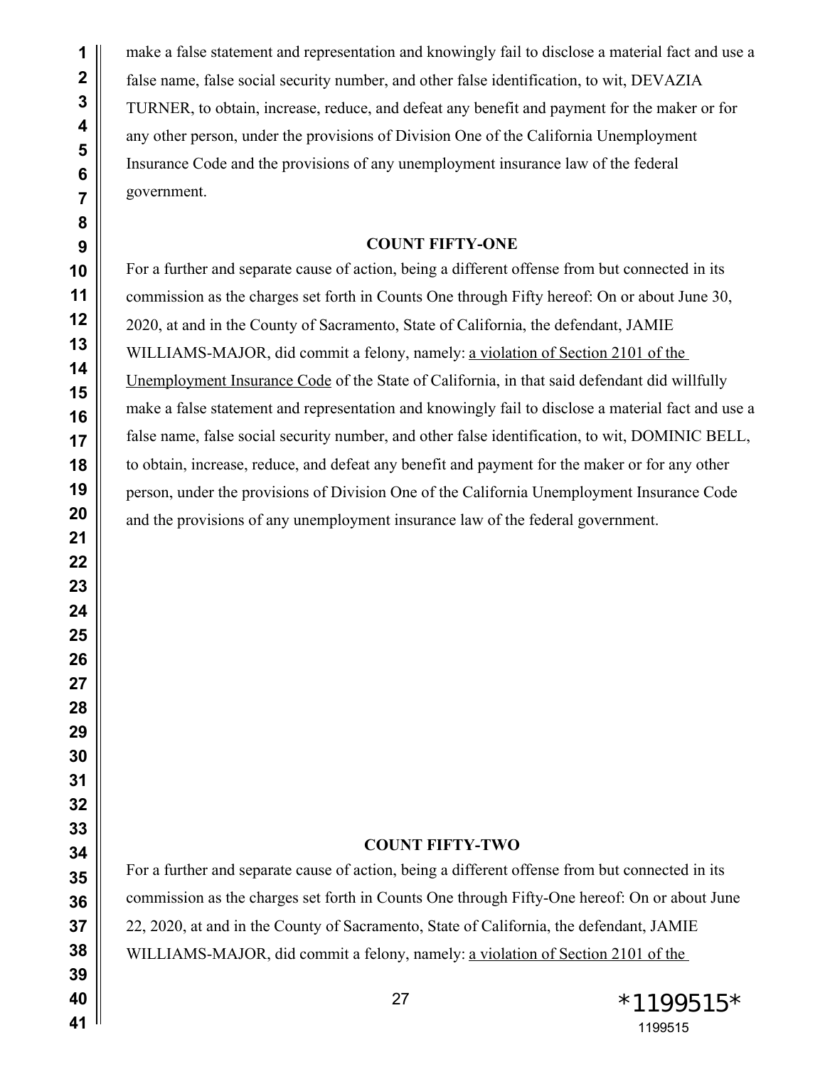make a false statement and representation and knowingly fail to disclose a material fact and use a false name, false social security number, and other false identification, to wit, DEVAZIA TURNER, to obtain, increase, reduce, and defeat any benefit and payment for the maker or for any other person, under the provisions of Division One of the California Unemployment Insurance Code and the provisions of any unemployment insurance law of the federal government.

**COUNT FIFTY-ONE**

For a further and separate cause of action, being a different offense from but connected in its commission as the charges set forth in Counts One through Fifty hereof: On or about June 30, 2020, at and in the County of Sacramento, State of California, the defendant, JAMIE WILLIAMS-MAJOR, did commit a felony, namely: a violation of Section 2101 of the Unemployment Insurance Code of the State of California, in that said defendant did willfully make a false statement and representation and knowingly fail to disclose a material fact and use a false name, false social security number, and other false identification, to wit, DOMINIC BELL, to obtain, increase, reduce, and defeat any benefit and payment for the maker or for any other person, under the provisions of Division One of the California Unemployment Insurance Code and the provisions of any unemployment insurance law of the federal government.

**COUNT FIFTY-TWO**

For a further and separate cause of action, being a different offense from but connected in its commission as the charges set forth in Counts One through Fifty-One hereof: On or about June 22, 2020, at and in the County of Sacramento, State of California, the defendant, JAMIE WILLIAMS-MAJOR, did commit a felony, namely: a violation of Section 2101 of the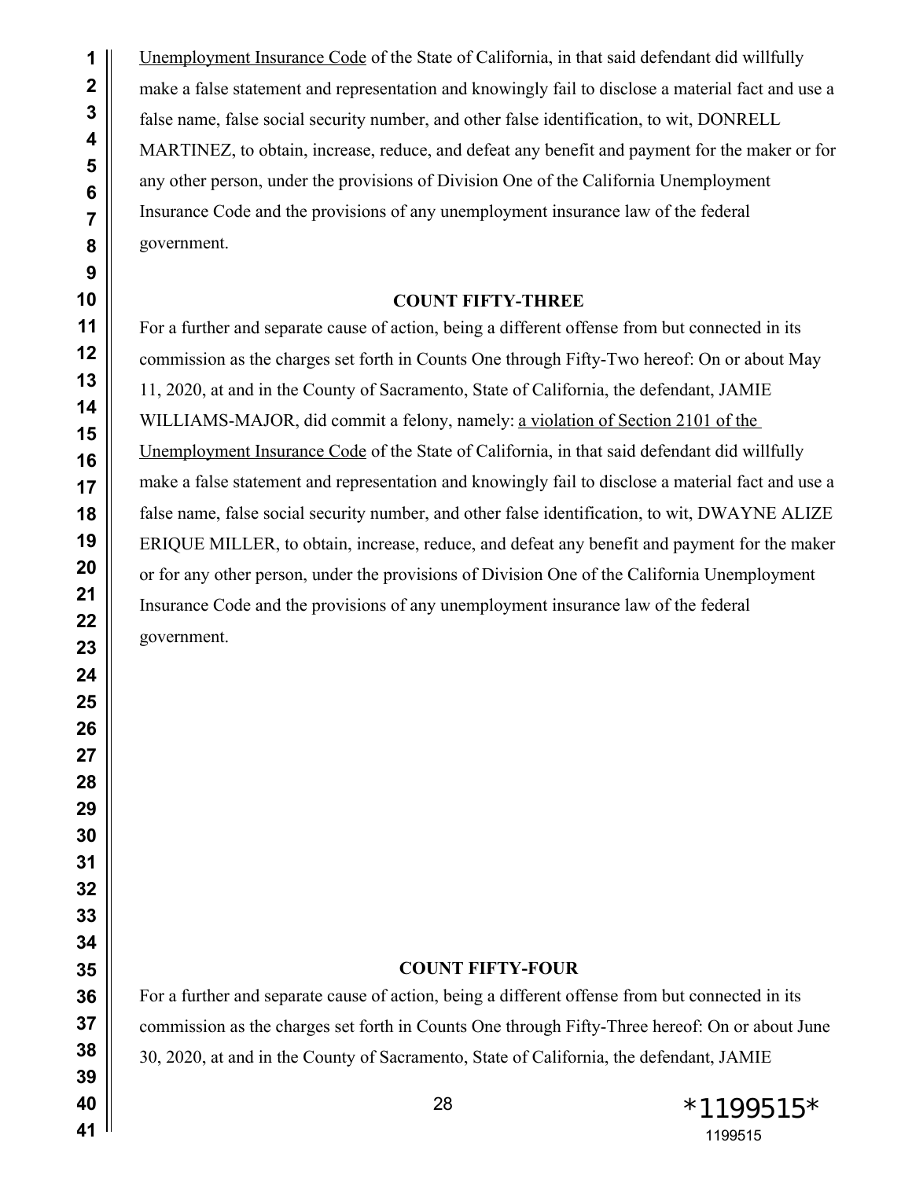Unemployment Insurance Code of the State of California, in that said defendant did willfully make a false statement and representation and knowingly fail to disclose a material fact and use a false name, false social security number, and other false identification, to wit, DONRELL MARTINEZ, to obtain, increase, reduce, and defeat any benefit and payment for the maker or for any other person, under the provisions of Division One of the California Unemployment Insurance Code and the provisions of any unemployment insurance law of the federal government.

**COUNT FIFTY-THREE**

For a further and separate cause of action, being a different offense from but connected in its commission as the charges set forth in Counts One through Fifty-Two hereof: On or about May 11, 2020, at and in the County of Sacramento, State of California, the defendant, JAMIE WILLIAMS-MAJOR, did commit a felony, namely: a violation of Section 2101 of the Unemployment Insurance Code of the State of California, in that said defendant did willfully make a false statement and representation and knowingly fail to disclose a material fact and use a false name, false social security number, and other false identification, to wit, DWAYNE ALIZE ERIQUE MILLER, to obtain, increase, reduce, and defeat any benefit and payment for the maker or for any other person, under the provisions of Division One of the California Unemployment Insurance Code and the provisions of any unemployment insurance law of the federal government.

**COUNT FIFTY-FOUR**

For a further and separate cause of action, being a different offense from but connected in its commission as the charges set forth in Counts One through Fifty-Three hereof: On or about June 30, 2020, at and in the County of Sacramento, State of California, the defendant, JAMIE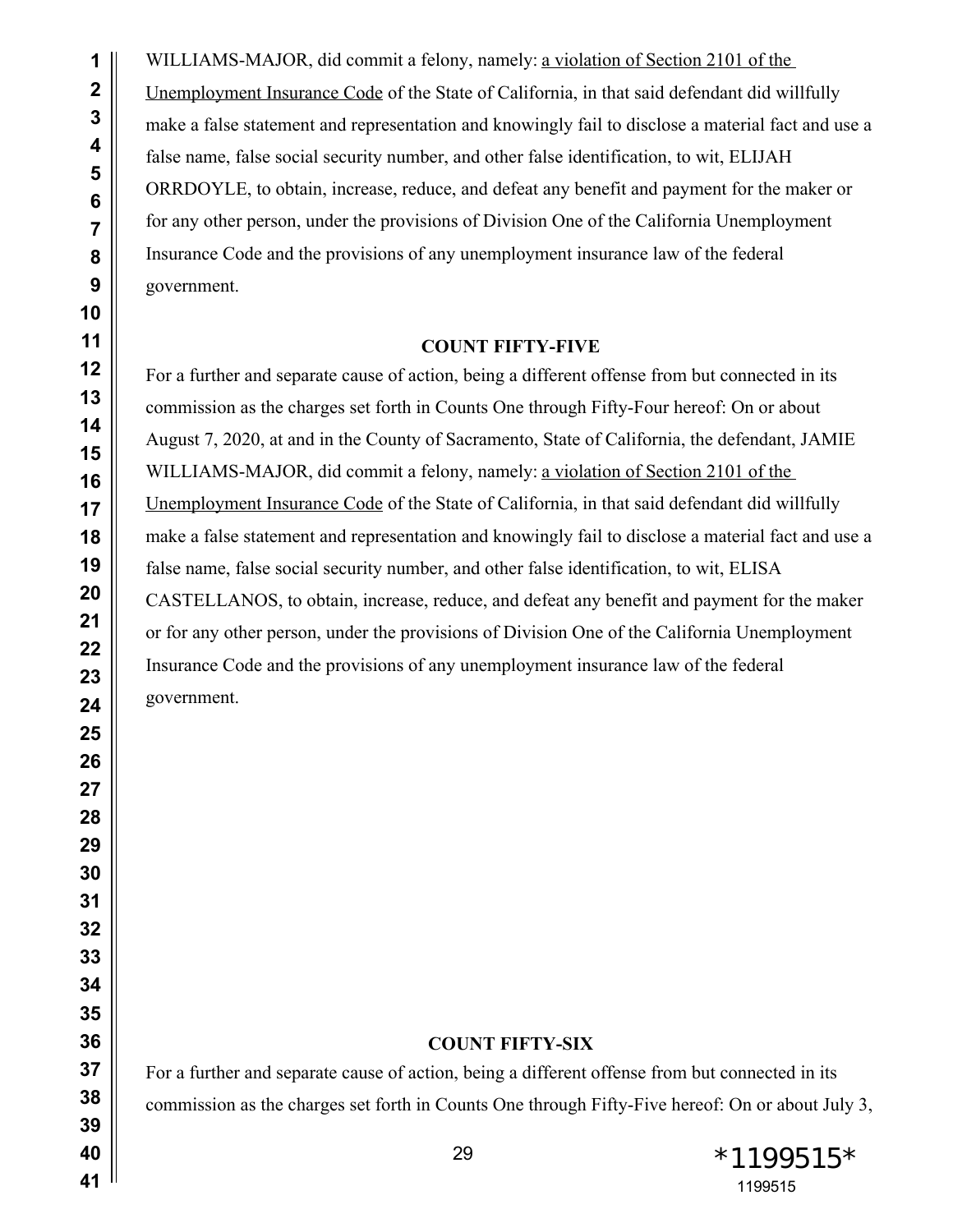WILLIAMS-MAJOR, did commit a felony, namely: a violation of Section 2101 of the Unemployment Insurance Code of the State of California, in that said defendant did willfully make a false statement and representation and knowingly fail to disclose a material fact and use a false name, false social security number, and other false identification, to wit, ELIJAH ORRDOYLE, to obtain, increase, reduce, and defeat any benefit and payment for the maker or for any other person, under the provisions of Division One of the California Unemployment Insurance Code and the provisions of any unemployment insurance law of the federal government.

**COUNT FIFTY-FIVE**

For a further and separate cause of action, being a different offense from but connected in its commission as the charges set forth in Counts One through Fifty-Four hereof: On or about August 7, 2020, at and in the County of Sacramento, State of California, the defendant, JAMIE WILLIAMS-MAJOR, did commit a felony, namely: a violation of Section 2101 of the Unemployment Insurance Code of the State of California, in that said defendant did willfully make a false statement and representation and knowingly fail to disclose a material fact and use a false name, false social security number, and other false identification, to wit, ELISA CASTELLANOS, to obtain, increase, reduce, and defeat any benefit and payment for the maker or for any other person, under the provisions of Division One of the California Unemployment Insurance Code and the provisions of any unemployment insurance law of the federal government.

**COUNT FIFTY-SIX**

For a further and separate cause of action, being a different offense from but connected in its commission as the charges set forth in Counts One through Fifty-Five hereof: On or about July 3,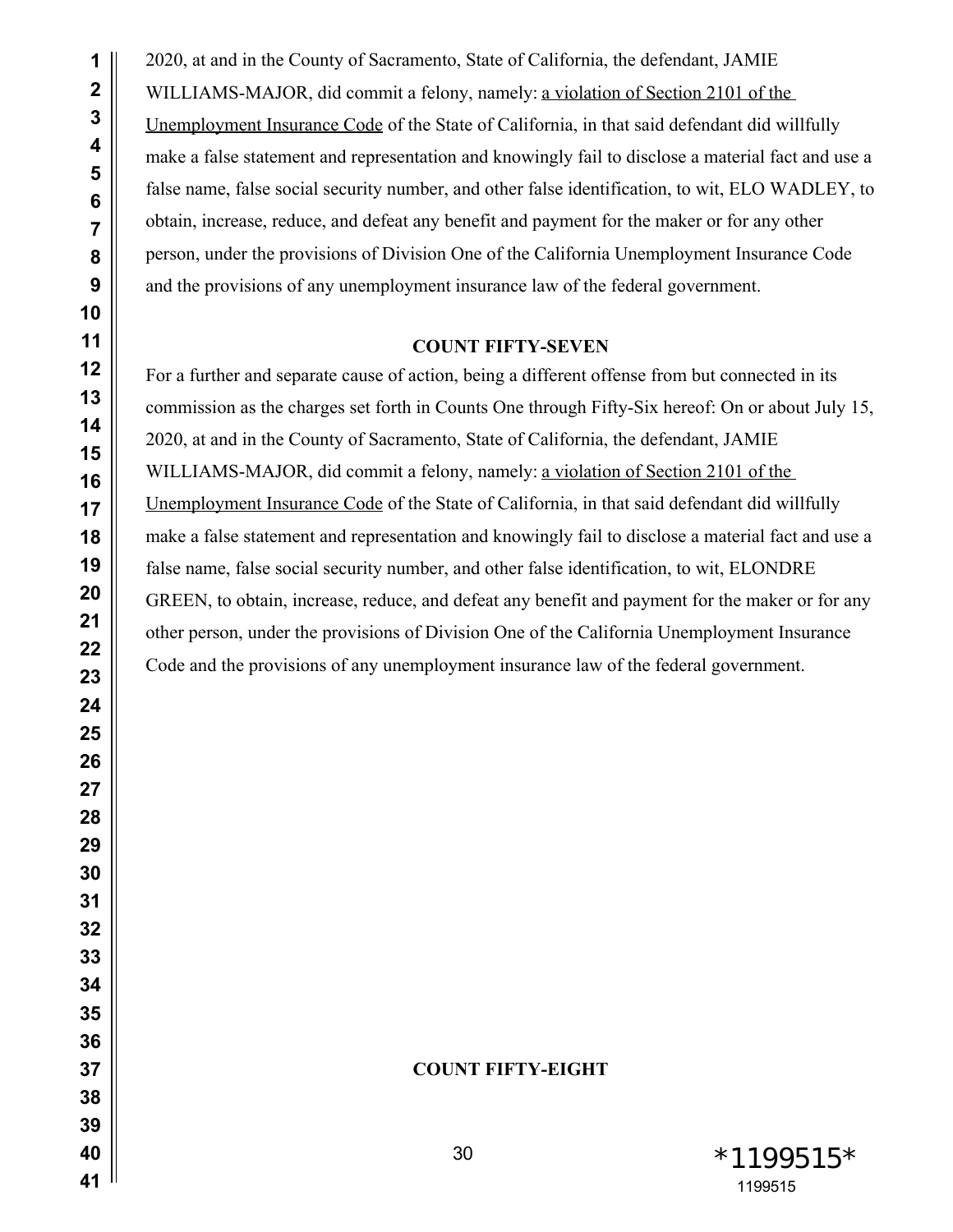2020, at and in the County of Sacramento, State of California, the defendant, JAMIE WILLIAMS-MAJOR, did commit a felony, namely: a violation of Section 2101 of the Unemployment Insurance Code of the State of California, in that said defendant did willfully make a false statement and representation and knowingly fail to disclose a material fact and use a false name, false social security number, and other false identification, to wit, ELO WADLEY, to obtain, increase, reduce, and defeat any benefit and payment for the maker or for any other person, under the provisions of Division One of the California Unemployment Insurance Code and the provisions of any unemployment insurance law of the federal government.

**COUNT FIFTY-SEVEN**

For a further and separate cause of action, being a different offense from but connected in its commission as the charges set forth in Counts One through Fifty-Six hereof: On or about July 15, 2020, at and in the County of Sacramento, State of California, the defendant, JAMIE WILLIAMS-MAJOR, did commit a felony, namely: a violation of Section 2101 of the Unemployment Insurance Code of the State of California, in that said defendant did willfully make a false statement and representation and knowingly fail to disclose a material fact and use a false name, false social security number, and other false identification, to wit, ELONDRE GREEN, to obtain, increase, reduce, and defeat any benefit and payment for the maker or for any other person, under the provisions of Division One of the California Unemployment Insurance Code and the provisions of any unemployment insurance law of the federal government.

**COUNT FIFTY-EIGHT**

*1199515*
1199515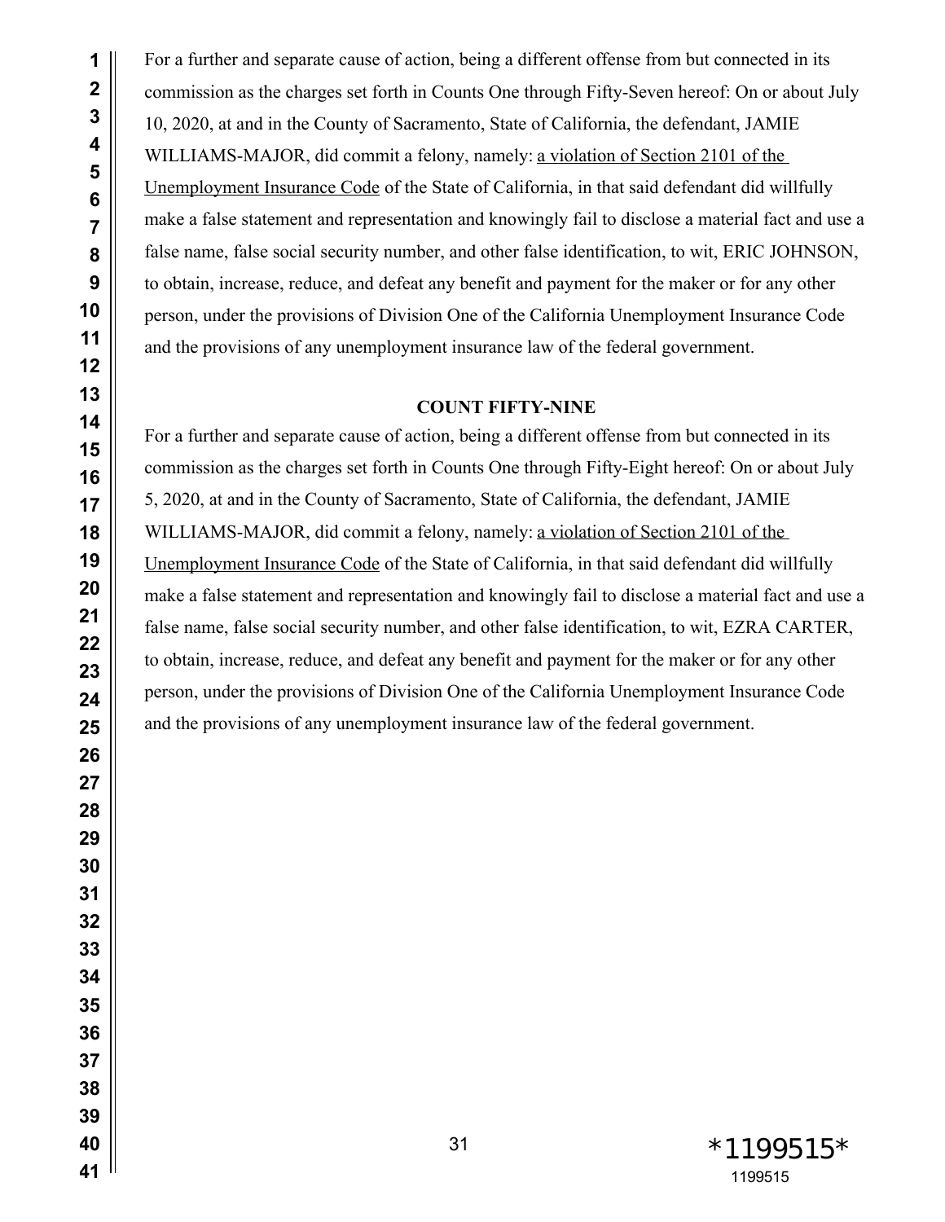For a further and separate cause of action, being a different offense from but connected in its commission as the charges set forth in Counts One through Fifty-Seven hereof: On or about July 10, 2020, at and in the County of Sacramento, State of California, the defendant, JAMIE WILLIAMS-MAJOR, did commit a felony, namely: a violation of Section 2101 of the Unemployment Insurance Code of the State of California, in that said defendant did willfully make a false statement and representation and knowingly fail to disclose a material fact and use a false name, false social security number, and other false identification, to wit, ERIC JOHNSON, to obtain, increase, reduce, and defeat any benefit and payment for the maker or for any other person, under the provisions of Division One of the California Unemployment Insurance Code and the provisions of any unemployment insurance law of the federal government.

**COUNT FIFTY-NINE**

For a further and separate cause of action, being a different offense from but connected in its commission as the charges set forth in Counts One through Fifty-Eight hereof: On or about July 5, 2020, at and in the County of Sacramento, State of California, the defendant, JAMIE WILLIAMS-MAJOR, did commit a felony, namely: a violation of Section 2101 of the Unemployment Insurance Code of the State of California, in that said defendant did willfully make a false statement and representation and knowingly fail to disclose a material fact and use a false name, false social security number, and other false identification, to wit, EZRA CARTER, to obtain, increase, reduce, and defeat any benefit and payment for the maker or for any other person, under the provisions of Division One of the California Unemployment Insurance Code and the provisions of any unemployment insurance law of the federal government.

*1199515*
1199515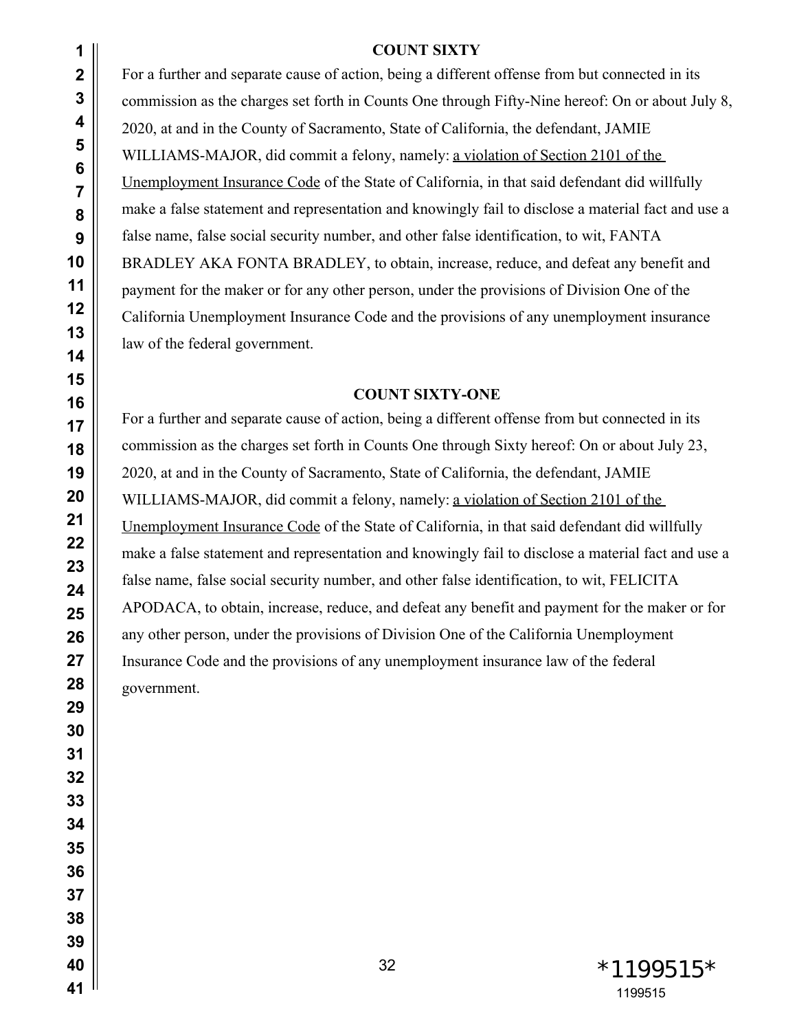**COUNT SIXTY**

For a further and separate cause of action, being a different offense from but connected in its commission as the charges set forth in Counts One through Fifty-Nine hereof: On or about July 8, 2020, at and in the County of Sacramento, State of California, the defendant, JAMIE WILLIAMS-MAJOR, did commit a felony, namely: a violation of Section 2101 of the Unemployment Insurance Code of the State of California, in that said defendant did willfully make a false statement and representation and knowingly fail to disclose a material fact and use a false name, false social security number, and other false identification, to wit, FANTA BRADLEY AKA FONTA BRADLEY, to obtain, increase, reduce, and defeat any benefit and payment for the maker or for any other person, under the provisions of Division One of the California Unemployment Insurance Code and the provisions of any unemployment insurance law of the federal government.

**COUNT SIXTY-ONE**

For a further and separate cause of action, being a different offense from but connected in its commission as the charges set forth in Counts One through Sixty hereof: On or about July 23, 2020, at and in the County of Sacramento, State of California, the defendant, JAMIE WILLIAMS-MAJOR, did commit a felony, namely: a violation of Section 2101 of the Unemployment Insurance Code of the State of California, in that said defendant did willfully make a false statement and representation and knowingly fail to disclose a material fact and use a false name, false social security number, and other false identification, to wit, FELICITA APODACA, to obtain, increase, reduce, and defeat any benefit and payment for the maker or for any other person, under the provisions of Division One of the California Unemployment Insurance Code and the provisions of any unemployment insurance law of the federal government.

*1199515*

1199515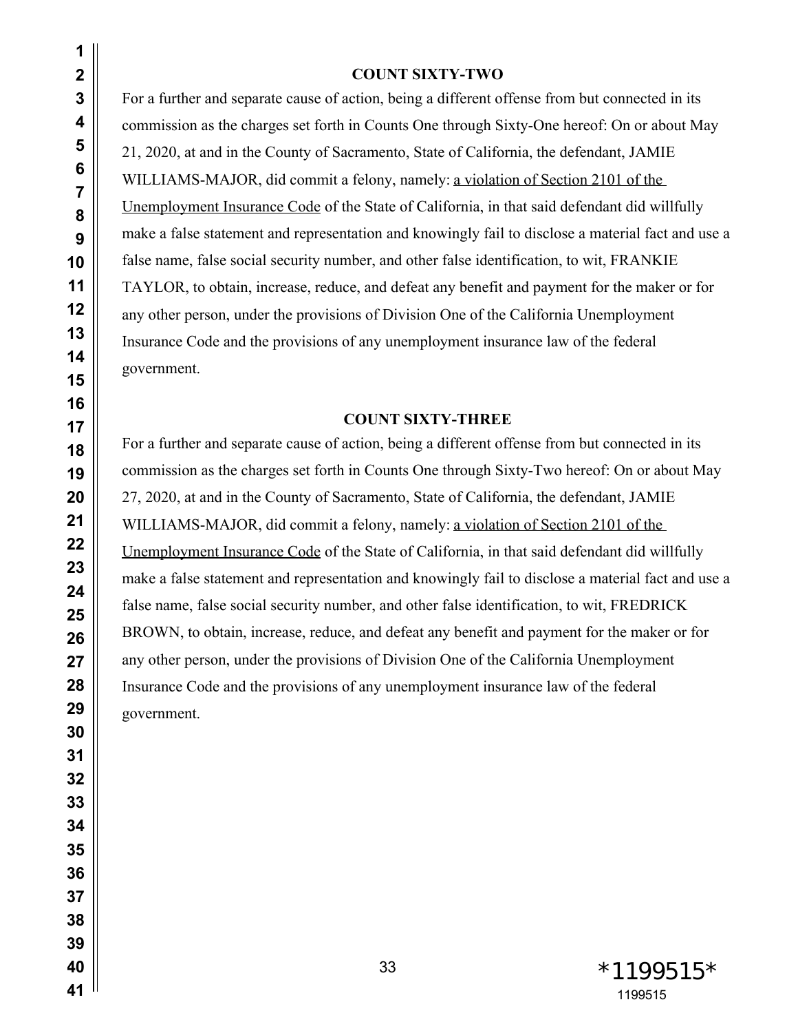**COUNT SIXTY-TWO**

For a further and separate cause of action, being a different offense from but connected in its commission as the charges set forth in Counts One through Sixty-One hereof: On or about May 21, 2020, at and in the County of Sacramento, State of California, the defendant, JAMIE WILLIAMS-MAJOR, did commit a felony, namely: <u>a violation of Section 2101 of the Unemployment Insurance Code</u> of the State of California, in that said defendant did willfully make a false statement and representation and knowingly fail to disclose a material fact and use a false name, false social security number, and other false identification, to wit, FRANKIE TAYLOR, to obtain, increase, reduce, and defeat any benefit and payment for the maker or for any other person, under the provisions of Division One of the California Unemployment Insurance Code and the provisions of any unemployment insurance law of the federal government.

**COUNT SIXTY-THREE**

For a further and separate cause of action, being a different offense from but connected in its commission as the charges set forth in Counts One through Sixty-Two hereof: On or about May 27, 2020, at and in the County of Sacramento, State of California, the defendant, JAMIE WILLIAMS-MAJOR, did commit a felony, namely: <u>a violation of Section 2101 of the Unemployment Insurance Code</u> of the State of California, in that said defendant did willfully make a false statement and representation and knowingly fail to disclose a material fact and use a false name, false social security number, and other false identification, to wit, FREDRICK BROWN, to obtain, increase, reduce, and defeat any benefit and payment for the maker or for any other person, under the provisions of Division One of the California Unemployment Insurance Code and the provisions of any unemployment insurance law of the federal government.

*1199515*
1199515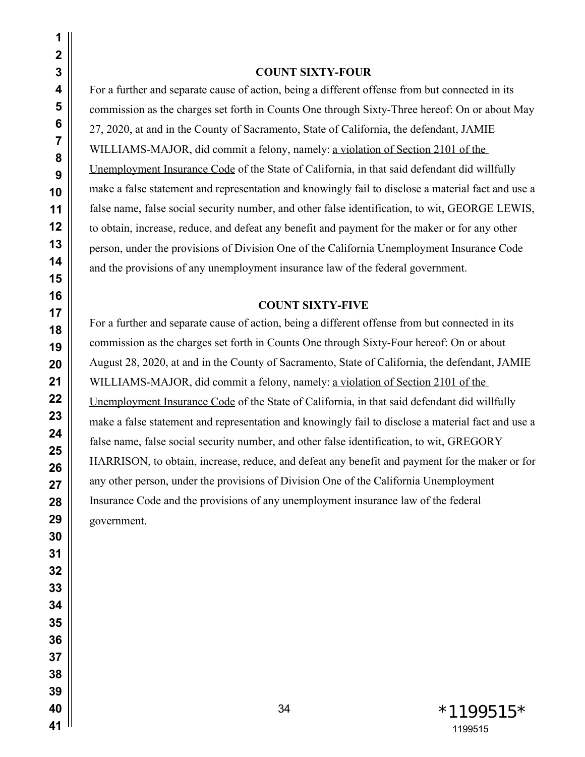**COUNT SIXTY-FOUR**

For a further and separate cause of action, being a different offense from but connected in its commission as the charges set forth in Counts One through Sixty-Three hereof: On or about May 27, 2020, at and in the County of Sacramento, State of California, the defendant, JAMIE WILLIAMS-MAJOR, did commit a felony, namely: <u>a violation of Section 2101 of the Unemployment Insurance Code</u> of the State of California, in that said defendant did willfully make a false statement and representation and knowingly fail to disclose a material fact and use a false name, false social security number, and other false identification, to wit, GEORGE LEWIS, to obtain, increase, reduce, and defeat any benefit and payment for the maker or for any other person, under the provisions of Division One of the California Unemployment Insurance Code and the provisions of any unemployment insurance law of the federal government.

**COUNT SIXTY-FIVE**

For a further and separate cause of action, being a different offense from but connected in its commission as the charges set forth in Counts One through Sixty-Four hereof: On or about August 28, 2020, at and in the County of Sacramento, State of California, the defendant, JAMIE WILLIAMS-MAJOR, did commit a felony, namely: <u>a violation of Section 2101 of the Unemployment Insurance Code</u> of the State of California, in that said defendant did willfully make a false statement and representation and knowingly fail to disclose a material fact and use a false name, false social security number, and other false identification, to wit, GREGORY HARRISON, to obtain, increase, reduce, and defeat any benefit and payment for the maker or for any other person, under the provisions of Division One of the California Unemployment Insurance Code and the provisions of any unemployment insurance law of the federal government.

*1199515*
1199515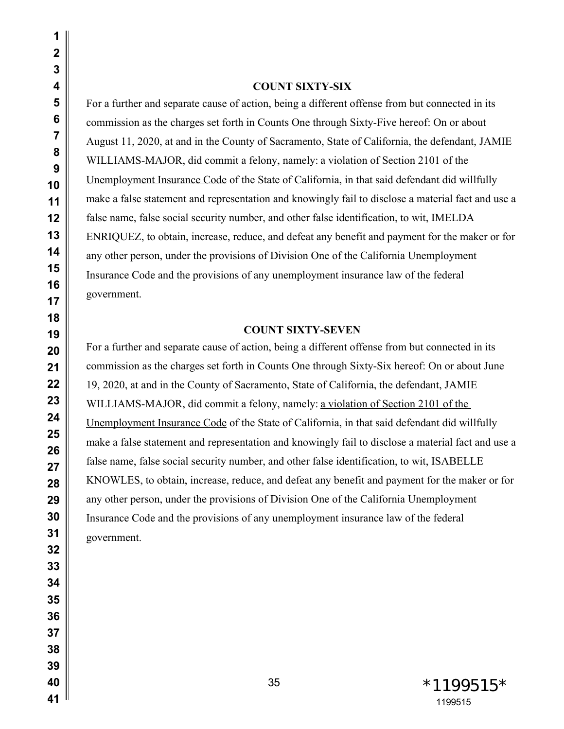**COUNT SIXTY-SIX**

For a further and separate cause of action, being a different offense from but connected in its commission as the charges set forth in Counts One through Sixty-Five hereof: On or about August 11, 2020, at and in the County of Sacramento, State of California, the defendant, JAMIE WILLIAMS-MAJOR, did commit a felony, namely: a violation of Section 2101 of the Unemployment Insurance Code of the State of California, in that said defendant did willfully make a false statement and representation and knowingly fail to disclose a material fact and use a false name, false social security number, and other false identification, to wit, IMELDA ENRIQUEZ, to obtain, increase, reduce, and defeat any benefit and payment for the maker or for any other person, under the provisions of Division One of the California Unemployment Insurance Code and the provisions of any unemployment insurance law of the federal government.

**COUNT SIXTY-SEVEN**

For a further and separate cause of action, being a different offense from but connected in its commission as the charges set forth in Counts One through Sixty-Six hereof: On or about June 19, 2020, at and in the County of Sacramento, State of California, the defendant, JAMIE WILLIAMS-MAJOR, did commit a felony, namely: a violation of Section 2101 of the Unemployment Insurance Code of the State of California, in that said defendant did willfully make a false statement and representation and knowingly fail to disclose a material fact and use a false name, false social security number, and other false identification, to wit, ISABELLE KNOWLES, to obtain, increase, reduce, and defeat any benefit and payment for the maker or for any other person, under the provisions of Division One of the California Unemployment Insurance Code and the provisions of any unemployment insurance law of the federal government.

*1199515*

1199515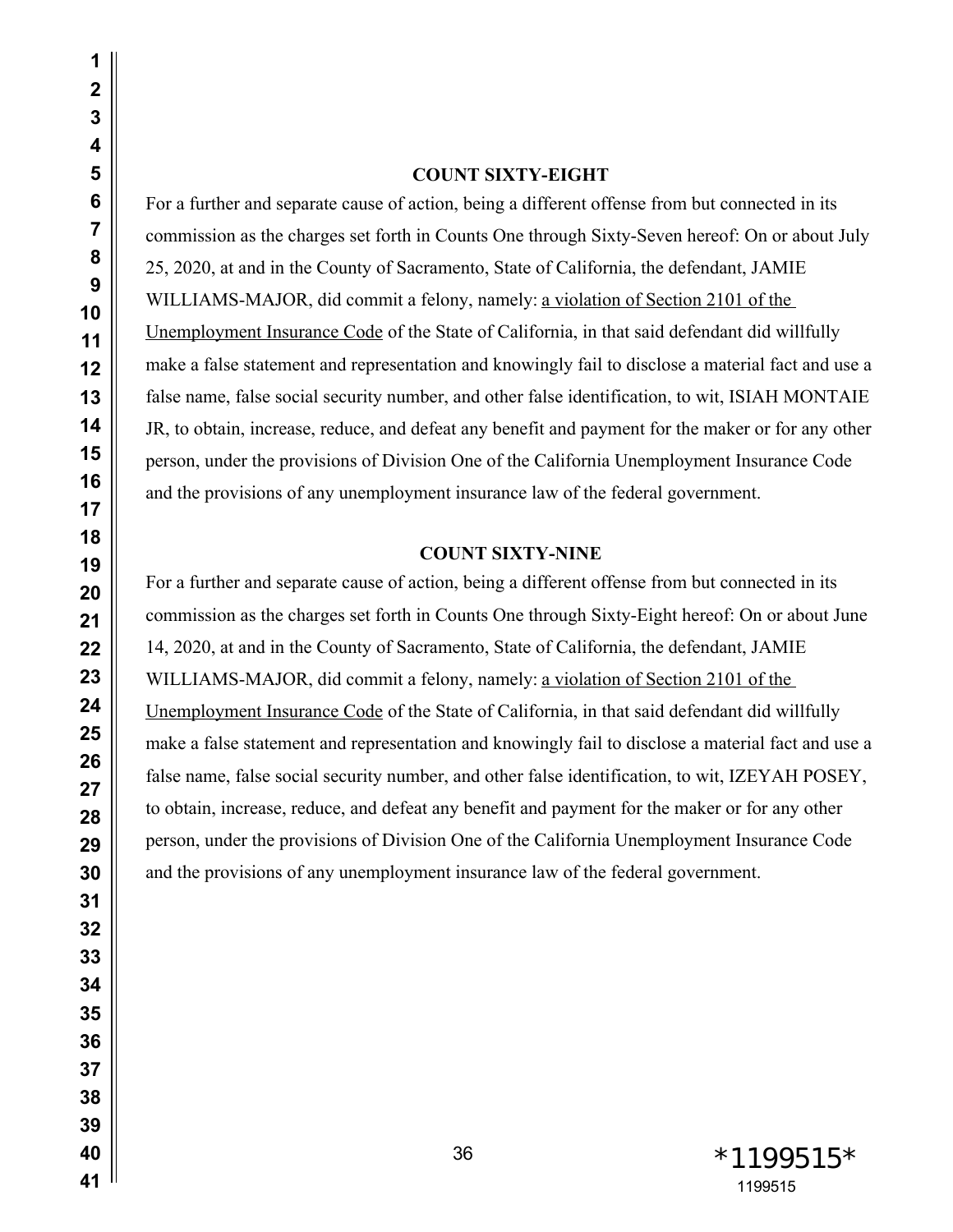**COUNT SIXTY-EIGHT**

For a further and separate cause of action, being a different offense from but connected in its commission as the charges set forth in Counts One through Sixty-Seven hereof: On or about July 25, 2020, at and in the County of Sacramento, State of California, the defendant, JAMIE WILLIAMS-MAJOR, did commit a felony, namely: a violation of Section 2101 of the Unemployment Insurance Code of the State of California, in that said defendant did willfully make a false statement and representation and knowingly fail to disclose a material fact and use a false name, false social security number, and other false identification, to wit, ISIAH MONTAIE JR, to obtain, increase, reduce, and defeat any benefit and payment for the maker or for any other person, under the provisions of Division One of the California Unemployment Insurance Code and the provisions of any unemployment insurance law of the federal government.

**COUNT SIXTY-NINE**

For a further and separate cause of action, being a different offense from but connected in its commission as the charges set forth in Counts One through Sixty-Eight hereof: On or about June 14, 2020, at and in the County of Sacramento, State of California, the defendant, JAMIE WILLIAMS-MAJOR, did commit a felony, namely: a violation of Section 2101 of the Unemployment Insurance Code of the State of California, in that said defendant did willfully make a false statement and representation and knowingly fail to disclose a material fact and use a false name, false social security number, and other false identification, to wit, IZEYAH POSEY, to obtain, increase, reduce, and defeat any benefit and payment for the maker or for any other person, under the provisions of Division One of the California Unemployment Insurance Code and the provisions of any unemployment insurance law of the federal government.

*1199515*
1199515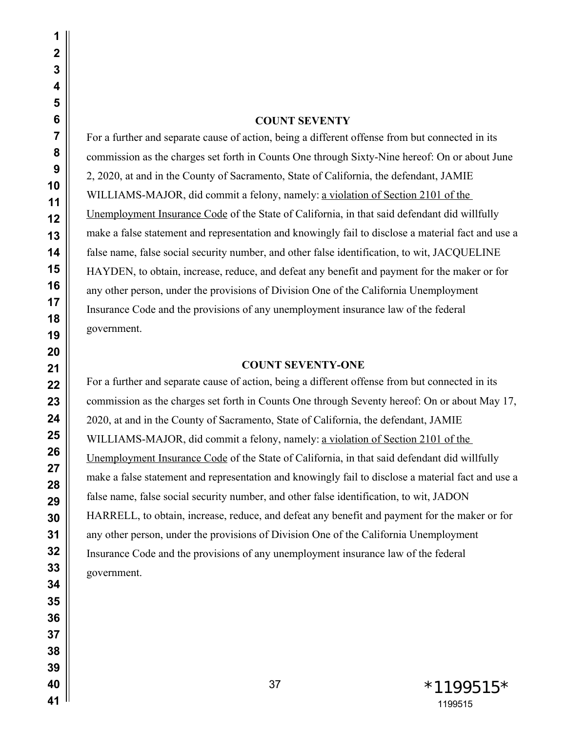**COUNT SEVENTY**

For a further and separate cause of action, being a different offense from but connected in its commission as the charges set forth in Counts One through Sixty-Nine hereof: On or about June 2, 2020, at and in the County of Sacramento, State of California, the defendant, JAMIE WILLIAMS-MAJOR, did commit a felony, namely: <u>a violation of Section 2101 of the Unemployment Insurance Code</u> of the State of California, in that said defendant did willfully make a false statement and representation and knowingly fail to disclose a material fact and use a false name, false social security number, and other false identification, to wit, JACQUELINE HAYDEN, to obtain, increase, reduce, and defeat any benefit and payment for the maker or for any other person, under the provisions of Division One of the California Unemployment Insurance Code and the provisions of any unemployment insurance law of the federal government.

**COUNT SEVENTY-ONE**

For a further and separate cause of action, being a different offense from but connected in its commission as the charges set forth in Counts One through Seventy hereof: On or about May 17, 2020, at and in the County of Sacramento, State of California, the defendant, JAMIE WILLIAMS-MAJOR, did commit a felony, namely: <u>a violation of Section 2101 of the Unemployment Insurance Code</u> of the State of California, in that said defendant did willfully make a false statement and representation and knowingly fail to disclose a material fact and use a false name, false social security number, and other false identification, to wit, JADON HARRELL, to obtain, increase, reduce, and defeat any benefit and payment for the maker or for any other person, under the provisions of Division One of the California Unemployment Insurance Code and the provisions of any unemployment insurance law of the federal government.

*1199515*
1199515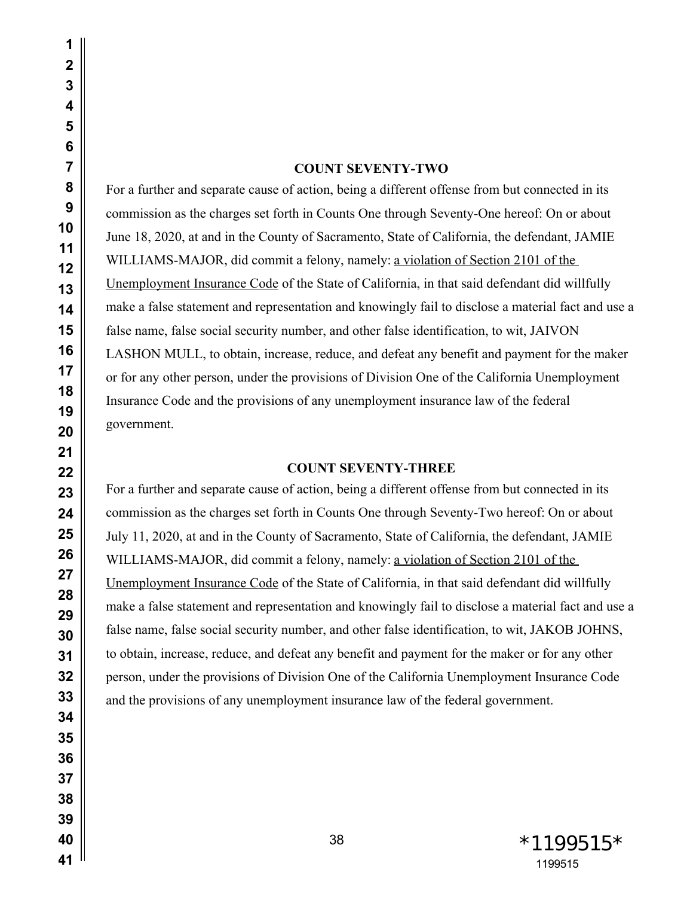**COUNT SEVENTY-TWO**

For a further and separate cause of action, being a different offense from but connected in its commission as the charges set forth in Counts One through Seventy-One hereof: On or about June 18, 2020, at and in the County of Sacramento, State of California, the defendant, JAMIE WILLIAMS-MAJOR, did commit a felony, namely: a violation of Section 2101 of the Unemployment Insurance Code of the State of California, in that said defendant did willfully make a false statement and representation and knowingly fail to disclose a material fact and use a false name, false social security number, and other false identification, to wit, JAIVON LASHON MULL, to obtain, increase, reduce, and defeat any benefit and payment for the maker or for any other person, under the provisions of Division One of the California Unemployment Insurance Code and the provisions of any unemployment insurance law of the federal government.

**COUNT SEVENTY-THREE**

For a further and separate cause of action, being a different offense from but connected in its commission as the charges set forth in Counts One through Seventy-Two hereof: On or about July 11, 2020, at and in the County of Sacramento, State of California, the defendant, JAMIE WILLIAMS-MAJOR, did commit a felony, namely: a violation of Section 2101 of the Unemployment Insurance Code of the State of California, in that said defendant did willfully make a false statement and representation and knowingly fail to disclose a material fact and use a false name, false social security number, and other false identification, to wit, JAKOB JOHNS, to obtain, increase, reduce, and defeat any benefit and payment for the maker or for any other person, under the provisions of Division One of the California Unemployment Insurance Code and the provisions of any unemployment insurance law of the federal government.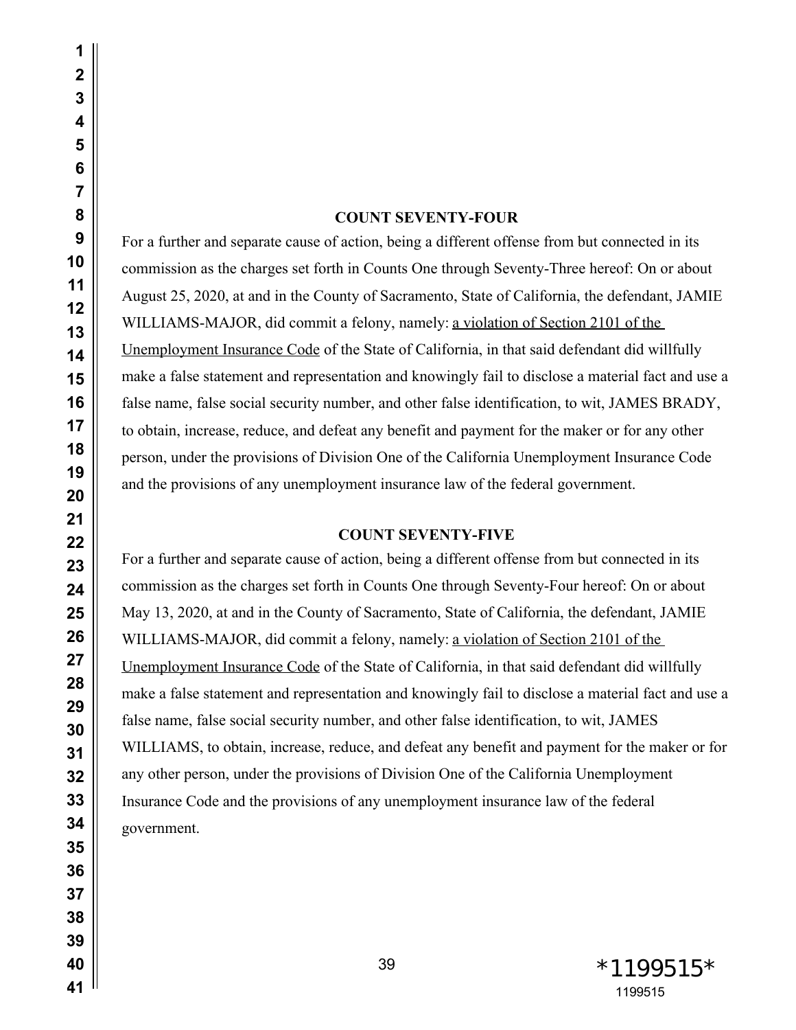**COUNT SEVENTY-FOUR**

For a further and separate cause of action, being a different offense from but connected in its commission as the charges set forth in Counts One through Seventy-Three hereof: On or about August 25, 2020, at and in the County of Sacramento, State of California, the defendant, JAMIE WILLIAMS-MAJOR, did commit a felony, namely: a violation of Section 2101 of the Unemployment Insurance Code of the State of California, in that said defendant did willfully make a false statement and representation and knowingly fail to disclose a material fact and use a false name, false social security number, and other false identification, to wit, JAMES BRADY, to obtain, increase, reduce, and defeat any benefit and payment for the maker or for any other person, under the provisions of Division One of the California Unemployment Insurance Code and the provisions of any unemployment insurance law of the federal government.

**COUNT SEVENTY-FIVE**

For a further and separate cause of action, being a different offense from but connected in its commission as the charges set forth in Counts One through Seventy-Four hereof: On or about May 13, 2020, at and in the County of Sacramento, State of California, the defendant, JAMIE WILLIAMS-MAJOR, did commit a felony, namely: a violation of Section 2101 of the Unemployment Insurance Code of the State of California, in that said defendant did willfully make a false statement and representation and knowingly fail to disclose a material fact and use a false name, false social security number, and other false identification, to wit, JAMES WILLIAMS, to obtain, increase, reduce, and defeat any benefit and payment for the maker or for any other person, under the provisions of Division One of the California Unemployment Insurance Code and the provisions of any unemployment insurance law of the federal government.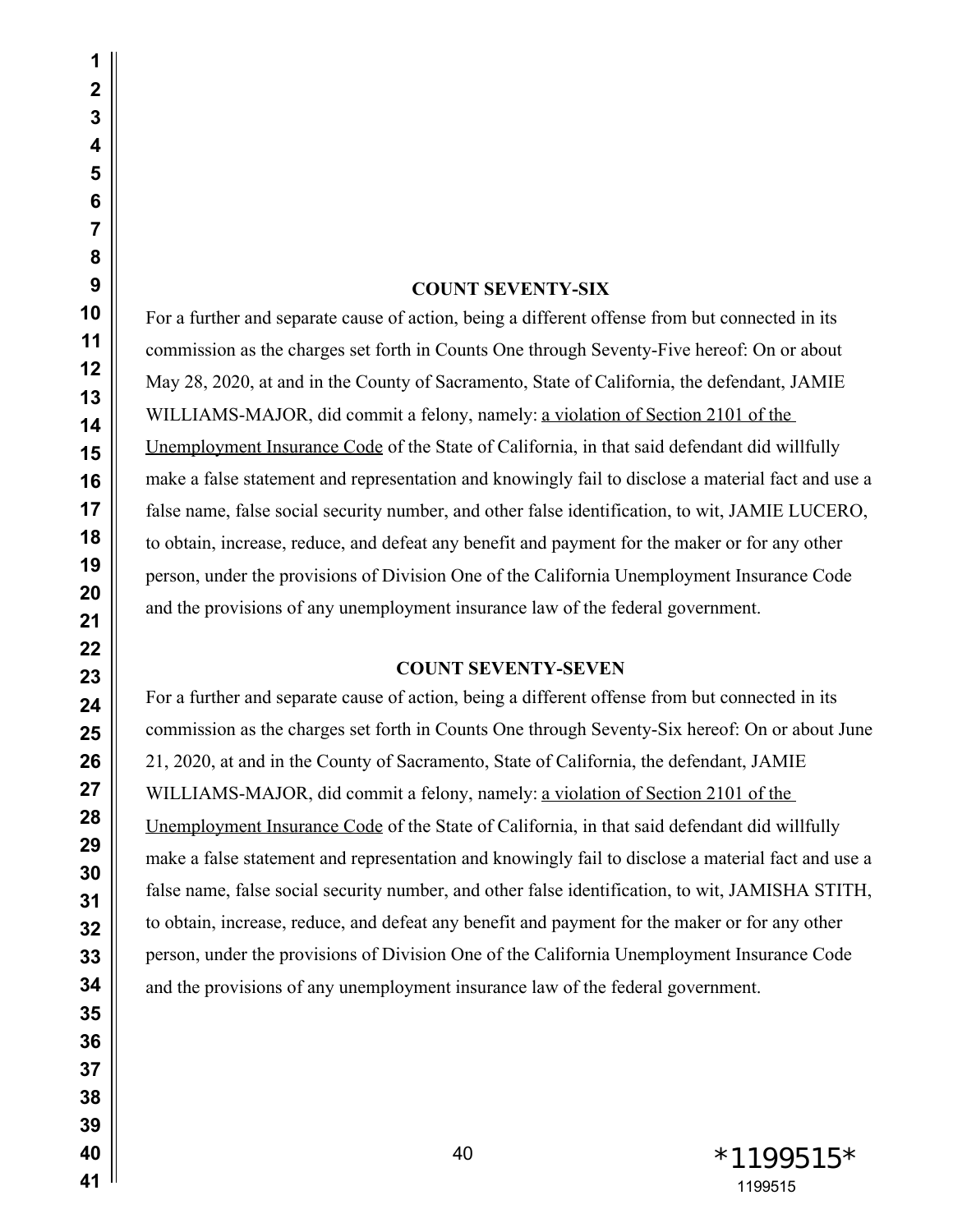**COUNT SEVENTY-SIX**

For a further and separate cause of action, being a different offense from but connected in its commission as the charges set forth in Counts One through Seventy-Five hereof: On or about May 28, 2020, at and in the County of Sacramento, State of California, the defendant, JAMIE WILLIAMS-MAJOR, did commit a felony, namely: a violation of Section 2101 of the Unemployment Insurance Code of the State of California, in that said defendant did willfully make a false statement and representation and knowingly fail to disclose a material fact and use a false name, false social security number, and other false identification, to wit, JAMIE LUCERO, to obtain, increase, reduce, and defeat any benefit and payment for the maker or for any other person, under the provisions of Division One of the California Unemployment Insurance Code and the provisions of any unemployment insurance law of the federal government.

**COUNT SEVENTY-SEVEN**

For a further and separate cause of action, being a different offense from but connected in its commission as the charges set forth in Counts One through Seventy-Six hereof: On or about June 21, 2020, at and in the County of Sacramento, State of California, the defendant, JAMIE WILLIAMS-MAJOR, did commit a felony, namely: a violation of Section 2101 of the Unemployment Insurance Code of the State of California, in that said defendant did willfully make a false statement and representation and knowingly fail to disclose a material fact and use a false name, false social security number, and other false identification, to wit, JAMISHA STITH, to obtain, increase, reduce, and defeat any benefit and payment for the maker or for any other person, under the provisions of Division One of the California Unemployment Insurance Code and the provisions of any unemployment insurance law of the federal government.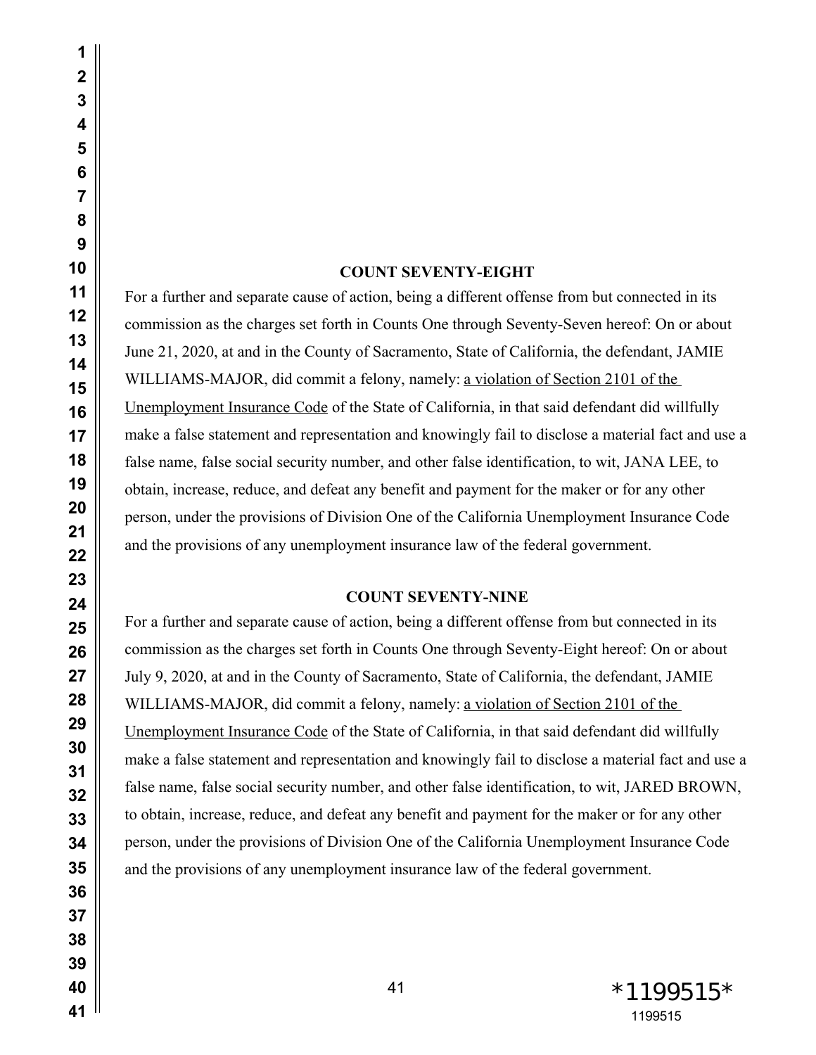**COUNT SEVENTY-EIGHT**

For a further and separate cause of action, being a different offense from but connected in its commission as the charges set forth in Counts One through Seventy-Seven hereof: On or about June 21, 2020, at and in the County of Sacramento, State of California, the defendant, JAMIE WILLIAMS-MAJOR, did commit a felony, namely: a violation of Section 2101 of the Unemployment Insurance Code of the State of California, in that said defendant did willfully make a false statement and representation and knowingly fail to disclose a material fact and use a false name, false social security number, and other false identification, to wit, JANA LEE, to obtain, increase, reduce, and defeat any benefit and payment for the maker or for any other person, under the provisions of Division One of the California Unemployment Insurance Code and the provisions of any unemployment insurance law of the federal government.

**COUNT SEVENTY-NINE**

For a further and separate cause of action, being a different offense from but connected in its commission as the charges set forth in Counts One through Seventy-Eight hereof: On or about July 9, 2020, at and in the County of Sacramento, State of California, the defendant, JAMIE WILLIAMS-MAJOR, did commit a felony, namely: a violation of Section 2101 of the Unemployment Insurance Code of the State of California, in that said defendant did willfully make a false statement and representation and knowingly fail to disclose a material fact and use a false name, false social security number, and other false identification, to wit, JARED BROWN, to obtain, increase, reduce, and defeat any benefit and payment for the maker or for any other person, under the provisions of Division One of the California Unemployment Insurance Code and the provisions of any unemployment insurance law of the federal government.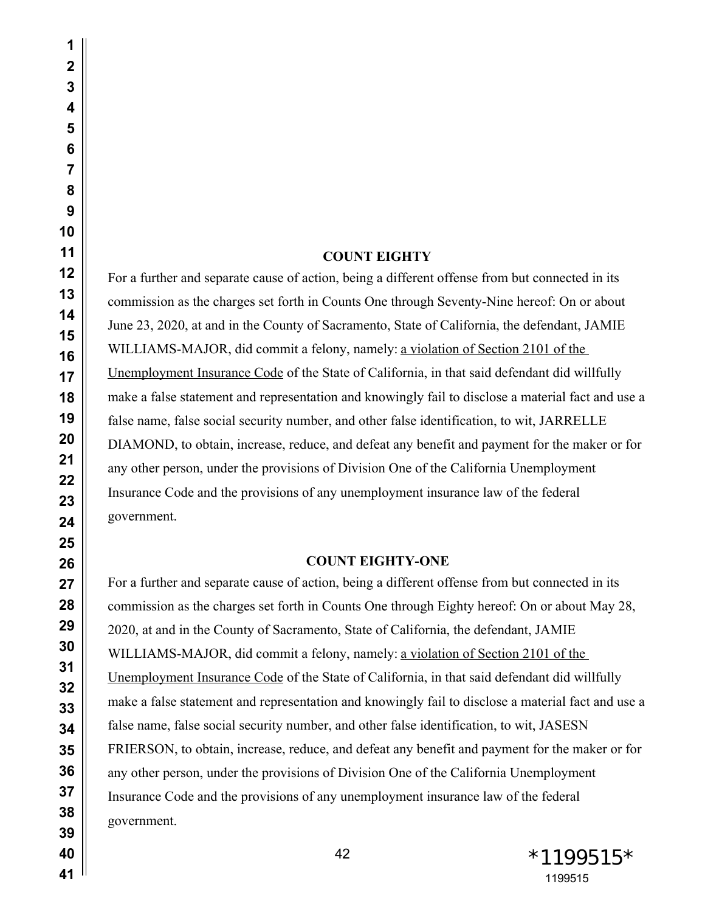**COUNT EIGHTY**

For a further and separate cause of action, being a different offense from but connected in its commission as the charges set forth in Counts One through Seventy-Nine hereof: On or about June 23, 2020, at and in the County of Sacramento, State of California, the defendant, JAMIE WILLIAMS-MAJOR, did commit a felony, namely: <u>a violation of Section 2101 of the Unemployment Insurance Code</u> of the State of California, in that said defendant did willfully make a false statement and representation and knowingly fail to disclose a material fact and use a false name, false social security number, and other false identification, to wit, JARRELLE DIAMOND, to obtain, increase, reduce, and defeat any benefit and payment for the maker or for any other person, under the provisions of Division One of the California Unemployment Insurance Code and the provisions of any unemployment insurance law of the federal government.

**COUNT EIGHTY-ONE**

For a further and separate cause of action, being a different offense from but connected in its commission as the charges set forth in Counts One through Eighty hereof: On or about May 28, 2020, at and in the County of Sacramento, State of California, the defendant, JAMIE WILLIAMS-MAJOR, did commit a felony, namely: <u>a violation of Section 2101 of the Unemployment Insurance Code</u> of the State of California, in that said defendant did willfully make a false statement and representation and knowingly fail to disclose a material fact and use a false name, false social security number, and other false identification, to wit, JASESN FRIERSON, to obtain, increase, reduce, and defeat any benefit and payment for the maker or for any other person, under the provisions of Division One of the California Unemployment Insurance Code and the provisions of any unemployment insurance law of the federal government.

*1199515*
1199515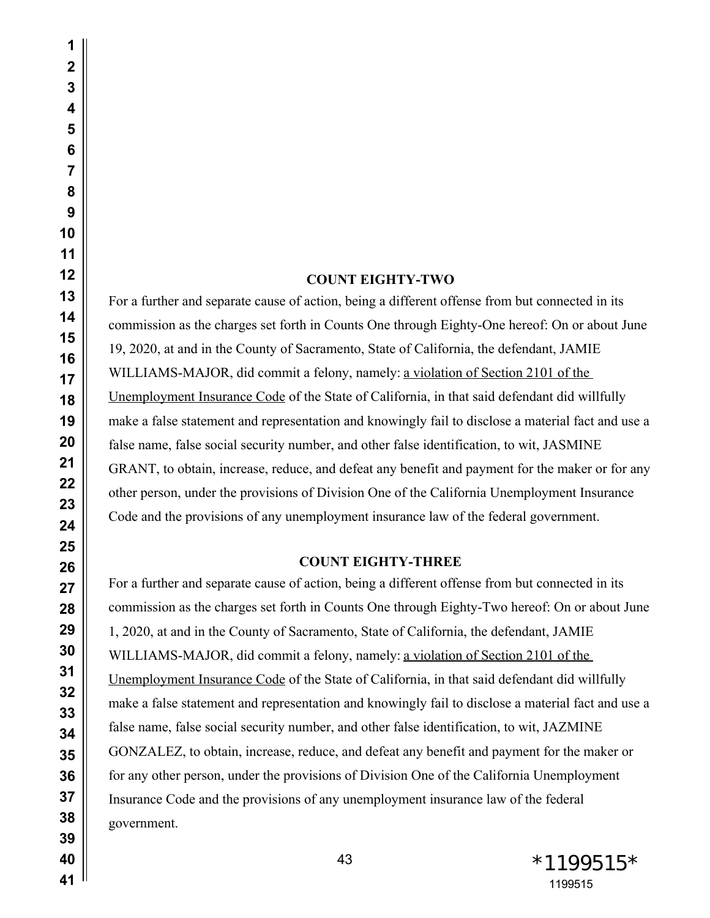**COUNT EIGHTY-TWO**

For a further and separate cause of action, being a different offense from but connected in its commission as the charges set forth in Counts One through Eighty-One hereof: On or about June 19, 2020, at and in the County of Sacramento, State of California, the defendant, JAMIE WILLIAMS-MAJOR, did commit a felony, namely: <u>a violation of Section 2101 of the Unemployment Insurance Code</u> of the State of California, in that said defendant did willfully make a false statement and representation and knowingly fail to disclose a material fact and use a false name, false social security number, and other false identification, to wit, JASMINE GRANT, to obtain, increase, reduce, and defeat any benefit and payment for the maker or for any other person, under the provisions of Division One of the California Unemployment Insurance Code and the provisions of any unemployment insurance law of the federal government.

**COUNT EIGHTY-THREE**

For a further and separate cause of action, being a different offense from but connected in its commission as the charges set forth in Counts One through Eighty-Two hereof: On or about June 1, 2020, at and in the County of Sacramento, State of California, the defendant, JAMIE WILLIAMS-MAJOR, did commit a felony, namely: <u>a violation of Section 2101 of the Unemployment Insurance Code</u> of the State of California, in that said defendant did willfully make a false statement and representation and knowingly fail to disclose a material fact and use a false name, false social security number, and other false identification, to wit, JAZMINE GONZALEZ, to obtain, increase, reduce, and defeat any benefit and payment for the maker or for any other person, under the provisions of Division One of the California Unemployment Insurance Code and the provisions of any unemployment insurance law of the federal government.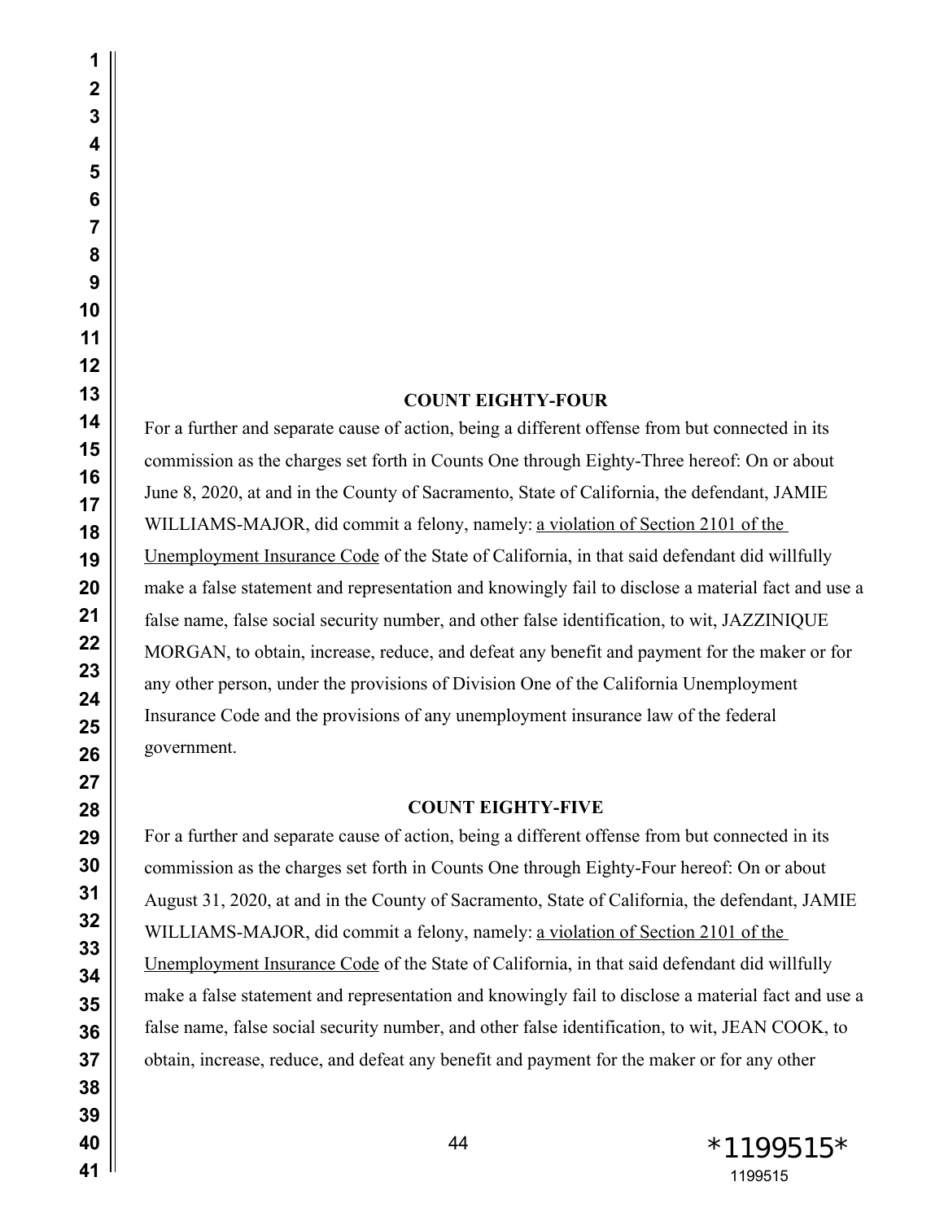**COUNT EIGHTY-FOUR**

For a further and separate cause of action, being a different offense from but connected in its commission as the charges set forth in Counts One through Eighty-Three hereof: On or about June 8, 2020, at and in the County of Sacramento, State of California, the defendant, JAMIE WILLIAMS-MAJOR, did commit a felony, namely: <u>a violation of Section 2101 of the Unemployment Insurance Code</u> of the State of California, in that said defendant did willfully make a false statement and representation and knowingly fail to disclose a material fact and use a false name, false social security number, and other false identification, to wit, JAZZINIQUE MORGAN, to obtain, increase, reduce, and defeat any benefit and payment for the maker or for any other person, under the provisions of Division One of the California Unemployment Insurance Code and the provisions of any unemployment insurance law of the federal government.

**COUNT EIGHTY-FIVE**

For a further and separate cause of action, being a different offense from but connected in its commission as the charges set forth in Counts One through Eighty-Four hereof: On or about August 31, 2020, at and in the County of Sacramento, State of California, the defendant, JAMIE WILLIAMS-MAJOR, did commit a felony, namely: <u>a violation of Section 2101 of the Unemployment Insurance Code</u> of the State of California, in that said defendant did willfully make a false statement and representation and knowingly fail to disclose a material fact and use a false name, false social security number, and other false identification, to wit, JEAN COOK, to obtain, increase, reduce, and defeat any benefit and payment for the maker or for any other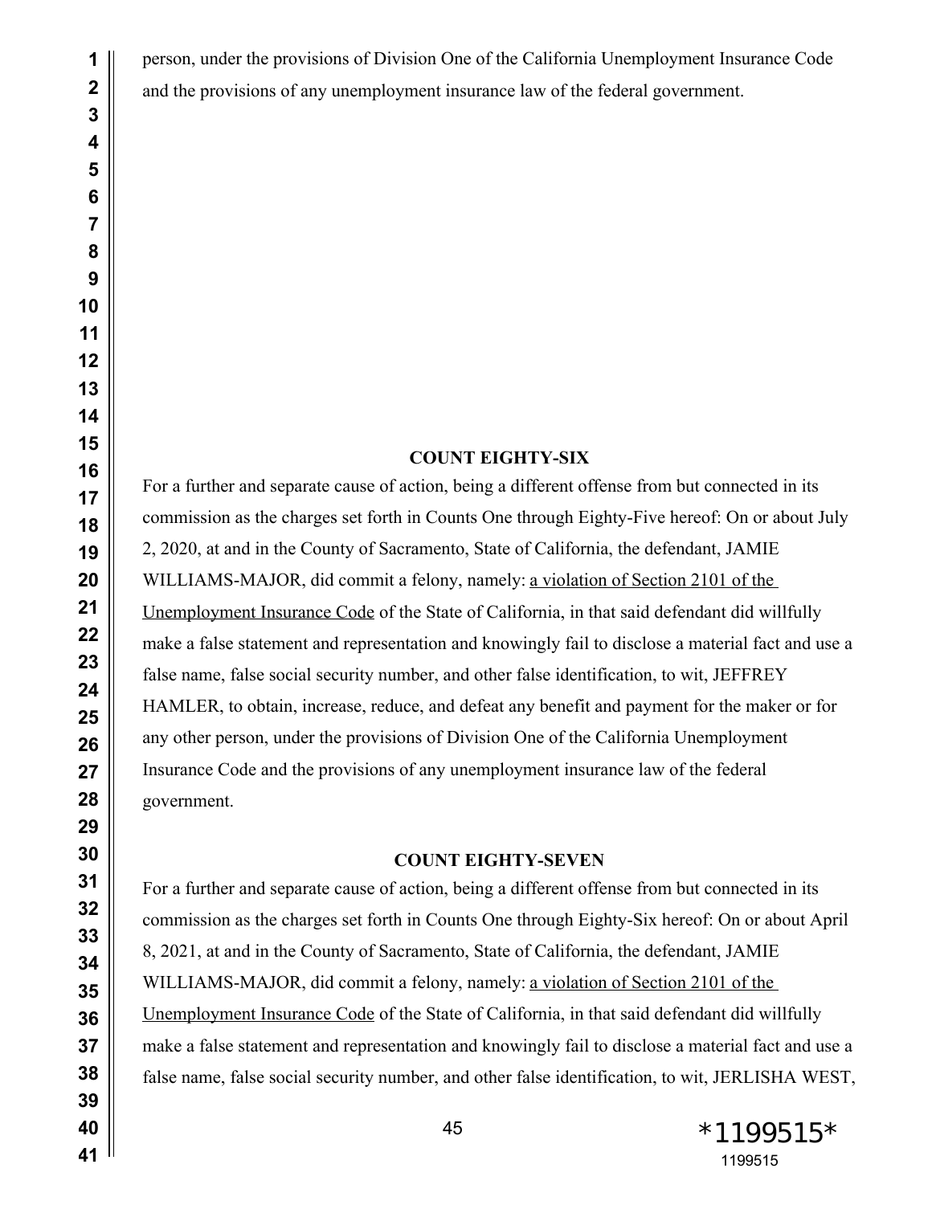person, under the provisions of Division One of the California Unemployment Insurance Code and the provisions of any unemployment insurance law of the federal government.

**COUNT EIGHTY-SIX**

For a further and separate cause of action, being a different offense from but connected in its commission as the charges set forth in Counts One through Eighty-Five hereof: On or about July 2, 2020, at and in the County of Sacramento, State of California, the defendant, JAMIE WILLIAMS-MAJOR, did commit a felony, namely: a violation of Section 2101 of the Unemployment Insurance Code of the State of California, in that said defendant did willfully make a false statement and representation and knowingly fail to disclose a material fact and use a false name, false social security number, and other false identification, to wit, JEFFREY HAMLER, to obtain, increase, reduce, and defeat any benefit and payment for the maker or for any other person, under the provisions of Division One of the California Unemployment Insurance Code and the provisions of any unemployment insurance law of the federal government.

**COUNT EIGHTY-SEVEN**

For a further and separate cause of action, being a different offense from but connected in its commission as the charges set forth in Counts One through Eighty-Six hereof: On or about April 8, 2021, at and in the County of Sacramento, State of California, the defendant, JAMIE WILLIAMS-MAJOR, did commit a felony, namely: a violation of Section 2101 of the Unemployment Insurance Code of the State of California, in that said defendant did willfully make a false statement and representation and knowingly fail to disclose a material fact and use a false name, false social security number, and other false identification, to wit, JERLISHA WEST,

*1199515*
1199515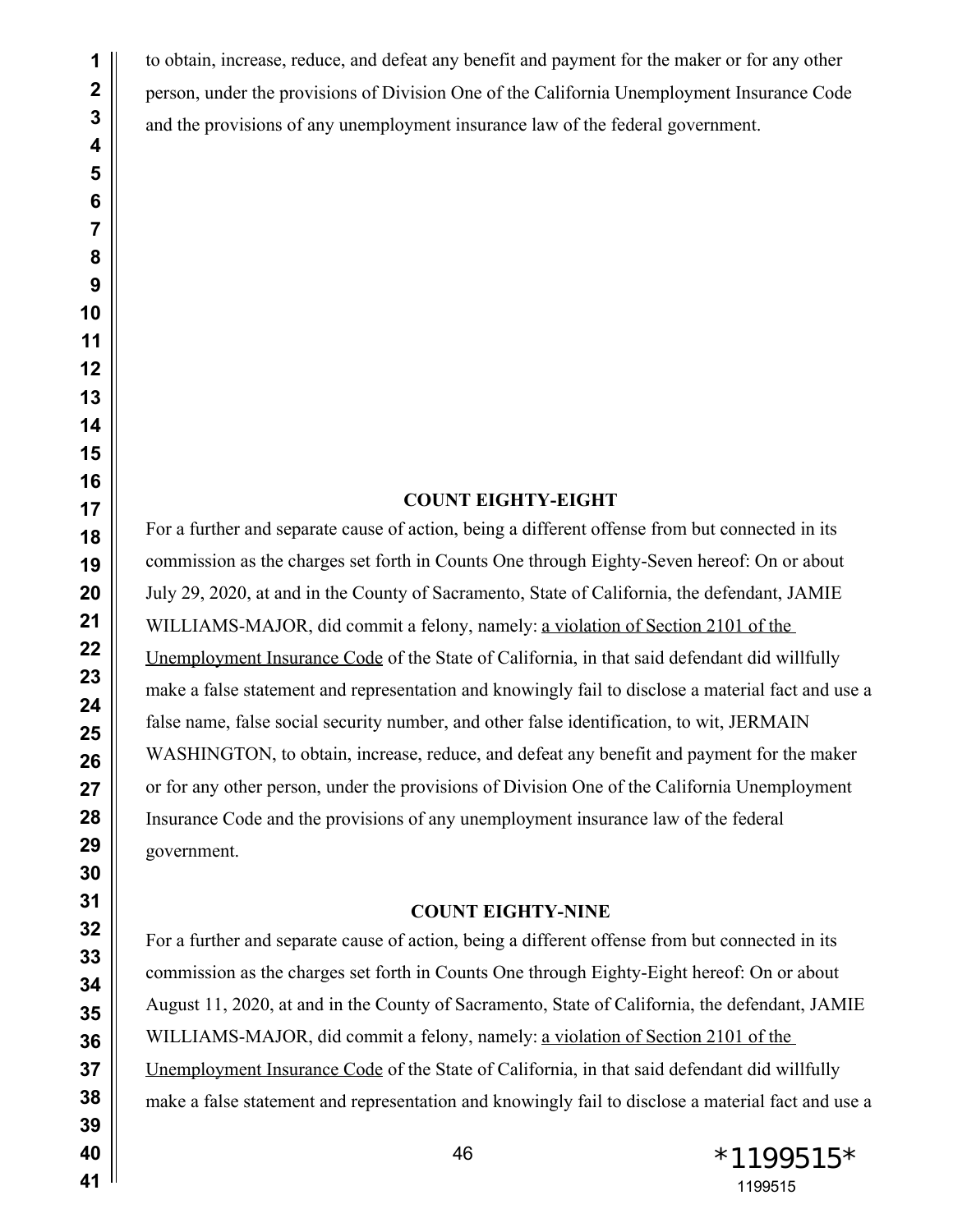to obtain, increase, reduce, and defeat any benefit and payment for the maker or for any other person, under the provisions of Division One of the California Unemployment Insurance Code and the provisions of any unemployment insurance law of the federal government.

**COUNT EIGHTY-EIGHT**

For a further and separate cause of action, being a different offense from but connected in its commission as the charges set forth in Counts One through Eighty-Seven hereof: On or about July 29, 2020, at and in the County of Sacramento, State of California, the defendant, JAMIE WILLIAMS-MAJOR, did commit a felony, namely: a violation of Section 2101 of the Unemployment Insurance Code of the State of California, in that said defendant did willfully make a false statement and representation and knowingly fail to disclose a material fact and use a false name, false social security number, and other false identification, to wit, JERMAIN WASHINGTON, to obtain, increase, reduce, and defeat any benefit and payment for the maker or for any other person, under the provisions of Division One of the California Unemployment Insurance Code and the provisions of any unemployment insurance law of the federal government.

**COUNT EIGHTY-NINE**

For a further and separate cause of action, being a different offense from but connected in its commission as the charges set forth in Counts One through Eighty-Eight hereof: On or about August 11, 2020, at and in the County of Sacramento, State of California, the defendant, JAMIE WILLIAMS-MAJOR, did commit a felony, namely: a violation of Section 2101 of the Unemployment Insurance Code of the State of California, in that said defendant did willfully make a false statement and representation and knowingly fail to disclose a material fact and use a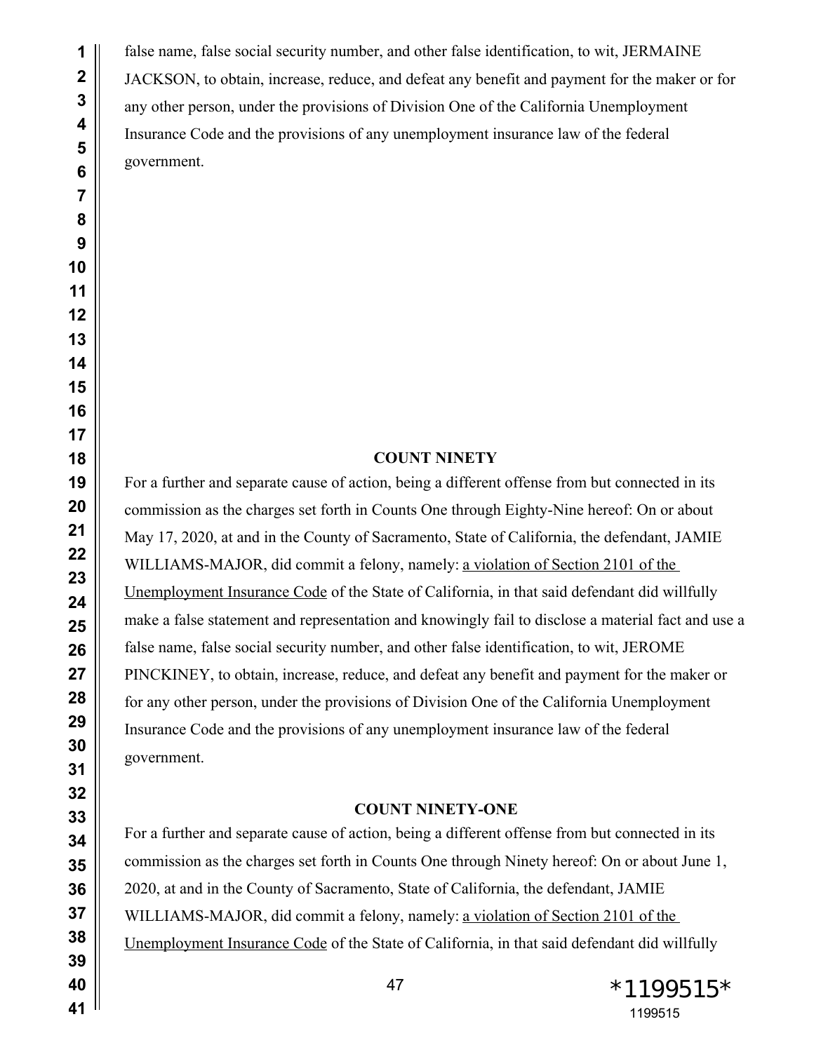false name, false social security number, and other false identification, to wit, JERMAINE JACKSON, to obtain, increase, reduce, and defeat any benefit and payment for the maker or for any other person, under the provisions of Division One of the California Unemployment Insurance Code and the provisions of any unemployment insurance law of the federal government.

**COUNT NINETY**

For a further and separate cause of action, being a different offense from but connected in its commission as the charges set forth in Counts One through Eighty-Nine hereof: On or about May 17, 2020, at and in the County of Sacramento, State of California, the defendant, JAMIE WILLIAMS-MAJOR, did commit a felony, namely: a violation of Section 2101 of the Unemployment Insurance Code of the State of California, in that said defendant did willfully make a false statement and representation and knowingly fail to disclose a material fact and use a false name, false social security number, and other false identification, to wit, JEROME PINCKINEY, to obtain, increase, reduce, and defeat any benefit and payment for the maker or for any other person, under the provisions of Division One of the California Unemployment Insurance Code and the provisions of any unemployment insurance law of the federal government.

**COUNT NINETY-ONE**

For a further and separate cause of action, being a different offense from but connected in its commission as the charges set forth in Counts One through Ninety hereof: On or about June 1, 2020, at and in the County of Sacramento, State of California, the defendant, JAMIE WILLIAMS-MAJOR, did commit a felony, namely: a violation of Section 2101 of the Unemployment Insurance Code of the State of California, in that said defendant did willfully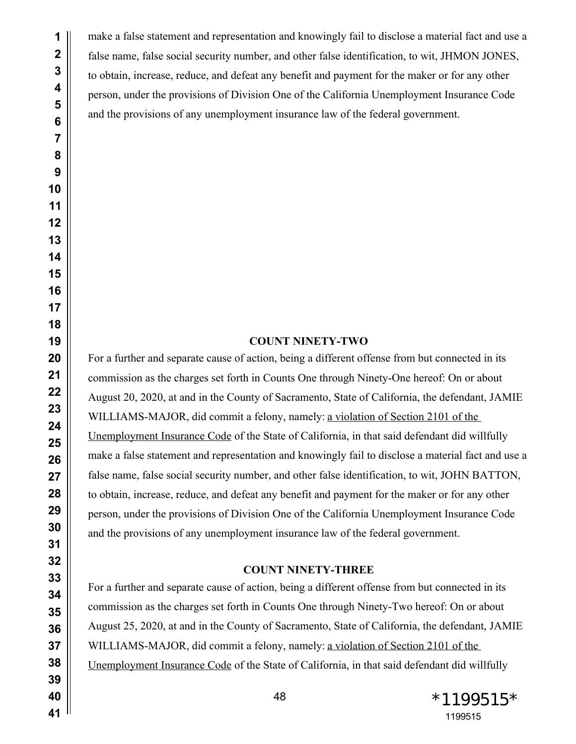make a false statement and representation and knowingly fail to disclose a material fact and use a false name, false social security number, and other false identification, to wit, JHMON JONES, to obtain, increase, reduce, and defeat any benefit and payment for the maker or for any other person, under the provisions of Division One of the California Unemployment Insurance Code and the provisions of any unemployment insurance law of the federal government.

**COUNT NINETY-TWO**

For a further and separate cause of action, being a different offense from but connected in its commission as the charges set forth in Counts One through Ninety-One hereof: On or about August 20, 2020, at and in the County of Sacramento, State of California, the defendant, JAMIE WILLIAMS-MAJOR, did commit a felony, namely: a violation of Section 2101 of the Unemployment Insurance Code of the State of California, in that said defendant did willfully make a false statement and representation and knowingly fail to disclose a material fact and use a false name, false social security number, and other false identification, to wit, JOHN BATTON, to obtain, increase, reduce, and defeat any benefit and payment for the maker or for any other person, under the provisions of Division One of the California Unemployment Insurance Code and the provisions of any unemployment insurance law of the federal government.

**COUNT NINETY-THREE**

For a further and separate cause of action, being a different offense from but connected in its commission as the charges set forth in Counts One through Ninety-Two hereof: On or about August 25, 2020, at and in the County of Sacramento, State of California, the defendant, JAMIE WILLIAMS-MAJOR, did commit a felony, namely: a violation of Section 2101 of the Unemployment Insurance Code of the State of California, in that said defendant did willfully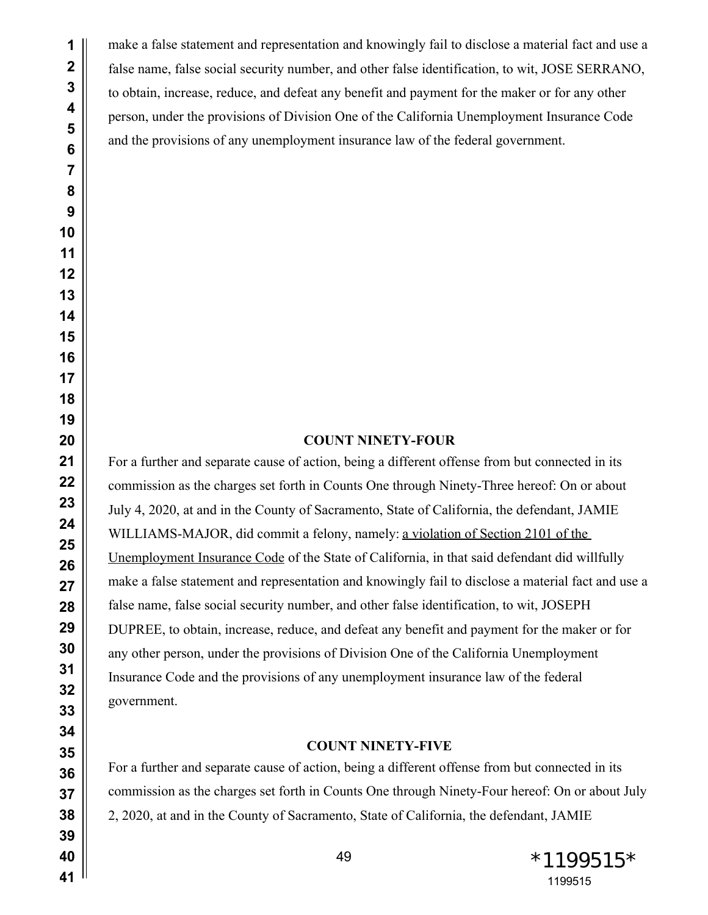make a false statement and representation and knowingly fail to disclose a material fact and use a false name, false social security number, and other false identification, to wit, JOSE SERRANO, to obtain, increase, reduce, and defeat any benefit and payment for the maker or for any other person, under the provisions of Division One of the California Unemployment Insurance Code and the provisions of any unemployment insurance law of the federal government.

**COUNT NINETY-FOUR**

For a further and separate cause of action, being a different offense from but connected in its commission as the charges set forth in Counts One through Ninety-Three hereof: On or about July 4, 2020, at and in the County of Sacramento, State of California, the defendant, JAMIE WILLIAMS-MAJOR, did commit a felony, namely: a violation of Section 2101 of the Unemployment Insurance Code of the State of California, in that said defendant did willfully make a false statement and representation and knowingly fail to disclose a material fact and use a false name, false social security number, and other false identification, to wit, JOSEPH DUPREE, to obtain, increase, reduce, and defeat any benefit and payment for the maker or for any other person, under the provisions of Division One of the California Unemployment Insurance Code and the provisions of any unemployment insurance law of the federal government.

**COUNT NINETY-FIVE**

For a further and separate cause of action, being a different offense from but connected in its commission as the charges set forth in Counts One through Ninety-Four hereof: On or about July 2, 2020, at and in the County of Sacramento, State of California, the defendant, JAMIE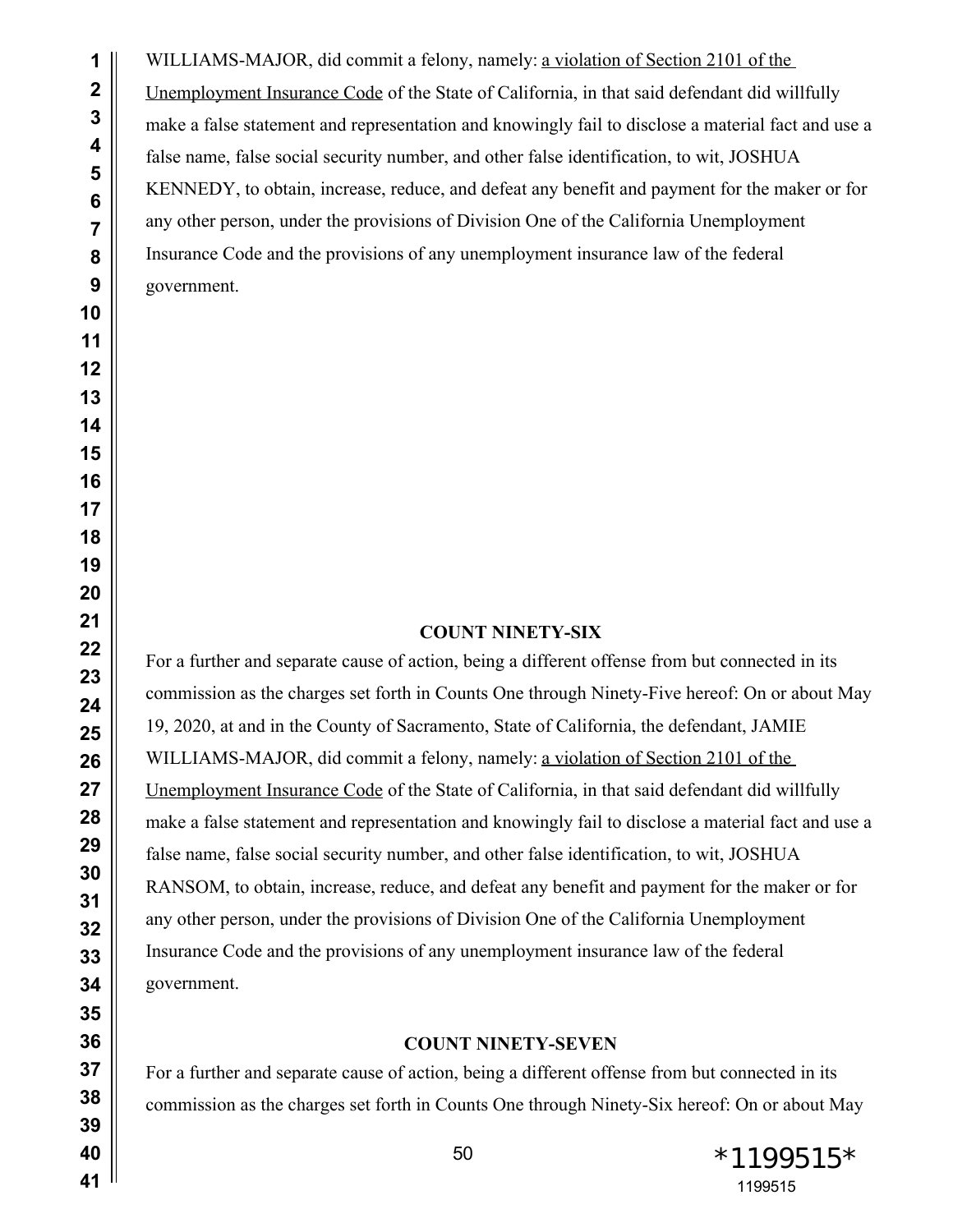WILLIAMS-MAJOR, did commit a felony, namely: a violation of Section 2101 of the Unemployment Insurance Code of the State of California, in that said defendant did willfully make a false statement and representation and knowingly fail to disclose a material fact and use a false name, false social security number, and other false identification, to wit, JOSHUA KENNEDY, to obtain, increase, reduce, and defeat any benefit and payment for the maker or for any other person, under the provisions of Division One of the California Unemployment Insurance Code and the provisions of any unemployment insurance law of the federal government.

**COUNT NINETY-SIX**

For a further and separate cause of action, being a different offense from but connected in its commission as the charges set forth in Counts One through Ninety-Five hereof: On or about May 19, 2020, at and in the County of Sacramento, State of California, the defendant, JAMIE WILLIAMS-MAJOR, did commit a felony, namely: a violation of Section 2101 of the Unemployment Insurance Code of the State of California, in that said defendant did willfully make a false statement and representation and knowingly fail to disclose a material fact and use a false name, false social security number, and other false identification, to wit, JOSHUA RANSOM, to obtain, increase, reduce, and defeat any benefit and payment for the maker or for any other person, under the provisions of Division One of the California Unemployment Insurance Code and the provisions of any unemployment insurance law of the federal government.

**COUNT NINETY-SEVEN**

For a further and separate cause of action, being a different offense from but connected in its commission as the charges set forth in Counts One through Ninety-Six hereof: On or about May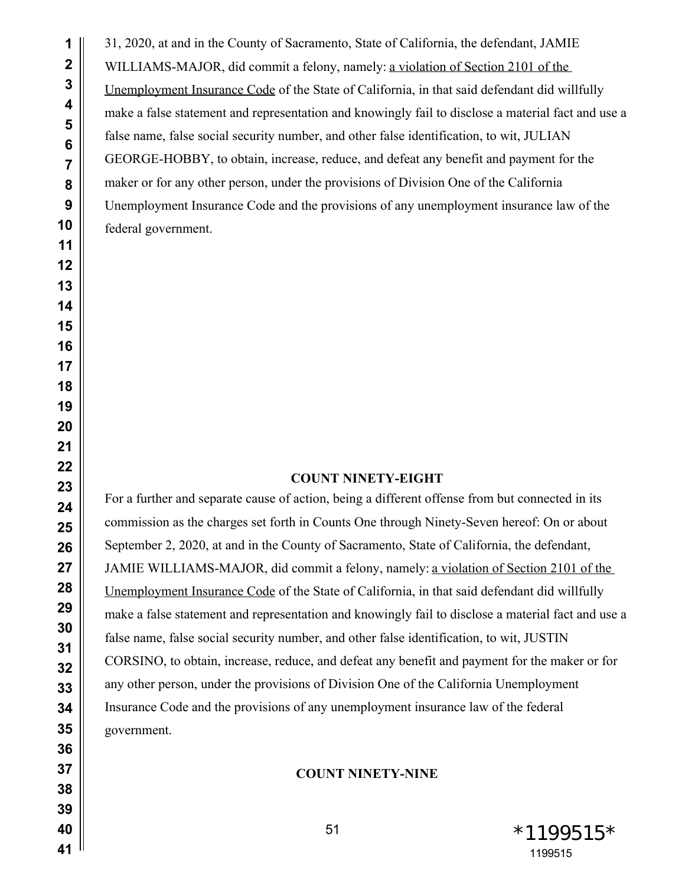31, 2020, at and in the County of Sacramento, State of California, the defendant, JAMIE WILLIAMS-MAJOR, did commit a felony, namely: a violation of Section 2101 of the Unemployment Insurance Code of the State of California, in that said defendant did willfully make a false statement and representation and knowingly fail to disclose a material fact and use a false name, false social security number, and other false identification, to wit, JULIAN GEORGE-HOBBY, to obtain, increase, reduce, and defeat any benefit and payment for the maker or for any other person, under the provisions of Division One of the California Unemployment Insurance Code and the provisions of any unemployment insurance law of the federal government.

**COUNT NINETY-EIGHT**

For a further and separate cause of action, being a different offense from but connected in its commission as the charges set forth in Counts One through Ninety-Seven hereof: On or about September 2, 2020, at and in the County of Sacramento, State of California, the defendant, JAMIE WILLIAMS-MAJOR, did commit a felony, namely: a violation of Section 2101 of the Unemployment Insurance Code of the State of California, in that said defendant did willfully make a false statement and representation and knowingly fail to disclose a material fact and use a false name, false social security number, and other false identification, to wit, JUSTIN CORSINO, to obtain, increase, reduce, and defeat any benefit and payment for the maker or for any other person, under the provisions of Division One of the California Unemployment Insurance Code and the provisions of any unemployment insurance law of the federal government.

**COUNT NINETY-NINE**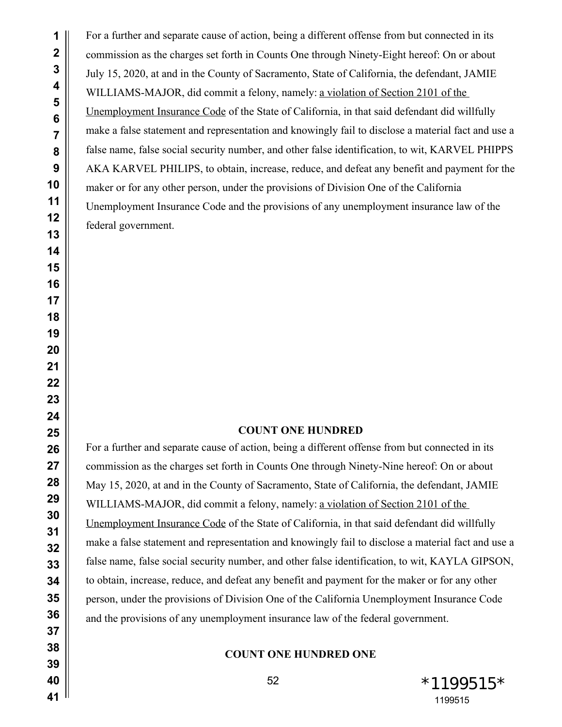For a further and separate cause of action, being a different offense from but connected in its commission as the charges set forth in Counts One through Ninety-Eight hereof: On or about July 15, 2020, at and in the County of Sacramento, State of California, the defendant, JAMIE WILLIAMS-MAJOR, did commit a felony, namely: a violation of Section 2101 of the Unemployment Insurance Code of the State of California, in that said defendant did willfully make a false statement and representation and knowingly fail to disclose a material fact and use a false name, false social security number, and other false identification, to wit, KARVEL PHIPPS AKA KARVEL PHILIPS, to obtain, increase, reduce, and defeat any benefit and payment for the maker or for any other person, under the provisions of Division One of the California Unemployment Insurance Code and the provisions of any unemployment insurance law of the federal government.

**COUNT ONE HUNDRED**

For a further and separate cause of action, being a different offense from but connected in its commission as the charges set forth in Counts One through Ninety-Nine hereof: On or about May 15, 2020, at and in the County of Sacramento, State of California, the defendant, JAMIE WILLIAMS-MAJOR, did commit a felony, namely: a violation of Section 2101 of the Unemployment Insurance Code of the State of California, in that said defendant did willfully make a false statement and representation and knowingly fail to disclose a material fact and use a false name, false social security number, and other false identification, to wit, KAYLA GIPSON, to obtain, increase, reduce, and defeat any benefit and payment for the maker or for any other person, under the provisions of Division One of the California Unemployment Insurance Code and the provisions of any unemployment insurance law of the federal government.

**COUNT ONE HUNDRED ONE**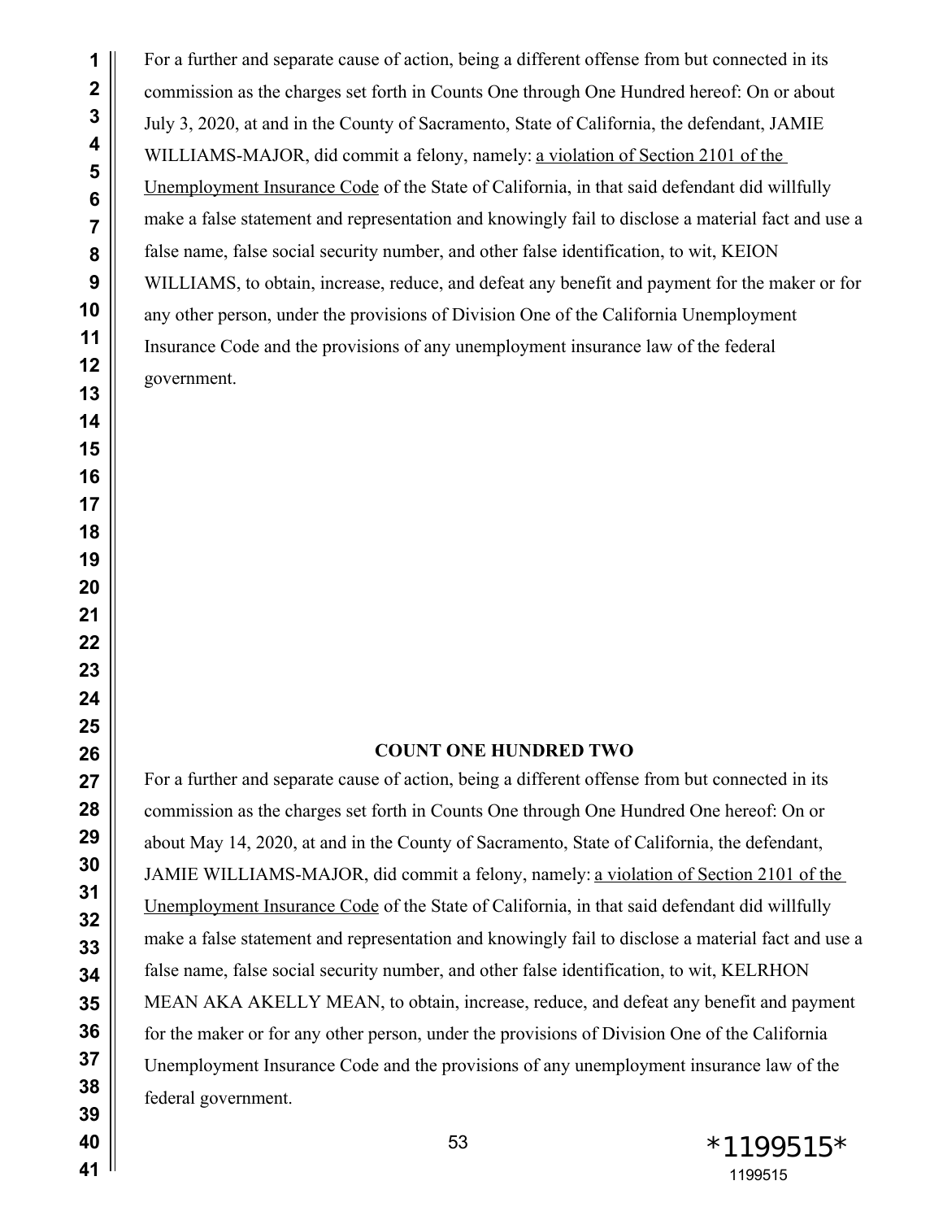For a further and separate cause of action, being a different offense from but connected in its commission as the charges set forth in Counts One through One Hundred hereof: On or about July 3, 2020, at and in the County of Sacramento, State of California, the defendant, JAMIE WILLIAMS-MAJOR, did commit a felony, namely: a violation of Section 2101 of the Unemployment Insurance Code of the State of California, in that said defendant did willfully make a false statement and representation and knowingly fail to disclose a material fact and use a false name, false social security number, and other false identification, to wit, KEION WILLIAMS, to obtain, increase, reduce, and defeat any benefit and payment for the maker or for any other person, under the provisions of Division One of the California Unemployment Insurance Code and the provisions of any unemployment insurance law of the federal government.

**COUNT ONE HUNDRED TWO**

For a further and separate cause of action, being a different offense from but connected in its commission as the charges set forth in Counts One through One Hundred One hereof: On or about May 14, 2020, at and in the County of Sacramento, State of California, the defendant, JAMIE WILLIAMS-MAJOR, did commit a felony, namely: a violation of Section 2101 of the Unemployment Insurance Code of the State of California, in that said defendant did willfully make a false statement and representation and knowingly fail to disclose a material fact and use a false name, false social security number, and other false identification, to wit, KELRHON MEAN AKA AKELLY MEAN, to obtain, increase, reduce, and defeat any benefit and payment for the maker or for any other person, under the provisions of Division One of the California Unemployment Insurance Code and the provisions of any unemployment insurance law of the federal government.

*1199515*
1199515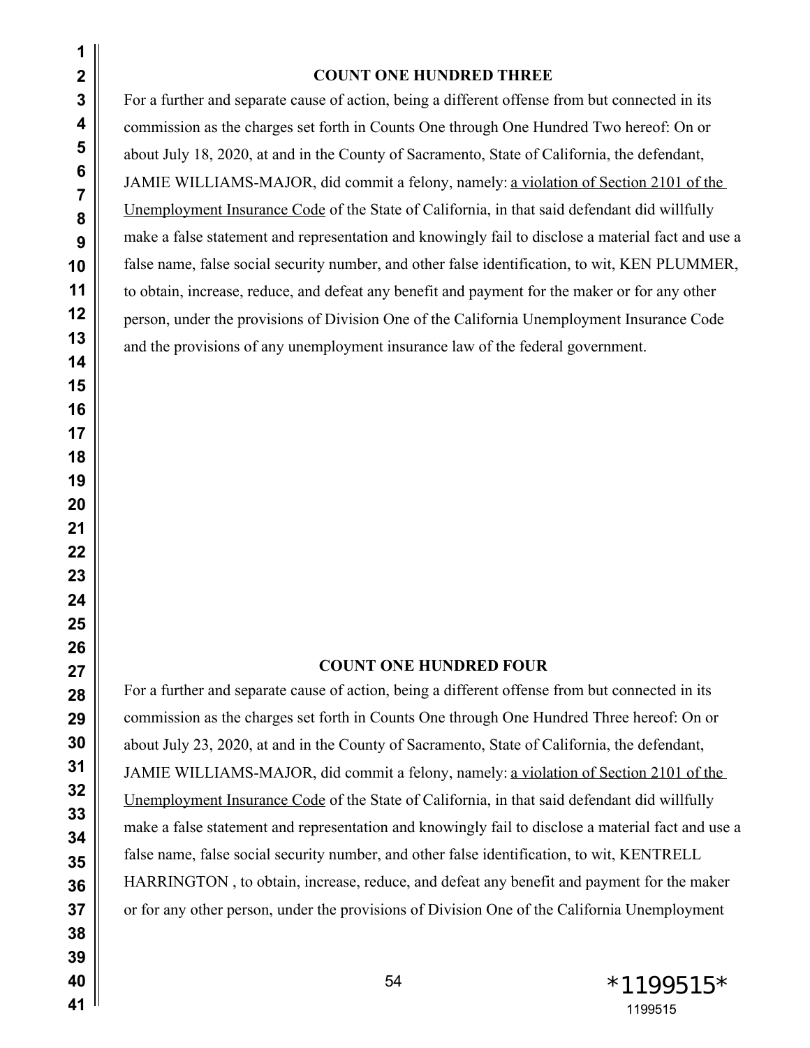**COUNT ONE HUNDRED THREE**

For a further and separate cause of action, being a different offense from but connected in its commission as the charges set forth in Counts One through One Hundred Two hereof: On or about July 18, 2020, at and in the County of Sacramento, State of California, the defendant, JAMIE WILLIAMS-MAJOR, did commit a felony, namely: <u>a violation of Section 2101 of the Unemployment Insurance Code</u> of the State of California, in that said defendant did willfully make a false statement and representation and knowingly fail to disclose a material fact and use a false name, false social security number, and other false identification, to wit, KEN PLUMMER, to obtain, increase, reduce, and defeat any benefit and payment for the maker or for any other person, under the provisions of Division One of the California Unemployment Insurance Code and the provisions of any unemployment insurance law of the federal government.

**COUNT ONE HUNDRED FOUR**

For a further and separate cause of action, being a different offense from but connected in its commission as the charges set forth in Counts One through One Hundred Three hereof: On or about July 23, 2020, at and in the County of Sacramento, State of California, the defendant, JAMIE WILLIAMS-MAJOR, did commit a felony, namely: <u>a violation of Section 2101 of the Unemployment Insurance Code</u> of the State of California, in that said defendant did willfully make a false statement and representation and knowingly fail to disclose a material fact and use a false name, false social security number, and other false identification, to wit, KENTRELL HARRINGTON , to obtain, increase, reduce, and defeat any benefit and payment for the maker or for any other person, under the provisions of Division One of the California Unemployment

*1199515*
1199515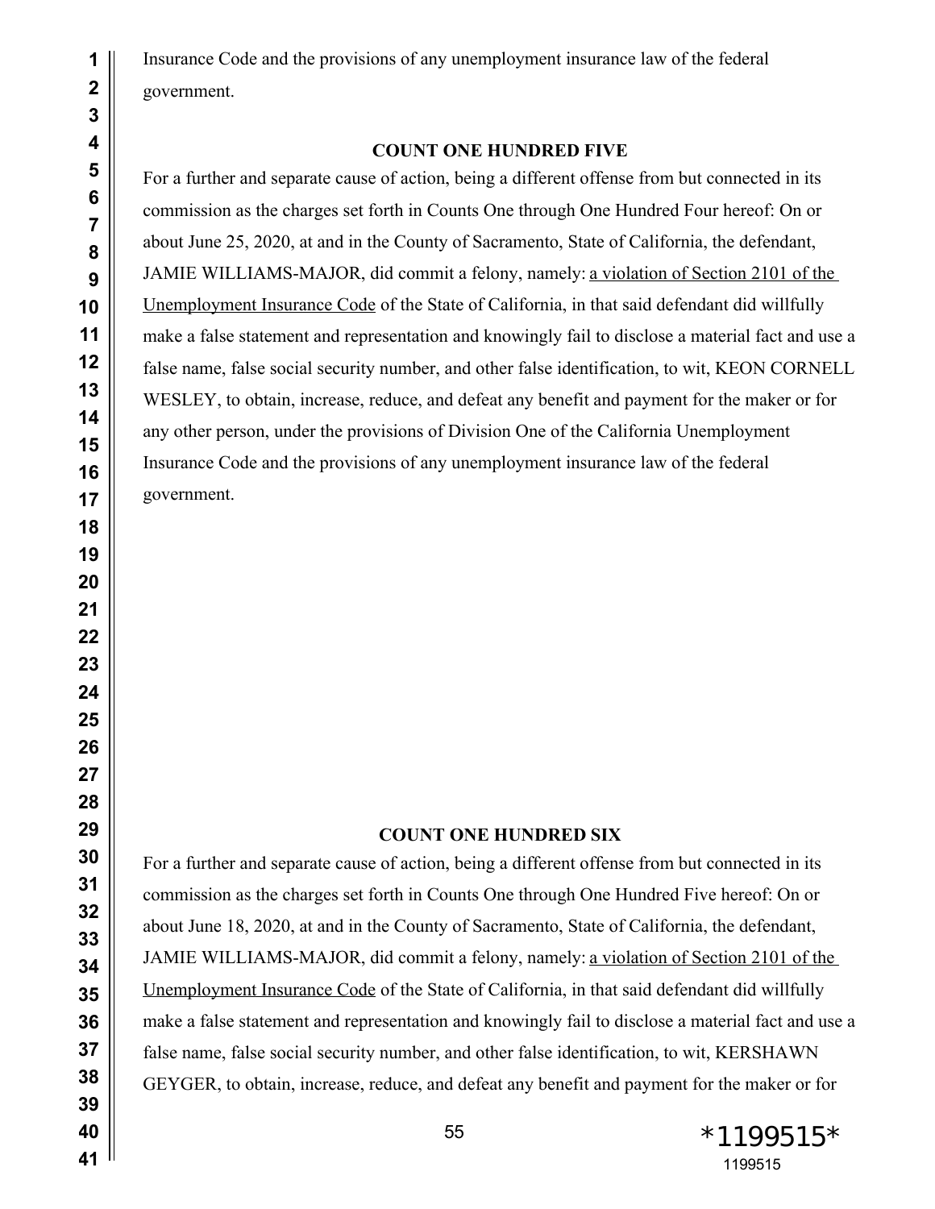Insurance Code and the provisions of any unemployment insurance law of the federal government.

**COUNT ONE HUNDRED FIVE**

For a further and separate cause of action, being a different offense from but connected in its commission as the charges set forth in Counts One through One Hundred Four hereof: On or about June 25, 2020, at and in the County of Sacramento, State of California, the defendant, JAMIE WILLIAMS-MAJOR, did commit a felony, namely: a violation of Section 2101 of the Unemployment Insurance Code of the State of California, in that said defendant did willfully make a false statement and representation and knowingly fail to disclose a material fact and use a false name, false social security number, and other false identification, to wit, KEON CORNELL WESLEY, to obtain, increase, reduce, and defeat any benefit and payment for the maker or for any other person, under the provisions of Division One of the California Unemployment Insurance Code and the provisions of any unemployment insurance law of the federal government.

**COUNT ONE HUNDRED SIX**

For a further and separate cause of action, being a different offense from but connected in its commission as the charges set forth in Counts One through One Hundred Five hereof: On or about June 18, 2020, at and in the County of Sacramento, State of California, the defendant, JAMIE WILLIAMS-MAJOR, did commit a felony, namely: a violation of Section 2101 of the Unemployment Insurance Code of the State of California, in that said defendant did willfully make a false statement and representation and knowingly fail to disclose a material fact and use a false name, false social security number, and other false identification, to wit, KERSHAWN GEYGER, to obtain, increase, reduce, and defeat any benefit and payment for the maker or for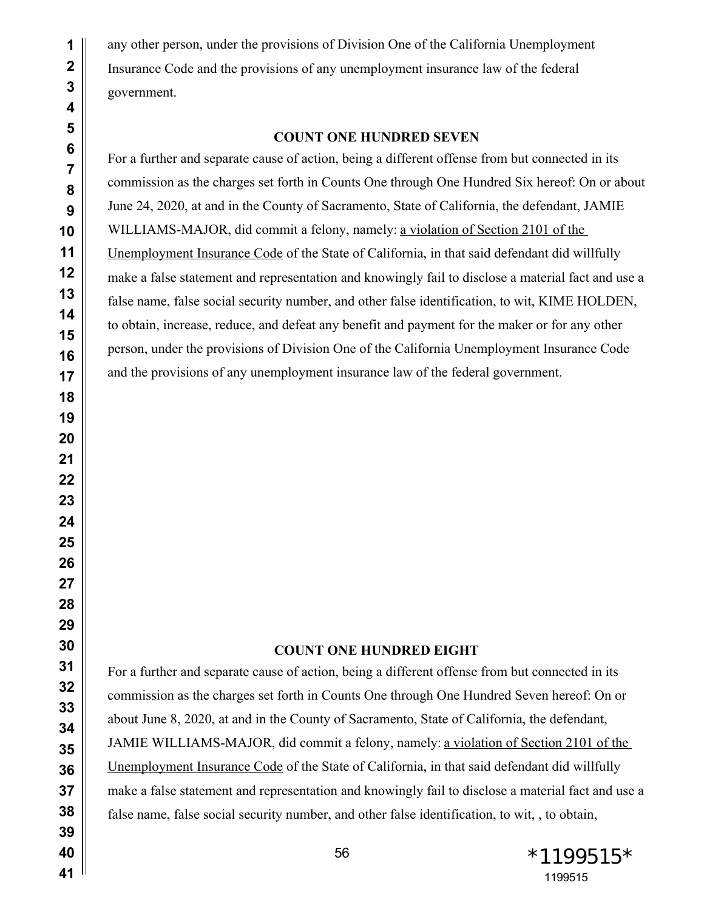any other person, under the provisions of Division One of the California Unemployment Insurance Code and the provisions of any unemployment insurance law of the federal government.

**COUNT ONE HUNDRED SEVEN**

For a further and separate cause of action, being a different offense from but connected in its commission as the charges set forth in Counts One through One Hundred Six hereof: On or about June 24, 2020, at and in the County of Sacramento, State of California, the defendant, JAMIE WILLIAMS-MAJOR, did commit a felony, namely: a violation of Section 2101 of the Unemployment Insurance Code of the State of California, in that said defendant did willfully make a false statement and representation and knowingly fail to disclose a material fact and use a false name, false social security number, and other false identification, to wit, KIME HOLDEN, to obtain, increase, reduce, and defeat any benefit and payment for the maker or for any other person, under the provisions of Division One of the California Unemployment Insurance Code and the provisions of any unemployment insurance law of the federal government.

**COUNT ONE HUNDRED EIGHT**

For a further and separate cause of action, being a different offense from but connected in its commission as the charges set forth in Counts One through One Hundred Seven hereof: On or about June 8, 2020, at and in the County of Sacramento, State of California, the defendant, JAMIE WILLIAMS-MAJOR, did commit a felony, namely: a violation of Section 2101 of the Unemployment Insurance Code of the State of California, in that said defendant did willfully make a false statement and representation and knowingly fail to disclose a material fact and use a false name, false social security number, and other false identification, to wit, , to obtain,

*1199515*
1199515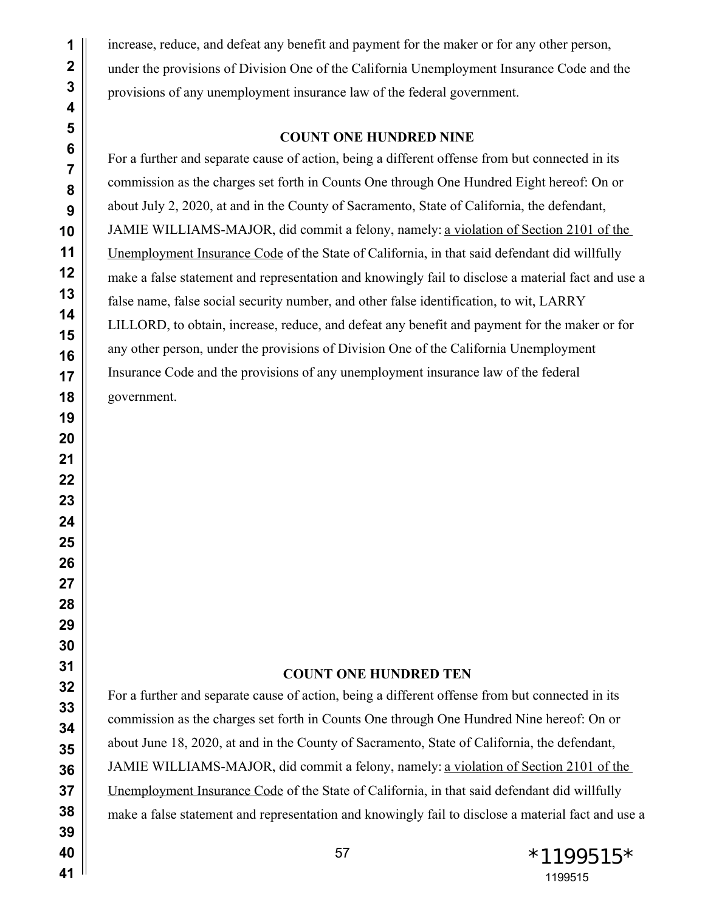increase, reduce, and defeat any benefit and payment for the maker or for any other person, under the provisions of Division One of the California Unemployment Insurance Code and the provisions of any unemployment insurance law of the federal government.

**COUNT ONE HUNDRED NINE**

For a further and separate cause of action, being a different offense from but connected in its commission as the charges set forth in Counts One through One Hundred Eight hereof: On or about July 2, 2020, at and in the County of Sacramento, State of California, the defendant, JAMIE WILLIAMS-MAJOR, did commit a felony, namely: a violation of Section 2101 of the Unemployment Insurance Code of the State of California, in that said defendant did willfully make a false statement and representation and knowingly fail to disclose a material fact and use a false name, false social security number, and other false identification, to wit, LARRY LILLORD, to obtain, increase, reduce, and defeat any benefit and payment for the maker or for any other person, under the provisions of Division One of the California Unemployment Insurance Code and the provisions of any unemployment insurance law of the federal government.

**COUNT ONE HUNDRED TEN**

For a further and separate cause of action, being a different offense from but connected in its commission as the charges set forth in Counts One through One Hundred Nine hereof: On or about June 18, 2020, at and in the County of Sacramento, State of California, the defendant, JAMIE WILLIAMS-MAJOR, did commit a felony, namely: a violation of Section 2101 of the Unemployment Insurance Code of the State of California, in that said defendant did willfully make a false statement and representation and knowingly fail to disclose a material fact and use a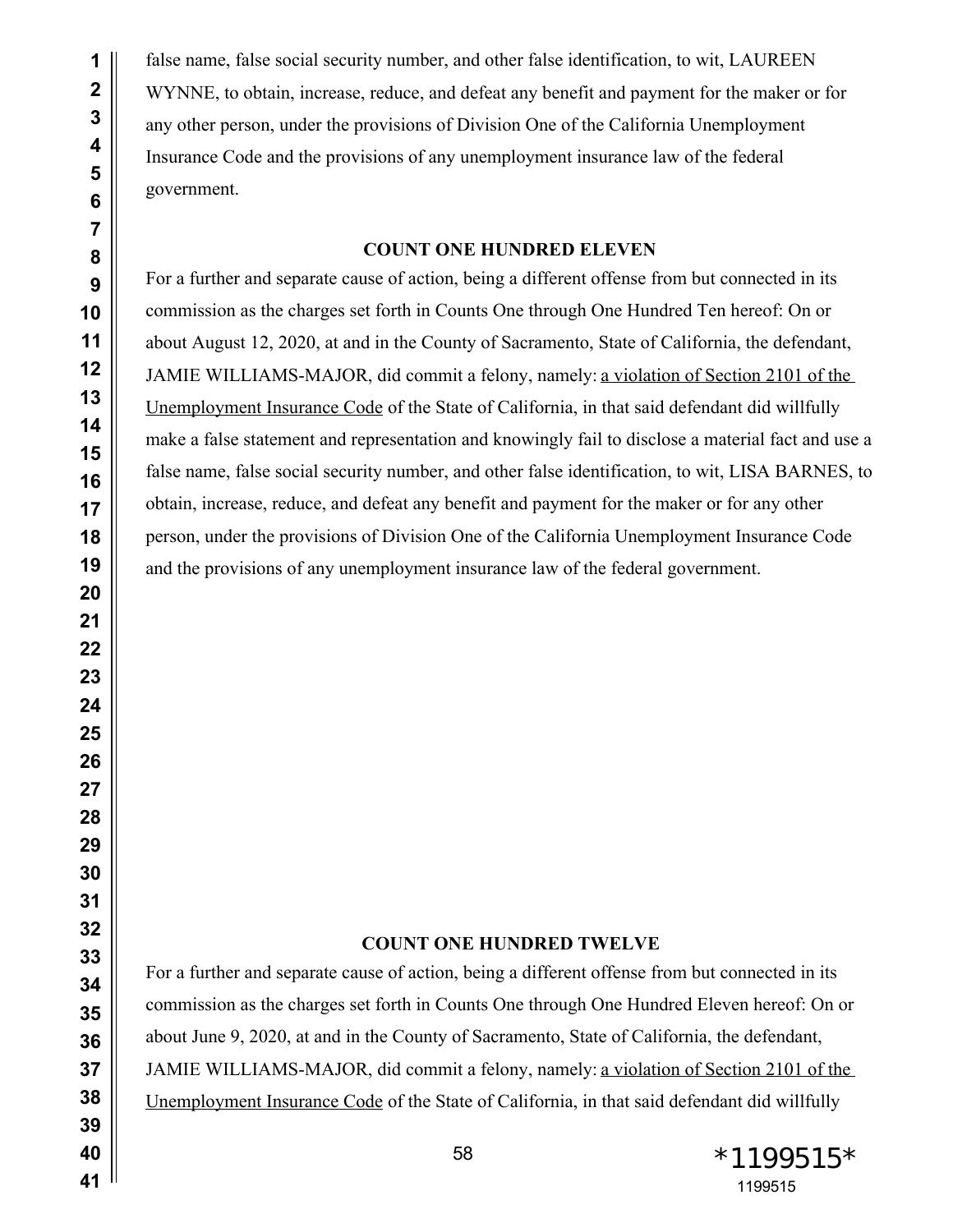false name, false social security number, and other false identification, to wit, LAUREEN WYNNE, to obtain, increase, reduce, and defeat any benefit and payment for the maker or for any other person, under the provisions of Division One of the California Unemployment Insurance Code and the provisions of any unemployment insurance law of the federal government.

**COUNT ONE HUNDRED ELEVEN**

For a further and separate cause of action, being a different offense from but connected in its commission as the charges set forth in Counts One through One Hundred Ten hereof: On or about August 12, 2020, at and in the County of Sacramento, State of California, the defendant, JAMIE WILLIAMS-MAJOR, did commit a felony, namely: a violation of Section 2101 of the Unemployment Insurance Code of the State of California, in that said defendant did willfully make a false statement and representation and knowingly fail to disclose a material fact and use a false name, false social security number, and other false identification, to wit, LISA BARNES, to obtain, increase, reduce, and defeat any benefit and payment for the maker or for any other person, under the provisions of Division One of the California Unemployment Insurance Code and the provisions of any unemployment insurance law of the federal government.

**COUNT ONE HUNDRED TWELVE**

For a further and separate cause of action, being a different offense from but connected in its commission as the charges set forth in Counts One through One Hundred Eleven hereof: On or about June 9, 2020, at and in the County of Sacramento, State of California, the defendant, JAMIE WILLIAMS-MAJOR, did commit a felony, namely: a violation of Section 2101 of the Unemployment Insurance Code of the State of California, in that said defendant did willfully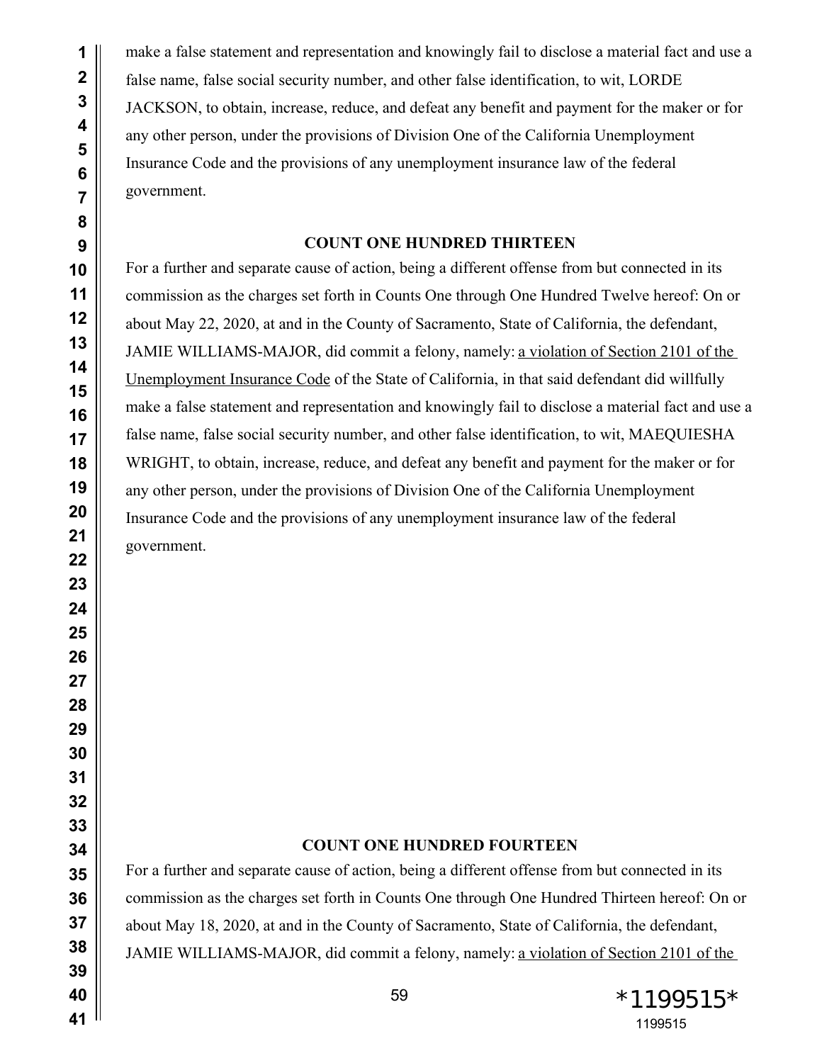make a false statement and representation and knowingly fail to disclose a material fact and use a false name, false social security number, and other false identification, to wit, LORDE JACKSON, to obtain, increase, reduce, and defeat any benefit and payment for the maker or for any other person, under the provisions of Division One of the California Unemployment Insurance Code and the provisions of any unemployment insurance law of the federal government.

**COUNT ONE HUNDRED THIRTEEN**

For a further and separate cause of action, being a different offense from but connected in its commission as the charges set forth in Counts One through One Hundred Twelve hereof: On or about May 22, 2020, at and in the County of Sacramento, State of California, the defendant, JAMIE WILLIAMS-MAJOR, did commit a felony, namely: a violation of Section 2101 of the Unemployment Insurance Code of the State of California, in that said defendant did willfully make a false statement and representation and knowingly fail to disclose a material fact and use a false name, false social security number, and other false identification, to wit, MAEQUIESHA WRIGHT, to obtain, increase, reduce, and defeat any benefit and payment for the maker or for any other person, under the provisions of Division One of the California Unemployment Insurance Code and the provisions of any unemployment insurance law of the federal government.

**COUNT ONE HUNDRED FOURTEEN**

For a further and separate cause of action, being a different offense from but connected in its commission as the charges set forth in Counts One through One Hundred Thirteen hereof: On or about May 18, 2020, at and in the County of Sacramento, State of California, the defendant, JAMIE WILLIAMS-MAJOR, did commit a felony, namely: a violation of Section 2101 of the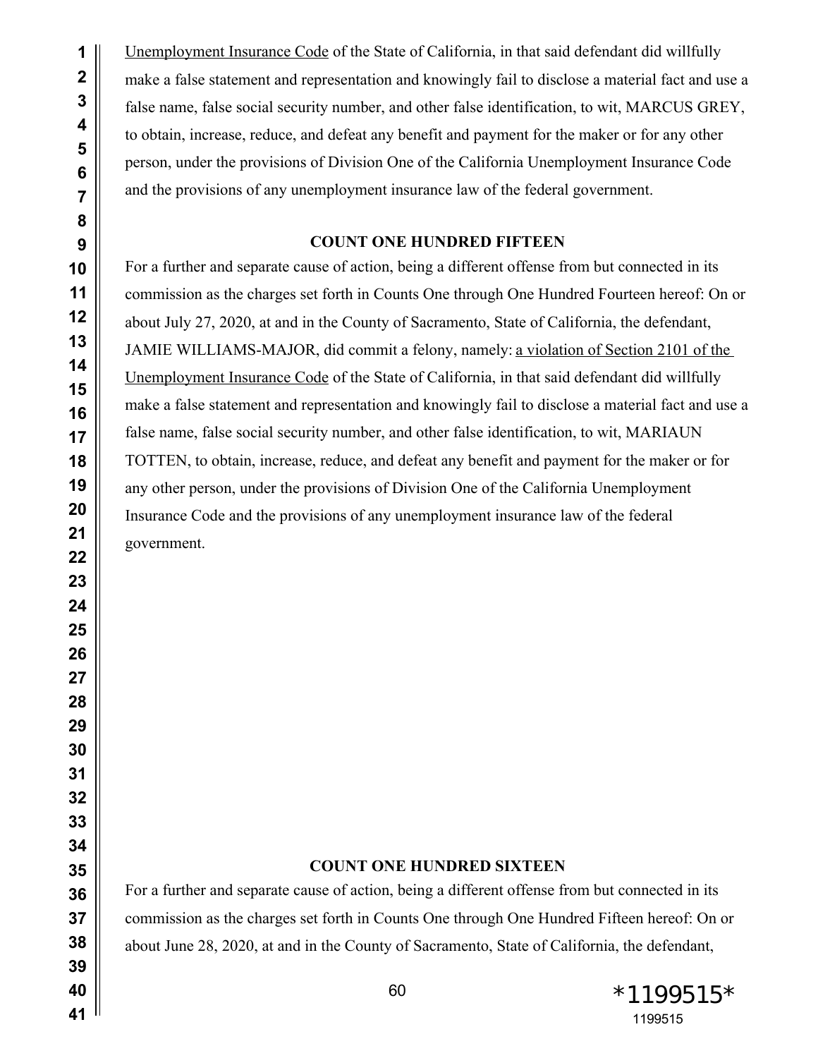Unemployment Insurance Code of the State of California, in that said defendant did willfully make a false statement and representation and knowingly fail to disclose a material fact and use a false name, false social security number, and other false identification, to wit, MARCUS GREY, to obtain, increase, reduce, and defeat any benefit and payment for the maker or for any other person, under the provisions of Division One of the California Unemployment Insurance Code and the provisions of any unemployment insurance law of the federal government.

**COUNT ONE HUNDRED FIFTEEN**

For a further and separate cause of action, being a different offense from but connected in its commission as the charges set forth in Counts One through One Hundred Fourteen hereof: On or about July 27, 2020, at and in the County of Sacramento, State of California, the defendant, JAMIE WILLIAMS-MAJOR, did commit a felony, namely: a violation of Section 2101 of the Unemployment Insurance Code of the State of California, in that said defendant did willfully make a false statement and representation and knowingly fail to disclose a material fact and use a false name, false social security number, and other false identification, to wit, MARIAUN TOTTEN, to obtain, increase, reduce, and defeat any benefit and payment for the maker or for any other person, under the provisions of Division One of the California Unemployment Insurance Code and the provisions of any unemployment insurance law of the federal government.

**COUNT ONE HUNDRED SIXTEEN**

For a further and separate cause of action, being a different offense from but connected in its commission as the charges set forth in Counts One through One Hundred Fifteen hereof: On or about June 28, 2020, at and in the County of Sacramento, State of California, the defendant,

*1199515*
1199515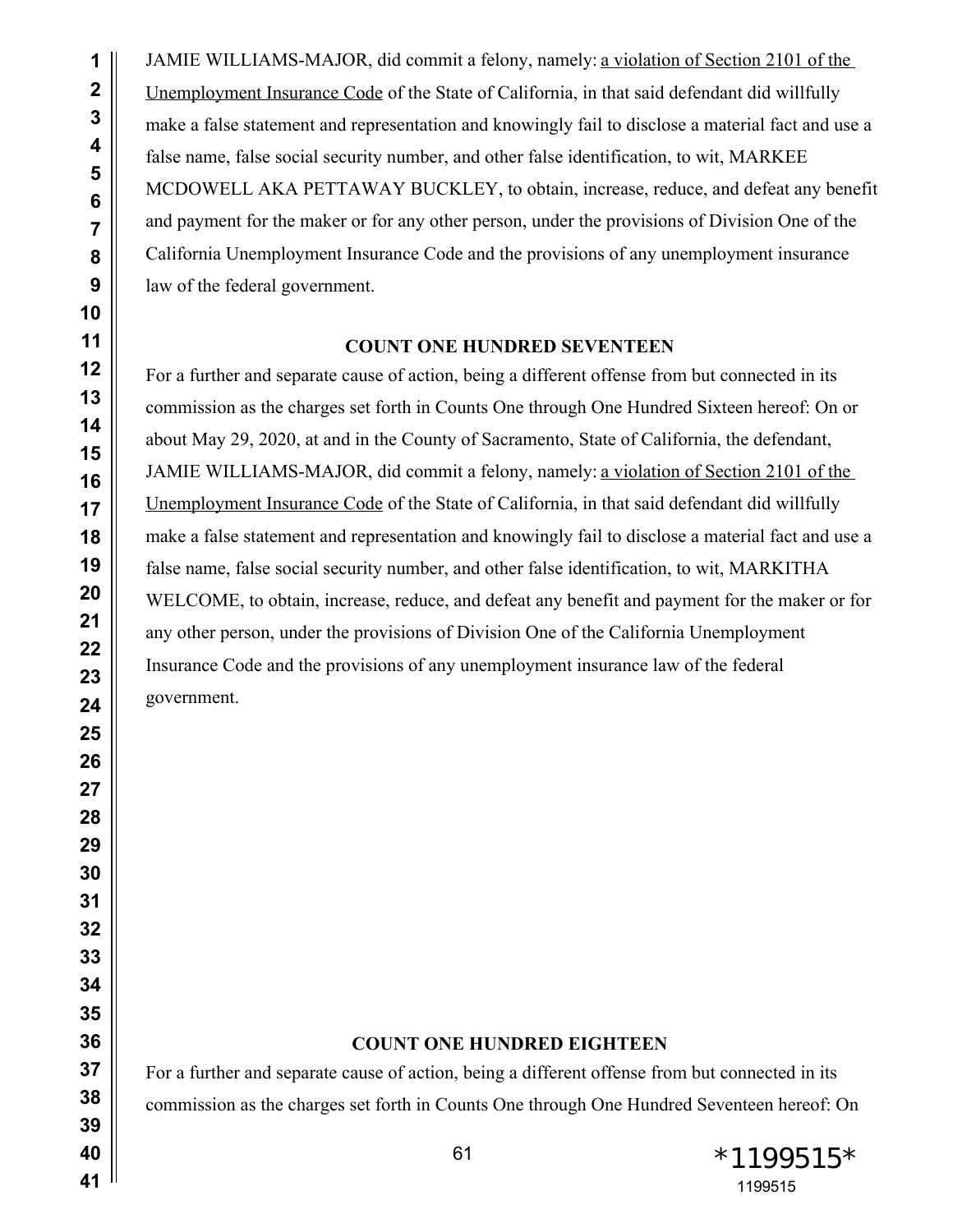JAMIE WILLIAMS-MAJOR, did commit a felony, namely: a violation of Section 2101 of the Unemployment Insurance Code of the State of California, in that said defendant did willfully make a false statement and representation and knowingly fail to disclose a material fact and use a false name, false social security number, and other false identification, to wit, MARKEE MCDOWELL AKA PETTAWAY BUCKLEY, to obtain, increase, reduce, and defeat any benefit and payment for the maker or for any other person, under the provisions of Division One of the California Unemployment Insurance Code and the provisions of any unemployment insurance law of the federal government.

**COUNT ONE HUNDRED SEVENTEEN**

For a further and separate cause of action, being a different offense from but connected in its commission as the charges set forth in Counts One through One Hundred Sixteen hereof: On or about May 29, 2020, at and in the County of Sacramento, State of California, the defendant, JAMIE WILLIAMS-MAJOR, did commit a felony, namely: a violation of Section 2101 of the Unemployment Insurance Code of the State of California, in that said defendant did willfully make a false statement and representation and knowingly fail to disclose a material fact and use a false name, false social security number, and other false identification, to wit, MARKITHA WELCOME, to obtain, increase, reduce, and defeat any benefit and payment for the maker or for any other person, under the provisions of Division One of the California Unemployment Insurance Code and the provisions of any unemployment insurance law of the federal government.

**COUNT ONE HUNDRED EIGHTEEN**

For a further and separate cause of action, being a different offense from but connected in its commission as the charges set forth in Counts One through One Hundred Seventeen hereof: On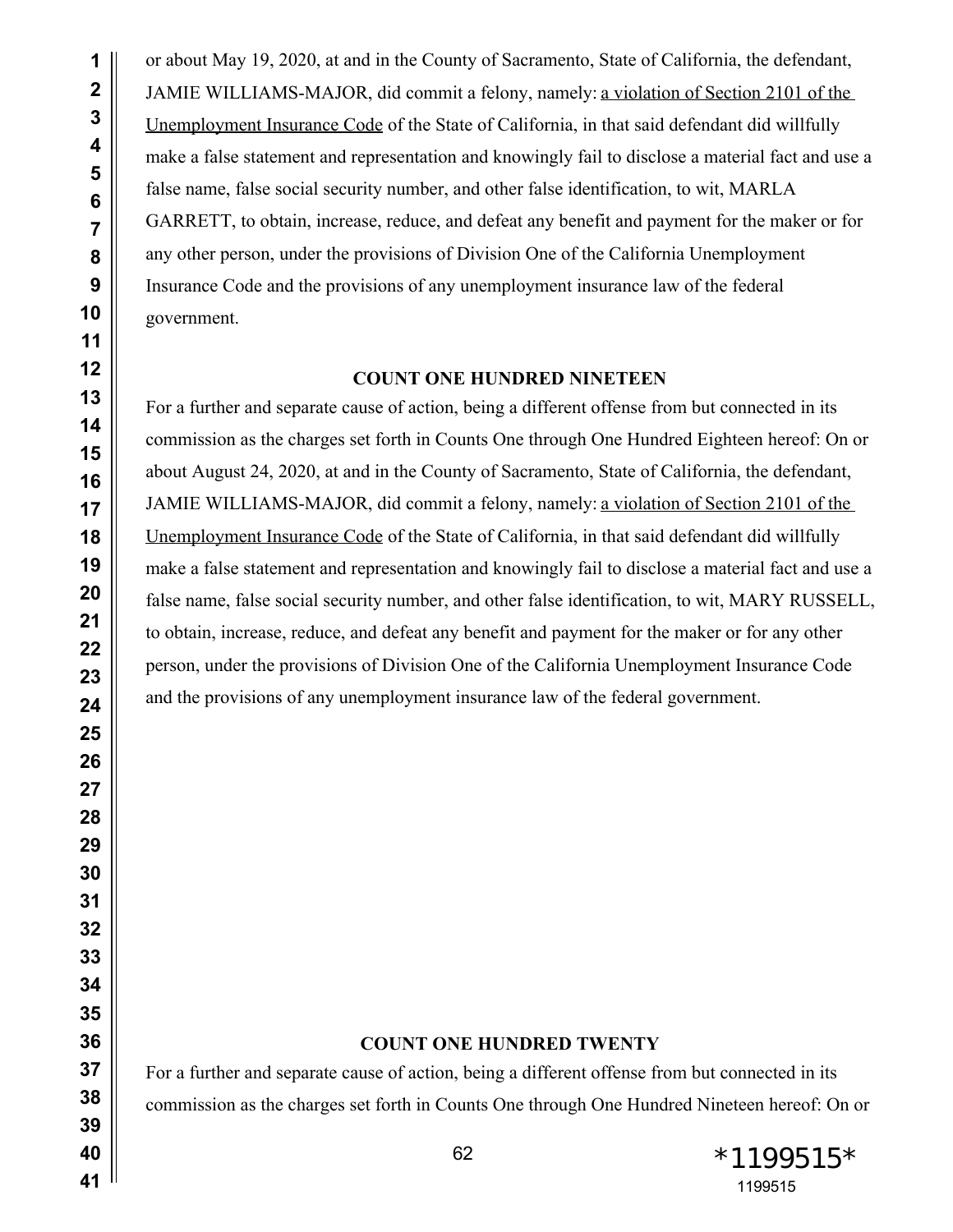or about May 19, 2020, at and in the County of Sacramento, State of California, the defendant, JAMIE WILLIAMS-MAJOR, did commit a felony, namely: a violation of Section 2101 of the Unemployment Insurance Code of the State of California, in that said defendant did willfully make a false statement and representation and knowingly fail to disclose a material fact and use a false name, false social security number, and other false identification, to wit, MARLA GARRETT, to obtain, increase, reduce, and defeat any benefit and payment for the maker or for any other person, under the provisions of Division One of the California Unemployment Insurance Code and the provisions of any unemployment insurance law of the federal government.

**COUNT ONE HUNDRED NINETEEN**

For a further and separate cause of action, being a different offense from but connected in its commission as the charges set forth in Counts One through One Hundred Eighteen hereof: On or about August 24, 2020, at and in the County of Sacramento, State of California, the defendant, JAMIE WILLIAMS-MAJOR, did commit a felony, namely: a violation of Section 2101 of the Unemployment Insurance Code of the State of California, in that said defendant did willfully make a false statement and representation and knowingly fail to disclose a material fact and use a false name, false social security number, and other false identification, to wit, MARY RUSSELL, to obtain, increase, reduce, and defeat any benefit and payment for the maker or for any other person, under the provisions of Division One of the California Unemployment Insurance Code and the provisions of any unemployment insurance law of the federal government.

**COUNT ONE HUNDRED TWENTY**

For a further and separate cause of action, being a different offense from but connected in its commission as the charges set forth in Counts One through One Hundred Nineteen hereof: On or

*1199515*
1199515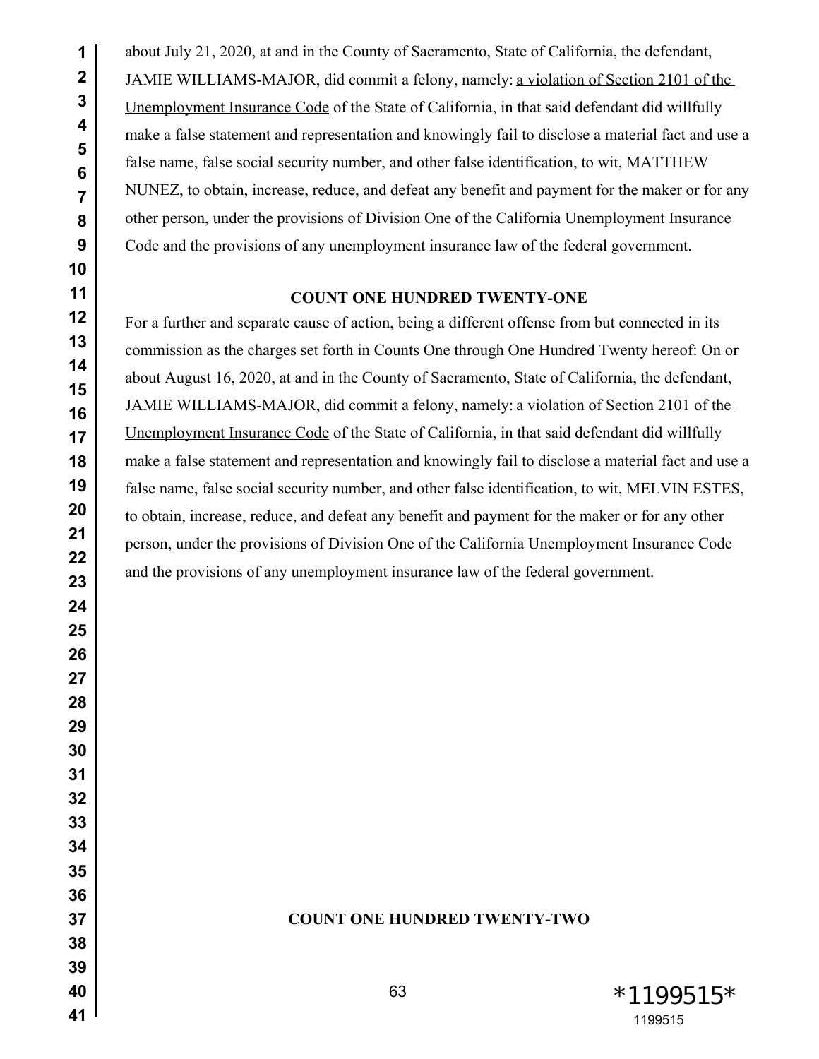about July 21, 2020, at and in the County of Sacramento, State of California, the defendant, JAMIE WILLIAMS-MAJOR, did commit a felony, namely: a violation of Section 2101 of the Unemployment Insurance Code of the State of California, in that said defendant did willfully make a false statement and representation and knowingly fail to disclose a material fact and use a false name, false social security number, and other false identification, to wit, MATTHEW NUNEZ, to obtain, increase, reduce, and defeat any benefit and payment for the maker or for any other person, under the provisions of Division One of the California Unemployment Insurance Code and the provisions of any unemployment insurance law of the federal government.

**COUNT ONE HUNDRED TWENTY-ONE**

For a further and separate cause of action, being a different offense from but connected in its commission as the charges set forth in Counts One through One Hundred Twenty hereof: On or about August 16, 2020, at and in the County of Sacramento, State of California, the defendant, JAMIE WILLIAMS-MAJOR, did commit a felony, namely: a violation of Section 2101 of the Unemployment Insurance Code of the State of California, in that said defendant did willfully make a false statement and representation and knowingly fail to disclose a material fact and use a false name, false social security number, and other false identification, to wit, MELVIN ESTES, to obtain, increase, reduce, and defeat any benefit and payment for the maker or for any other person, under the provisions of Division One of the California Unemployment Insurance Code and the provisions of any unemployment insurance law of the federal government.

**COUNT ONE HUNDRED TWENTY-TWO**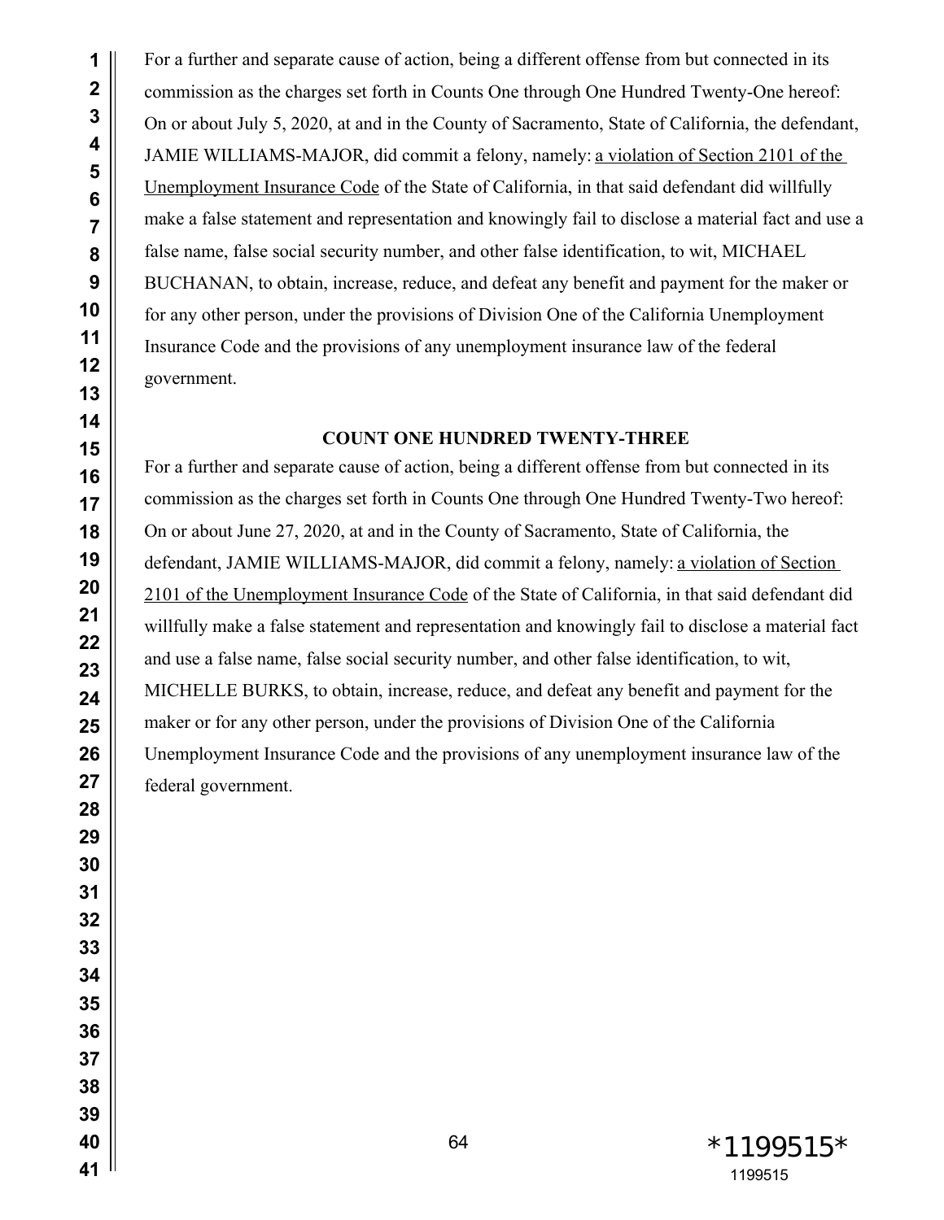For a further and separate cause of action, being a different offense from but connected in its commission as the charges set forth in Counts One through One Hundred Twenty-One hereof: On or about July 5, 2020, at and in the County of Sacramento, State of California, the defendant, JAMIE WILLIAMS-MAJOR, did commit a felony, namely: a violation of Section 2101 of the Unemployment Insurance Code of the State of California, in that said defendant did willfully make a false statement and representation and knowingly fail to disclose a material fact and use a false name, false social security number, and other false identification, to wit, MICHAEL BUCHANAN, to obtain, increase, reduce, and defeat any benefit and payment for the maker or for any other person, under the provisions of Division One of the California Unemployment Insurance Code and the provisions of any unemployment insurance law of the federal government.

**COUNT ONE HUNDRED TWENTY-THREE**

For a further and separate cause of action, being a different offense from but connected in its commission as the charges set forth in Counts One through One Hundred Twenty-Two hereof: On or about June 27, 2020, at and in the County of Sacramento, State of California, the defendant, JAMIE WILLIAMS-MAJOR, did commit a felony, namely: a violation of Section 2101 of the Unemployment Insurance Code of the State of California, in that said defendant did willfully make a false statement and representation and knowingly fail to disclose a material fact and use a false name, false social security number, and other false identification, to wit, MICHELLE BURKS, to obtain, increase, reduce, and defeat any benefit and payment for the maker or for any other person, under the provisions of Division One of the California Unemployment Insurance Code and the provisions of any unemployment insurance law of the federal government.

*1199515*
1199515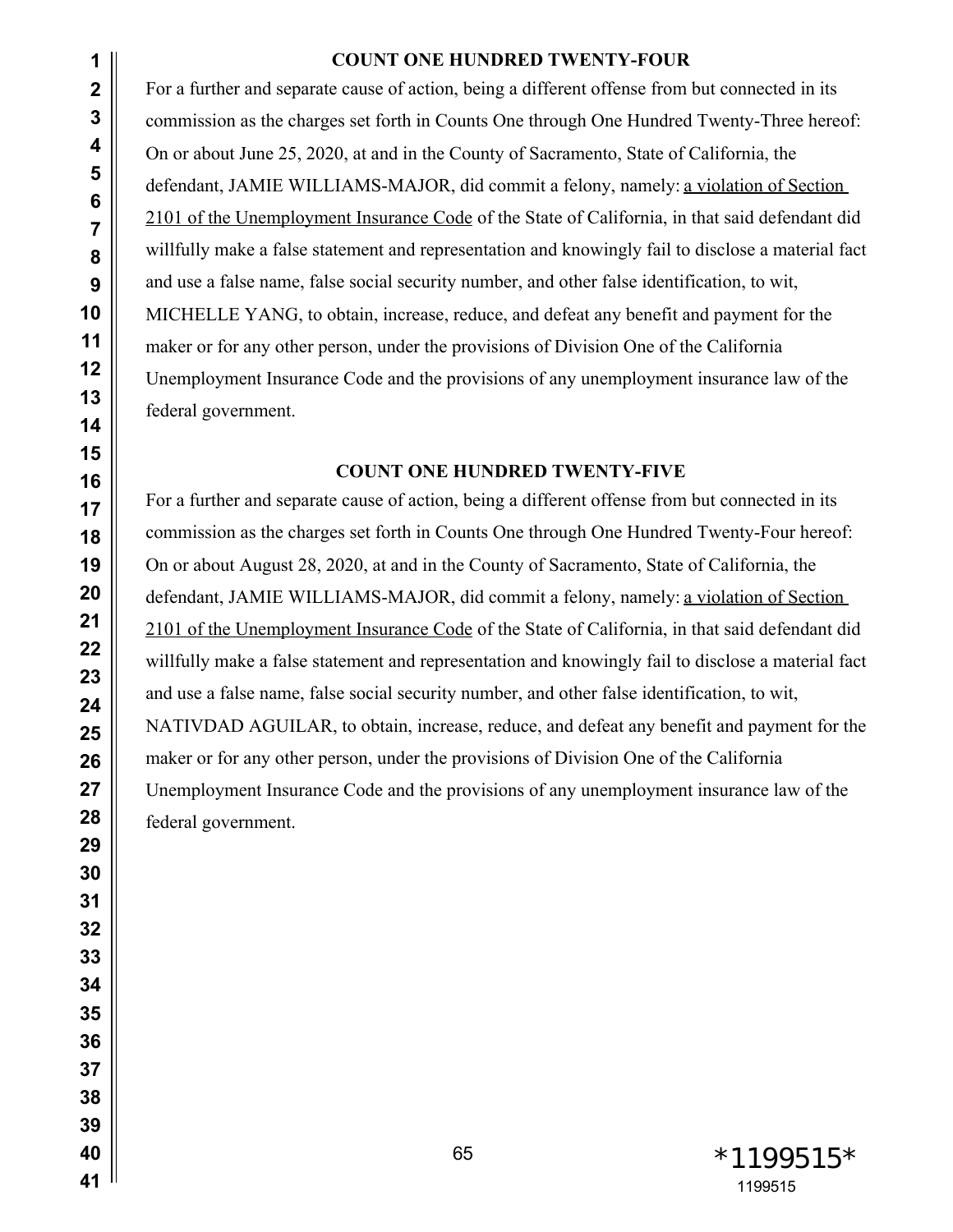**COUNT ONE HUNDRED TWENTY-FOUR**

For a further and separate cause of action, being a different offense from but connected in its commission as the charges set forth in Counts One through One Hundred Twenty-Three hereof: On or about June 25, 2020, at and in the County of Sacramento, State of California, the defendant, JAMIE WILLIAMS-MAJOR, did commit a felony, namely: a violation of Section 2101 of the Unemployment Insurance Code of the State of California, in that said defendant did willfully make a false statement and representation and knowingly fail to disclose a material fact and use a false name, false social security number, and other false identification, to wit, MICHELLE YANG, to obtain, increase, reduce, and defeat any benefit and payment for the maker or for any other person, under the provisions of Division One of the California Unemployment Insurance Code and the provisions of any unemployment insurance law of the federal government.

**COUNT ONE HUNDRED TWENTY-FIVE**

For a further and separate cause of action, being a different offense from but connected in its commission as the charges set forth in Counts One through One Hundred Twenty-Four hereof: On or about August 28, 2020, at and in the County of Sacramento, State of California, the defendant, JAMIE WILLIAMS-MAJOR, did commit a felony, namely: a violation of Section 2101 of the Unemployment Insurance Code of the State of California, in that said defendant did willfully make a false statement and representation and knowingly fail to disclose a material fact and use a false name, false social security number, and other false identification, to wit, NATIVDAD AGUILAR, to obtain, increase, reduce, and defeat any benefit and payment for the maker or for any other person, under the provisions of Division One of the California Unemployment Insurance Code and the provisions of any unemployment insurance law of the federal government.

*1199515*
1199515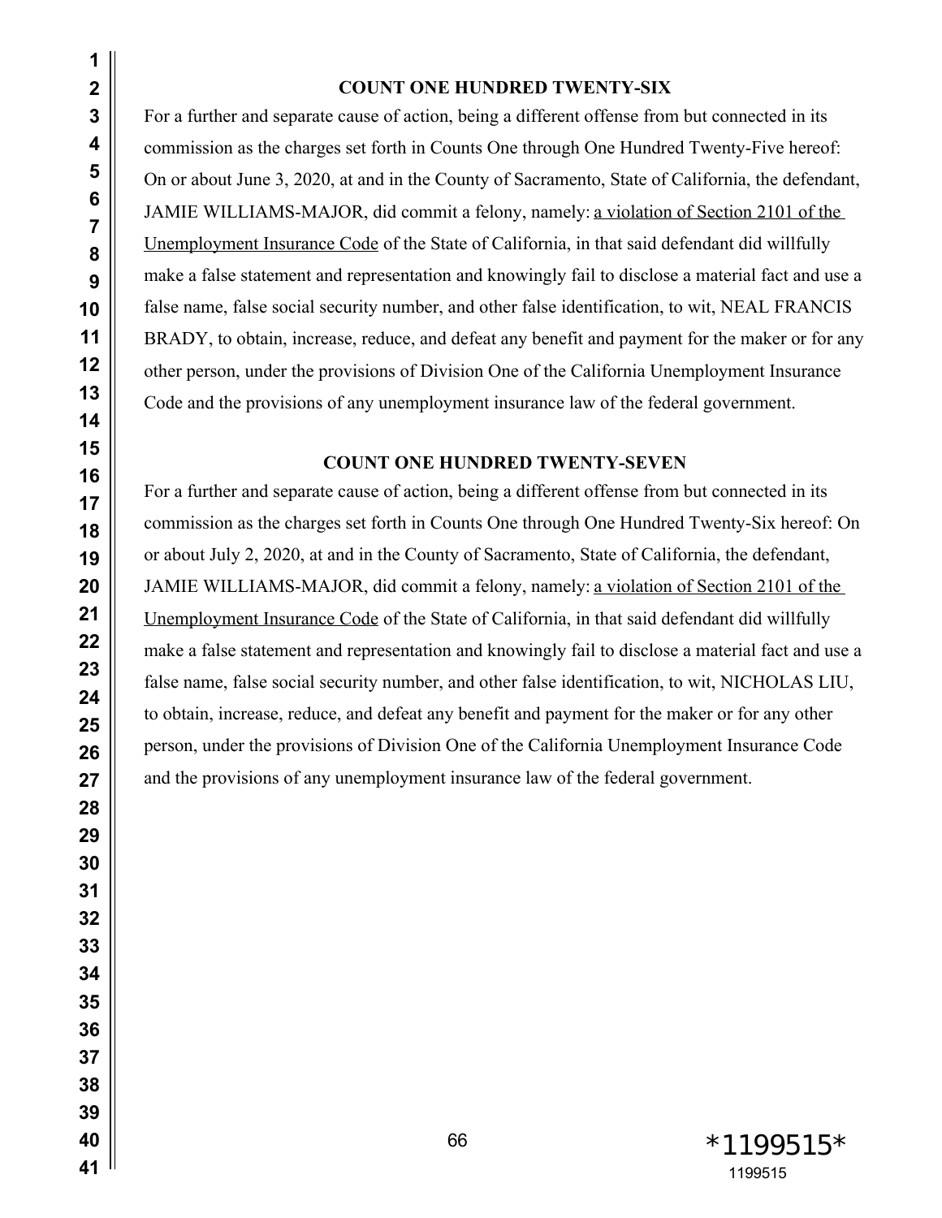**COUNT ONE HUNDRED TWENTY-SIX**

For a further and separate cause of action, being a different offense from but connected in its commission as the charges set forth in Counts One through One Hundred Twenty-Five hereof: On or about June 3, 2020, at and in the County of Sacramento, State of California, the defendant, JAMIE WILLIAMS-MAJOR, did commit a felony, namely: <u>a violation of Section 2101 of the Unemployment Insurance Code</u> of the State of California, in that said defendant did willfully make a false statement and representation and knowingly fail to disclose a material fact and use a false name, false social security number, and other false identification, to wit, NEAL FRANCIS BRADY, to obtain, increase, reduce, and defeat any benefit and payment for the maker or for any other person, under the provisions of Division One of the California Unemployment Insurance Code and the provisions of any unemployment insurance law of the federal government.

**COUNT ONE HUNDRED TWENTY-SEVEN**

For a further and separate cause of action, being a different offense from but connected in its commission as the charges set forth in Counts One through One Hundred Twenty-Six hereof: On or about July 2, 2020, at and in the County of Sacramento, State of California, the defendant, JAMIE WILLIAMS-MAJOR, did commit a felony, namely: <u>a violation of Section 2101 of the Unemployment Insurance Code</u> of the State of California, in that said defendant did willfully make a false statement and representation and knowingly fail to disclose a material fact and use a false name, false social security number, and other false identification, to wit, NICHOLAS LIU, to obtain, increase, reduce, and defeat any benefit and payment for the maker or for any other person, under the provisions of Division One of the California Unemployment Insurance Code and the provisions of any unemployment insurance law of the federal government.

*1199515*
1199515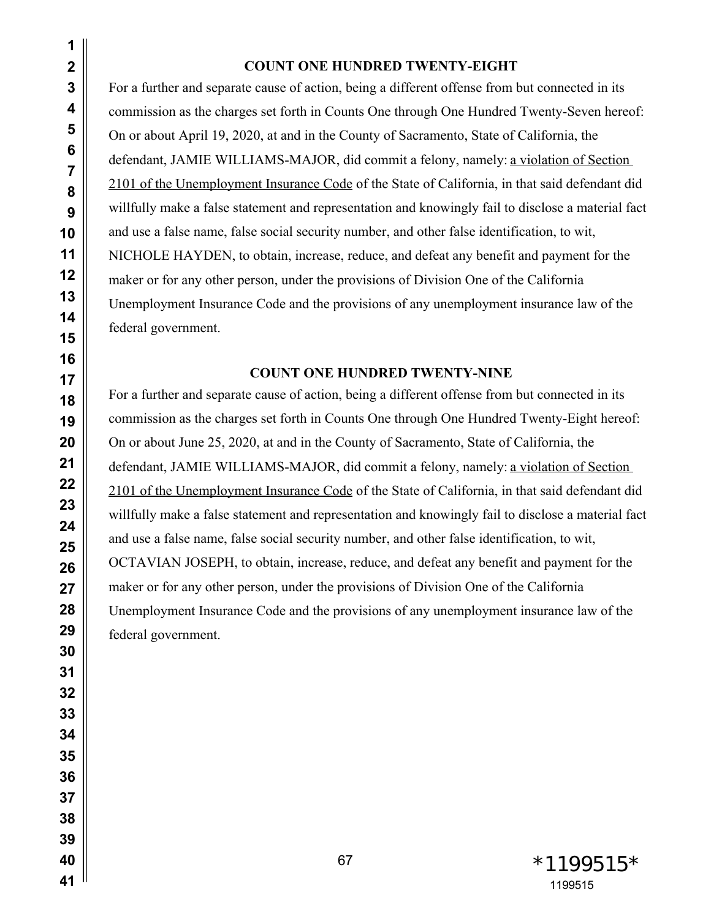**COUNT ONE HUNDRED TWENTY-EIGHT**

For a further and separate cause of action, being a different offense from but connected in its commission as the charges set forth in Counts One through One Hundred Twenty-Seven hereof: On or about April 19, 2020, at and in the County of Sacramento, State of California, the defendant, JAMIE WILLIAMS-MAJOR, did commit a felony, namely: a violation of Section 2101 of the Unemployment Insurance Code of the State of California, in that said defendant did willfully make a false statement and representation and knowingly fail to disclose a material fact and use a false name, false social security number, and other false identification, to wit, NICHOLE HAYDEN, to obtain, increase, reduce, and defeat any benefit and payment for the maker or for any other person, under the provisions of Division One of the California Unemployment Insurance Code and the provisions of any unemployment insurance law of the federal government.

**COUNT ONE HUNDRED TWENTY-NINE**

For a further and separate cause of action, being a different offense from but connected in its commission as the charges set forth in Counts One through One Hundred Twenty-Eight hereof: On or about June 25, 2020, at and in the County of Sacramento, State of California, the defendant, JAMIE WILLIAMS-MAJOR, did commit a felony, namely: a violation of Section 2101 of the Unemployment Insurance Code of the State of California, in that said defendant did willfully make a false statement and representation and knowingly fail to disclose a material fact and use a false name, false social security number, and other false identification, to wit, OCTAVIAN JOSEPH, to obtain, increase, reduce, and defeat any benefit and payment for the maker or for any other person, under the provisions of Division One of the California Unemployment Insurance Code and the provisions of any unemployment insurance law of the federal government.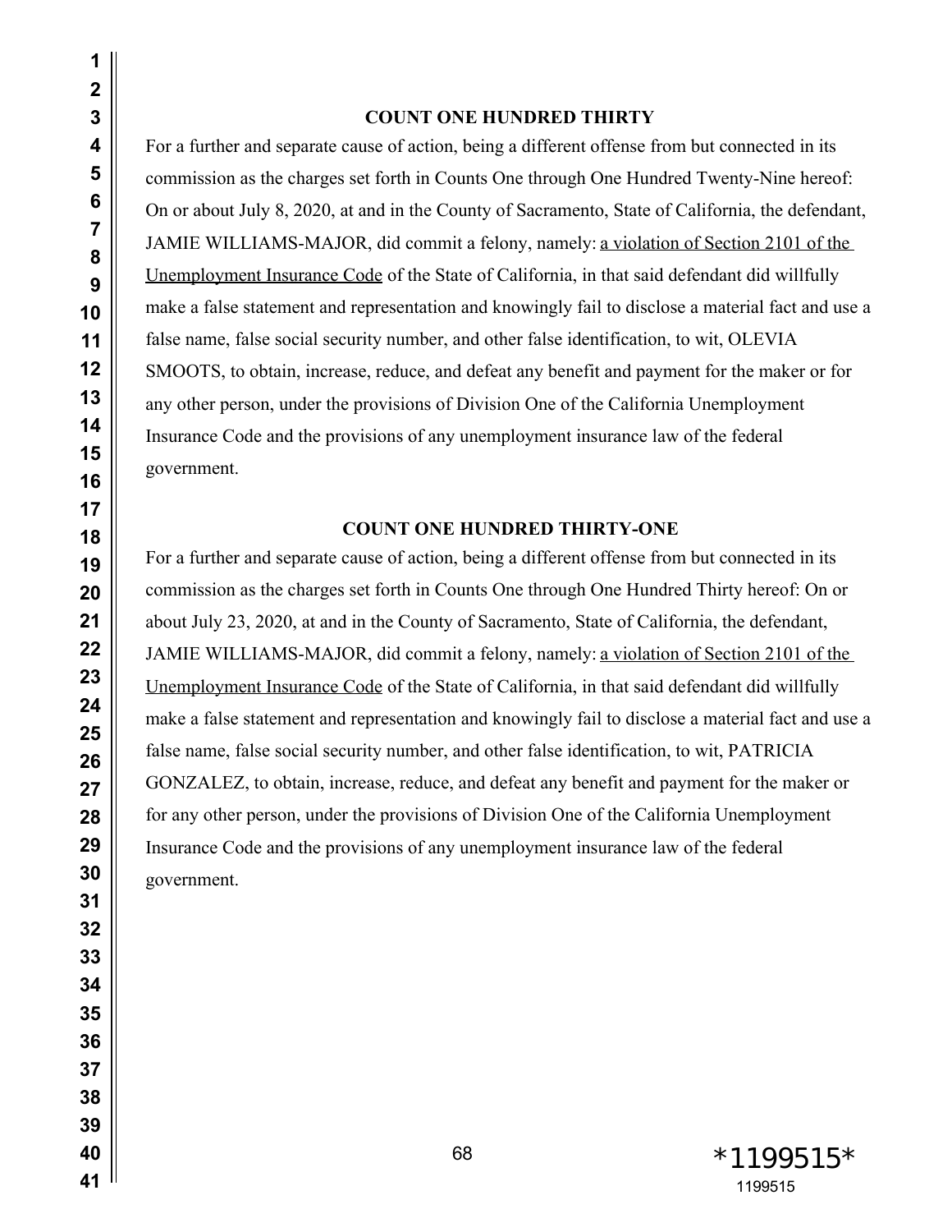**COUNT ONE HUNDRED THIRTY**

For a further and separate cause of action, being a different offense from but connected in its commission as the charges set forth in Counts One through One Hundred Twenty-Nine hereof: On or about July 8, 2020, at and in the County of Sacramento, State of California, the defendant, JAMIE WILLIAMS-MAJOR, did commit a felony, namely: a violation of Section 2101 of the Unemployment Insurance Code of the State of California, in that said defendant did willfully make a false statement and representation and knowingly fail to disclose a material fact and use a false name, false social security number, and other false identification, to wit, OLEVIA SMOOTS, to obtain, increase, reduce, and defeat any benefit and payment for the maker or for any other person, under the provisions of Division One of the California Unemployment Insurance Code and the provisions of any unemployment insurance law of the federal government.

**COUNT ONE HUNDRED THIRTY-ONE**

For a further and separate cause of action, being a different offense from but connected in its commission as the charges set forth in Counts One through One Hundred Thirty hereof: On or about July 23, 2020, at and in the County of Sacramento, State of California, the defendant, JAMIE WILLIAMS-MAJOR, did commit a felony, namely: a violation of Section 2101 of the Unemployment Insurance Code of the State of California, in that said defendant did willfully make a false statement and representation and knowingly fail to disclose a material fact and use a false name, false social security number, and other false identification, to wit, PATRICIA GONZALEZ, to obtain, increase, reduce, and defeat any benefit and payment for the maker or for any other person, under the provisions of Division One of the California Unemployment Insurance Code and the provisions of any unemployment insurance law of the federal government.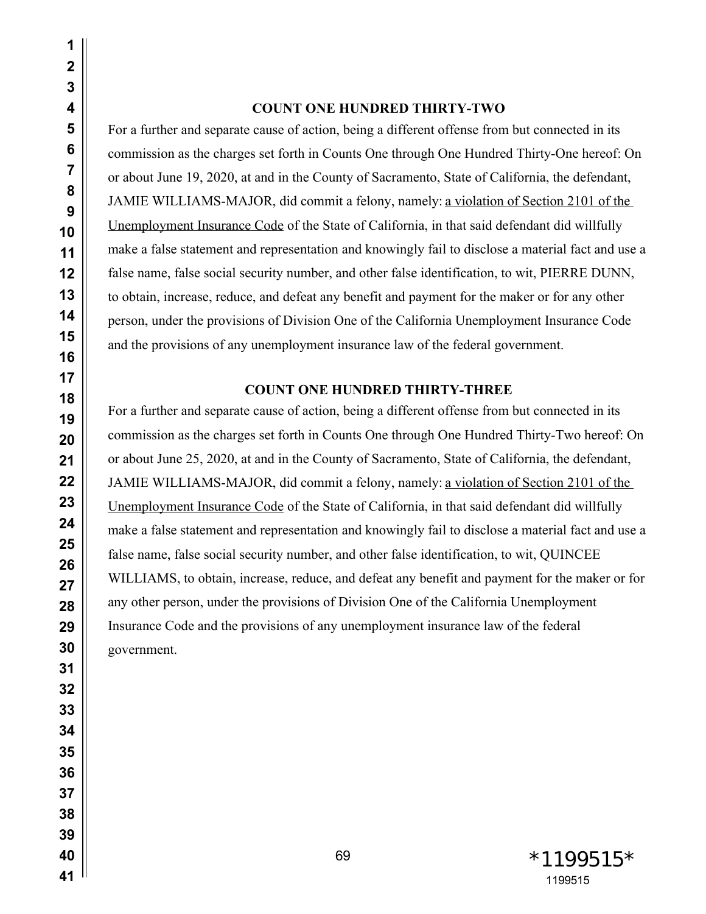### COUNT ONE HUNDRED THIRTY-TWO

For a further and separate cause of action, being a different offense from but connected in its commission as the charges set forth in Counts One through One Hundred Thirty-One hereof: On or about June 19, 2020, at and in the County of Sacramento, State of California, the defendant, JAMIE WILLIAMS-MAJOR, did commit a felony, namely: <u>a violation of Section 2101 of the Unemployment Insurance Code</u> of the State of California, in that said defendant did willfully make a false statement and representation and knowingly fail to disclose a material fact and use a false name, false social security number, and other false identification, to wit, PIERRE DUNN, to obtain, increase, reduce, and defeat any benefit and payment for the maker or for any other person, under the provisions of Division One of the California Unemployment Insurance Code and the provisions of any unemployment insurance law of the federal government.

### COUNT ONE HUNDRED THIRTY-THREE

For a further and separate cause of action, being a different offense from but connected in its commission as the charges set forth in Counts One through One Hundred Thirty-Two hereof: On or about June 25, 2020, at and in the County of Sacramento, State of California, the defendant, JAMIE WILLIAMS-MAJOR, did commit a felony, namely: <u>a violation of Section 2101 of the Unemployment Insurance Code</u> of the State of California, in that said defendant did willfully make a false statement and representation and knowingly fail to disclose a material fact and use a false name, false social security number, and other false identification, to wit, QUINCEE WILLIAMS, to obtain, increase, reduce, and defeat any benefit and payment for the maker or for any other person, under the provisions of Division One of the California Unemployment Insurance Code and the provisions of any unemployment insurance law of the federal government.

*1199515*
1199515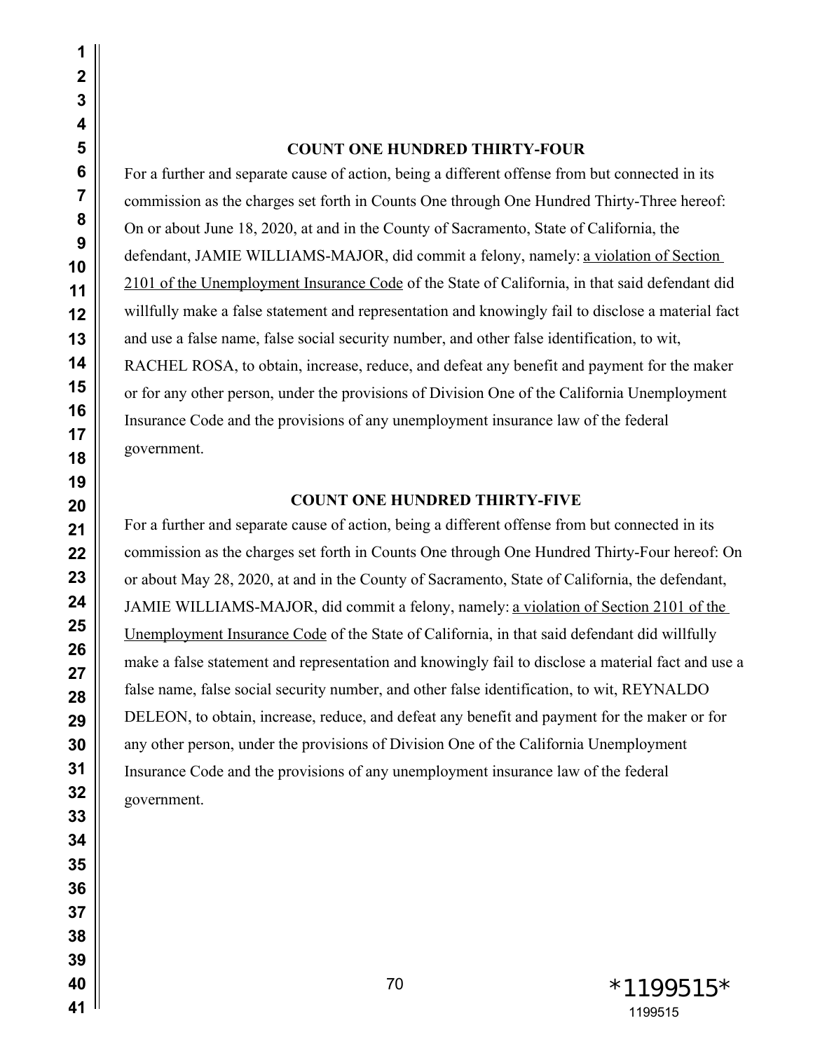**COUNT ONE HUNDRED THIRTY-FOUR**

For a further and separate cause of action, being a different offense from but connected in its commission as the charges set forth in Counts One through One Hundred Thirty-Three hereof: On or about June 18, 2020, at and in the County of Sacramento, State of California, the defendant, JAMIE WILLIAMS-MAJOR, did commit a felony, namely: a violation of Section 2101 of the Unemployment Insurance Code of the State of California, in that said defendant did willfully make a false statement and representation and knowingly fail to disclose a material fact and use a false name, false social security number, and other false identification, to wit, RACHEL ROSA, to obtain, increase, reduce, and defeat any benefit and payment for the maker or for any other person, under the provisions of Division One of the California Unemployment Insurance Code and the provisions of any unemployment insurance law of the federal government.

**COUNT ONE HUNDRED THIRTY-FIVE**

For a further and separate cause of action, being a different offense from but connected in its commission as the charges set forth in Counts One through One Hundred Thirty-Four hereof: On or about May 28, 2020, at and in the County of Sacramento, State of California, the defendant, JAMIE WILLIAMS-MAJOR, did commit a felony, namely: a violation of Section 2101 of the Unemployment Insurance Code of the State of California, in that said defendant did willfully make a false statement and representation and knowingly fail to disclose a material fact and use a false name, false social security number, and other false identification, to wit, REYNALDO DELEON, to obtain, increase, reduce, and defeat any benefit and payment for the maker or for any other person, under the provisions of Division One of the California Unemployment Insurance Code and the provisions of any unemployment insurance law of the federal government.

*1199515*

1199515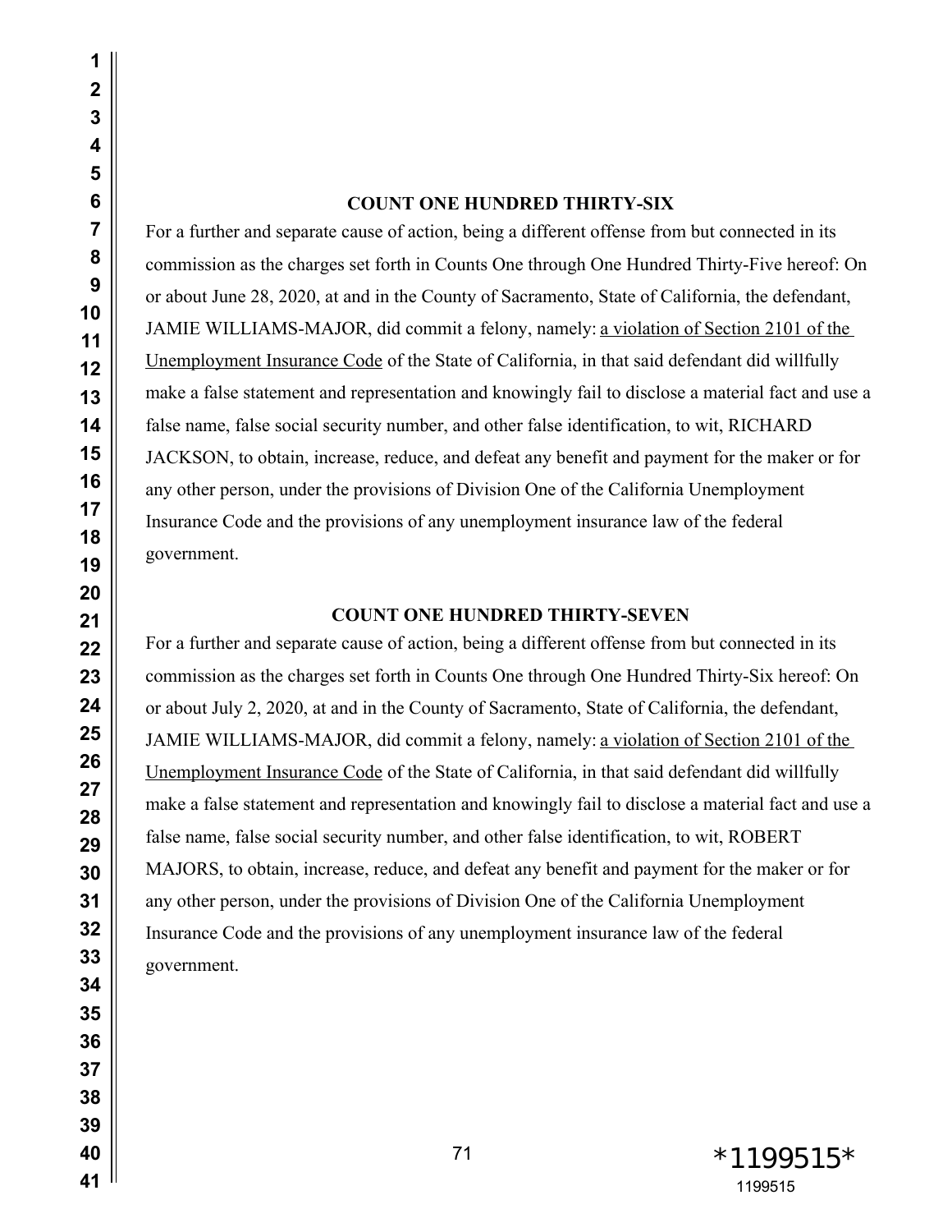## COUNT ONE HUNDRED THIRTY-SIX

For a further and separate cause of action, being a different offense from but connected in its commission as the charges set forth in Counts One through One Hundred Thirty-Five hereof: On or about June 28, 2020, at and in the County of Sacramento, State of California, the defendant, JAMIE WILLIAMS-MAJOR, did commit a felony, namely: a violation of Section 2101 of the Unemployment Insurance Code of the State of California, in that said defendant did willfully make a false statement and representation and knowingly fail to disclose a material fact and use a false name, false social security number, and other false identification, to wit, RICHARD JACKSON, to obtain, increase, reduce, and defeat any benefit and payment for the maker or for any other person, under the provisions of Division One of the California Unemployment Insurance Code and the provisions of any unemployment insurance law of the federal government.

## COUNT ONE HUNDRED THIRTY-SEVEN

For a further and separate cause of action, being a different offense from but connected in its commission as the charges set forth in Counts One through One Hundred Thirty-Six hereof: On or about July 2, 2020, at and in the County of Sacramento, State of California, the defendant, JAMIE WILLIAMS-MAJOR, did commit a felony, namely: a violation of Section 2101 of the Unemployment Insurance Code of the State of California, in that said defendant did willfully make a false statement and representation and knowingly fail to disclose a material fact and use a false name, false social security number, and other false identification, to wit, ROBERT MAJORS, to obtain, increase, reduce, and defeat any benefit and payment for the maker or for any other person, under the provisions of Division One of the California Unemployment Insurance Code and the provisions of any unemployment insurance law of the federal government.

*1199515*
1199515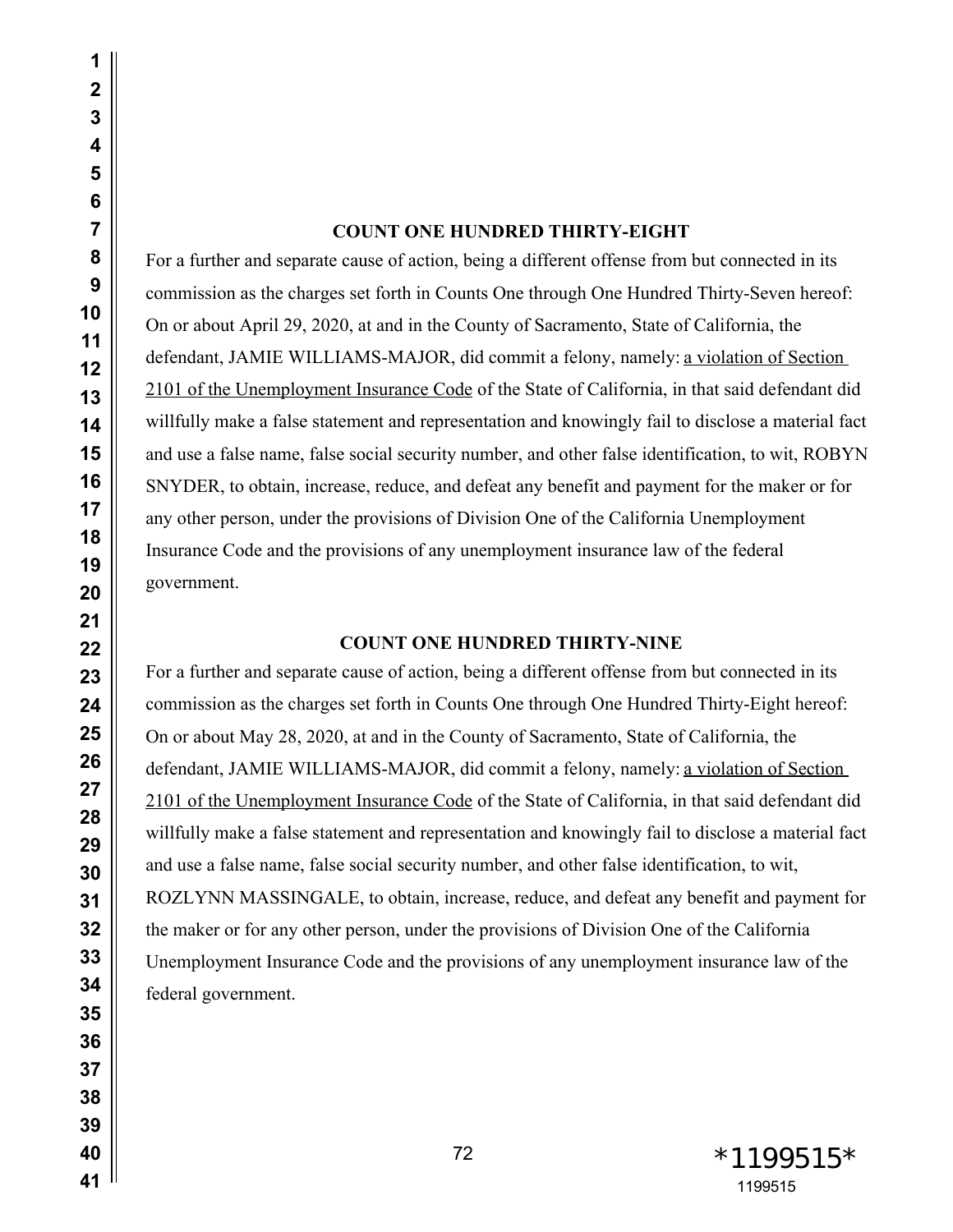**COUNT ONE HUNDRED THIRTY-EIGHT**

For a further and separate cause of action, being a different offense from but connected in its commission as the charges set forth in Counts One through One Hundred Thirty-Seven hereof: On or about April 29, 2020, at and in the County of Sacramento, State of California, the defendant, JAMIE WILLIAMS-MAJOR, did commit a felony, namely: a violation of Section 2101 of the Unemployment Insurance Code of the State of California, in that said defendant did willfully make a false statement and representation and knowingly fail to disclose a material fact and use a false name, false social security number, and other false identification, to wit, ROBYN SNYDER, to obtain, increase, reduce, and defeat any benefit and payment for the maker or for any other person, under the provisions of Division One of the California Unemployment Insurance Code and the provisions of any unemployment insurance law of the federal government.

**COUNT ONE HUNDRED THIRTY-NINE**

For a further and separate cause of action, being a different offense from but connected in its commission as the charges set forth in Counts One through One Hundred Thirty-Eight hereof: On or about May 28, 2020, at and in the County of Sacramento, State of California, the defendant, JAMIE WILLIAMS-MAJOR, did commit a felony, namely: a violation of Section 2101 of the Unemployment Insurance Code of the State of California, in that said defendant did willfully make a false statement and representation and knowingly fail to disclose a material fact and use a false name, false social security number, and other false identification, to wit, ROZLYNN MASSINGALE, to obtain, increase, reduce, and defeat any benefit and payment for the maker or for any other person, under the provisions of Division One of the California Unemployment Insurance Code and the provisions of any unemployment insurance law of the federal government.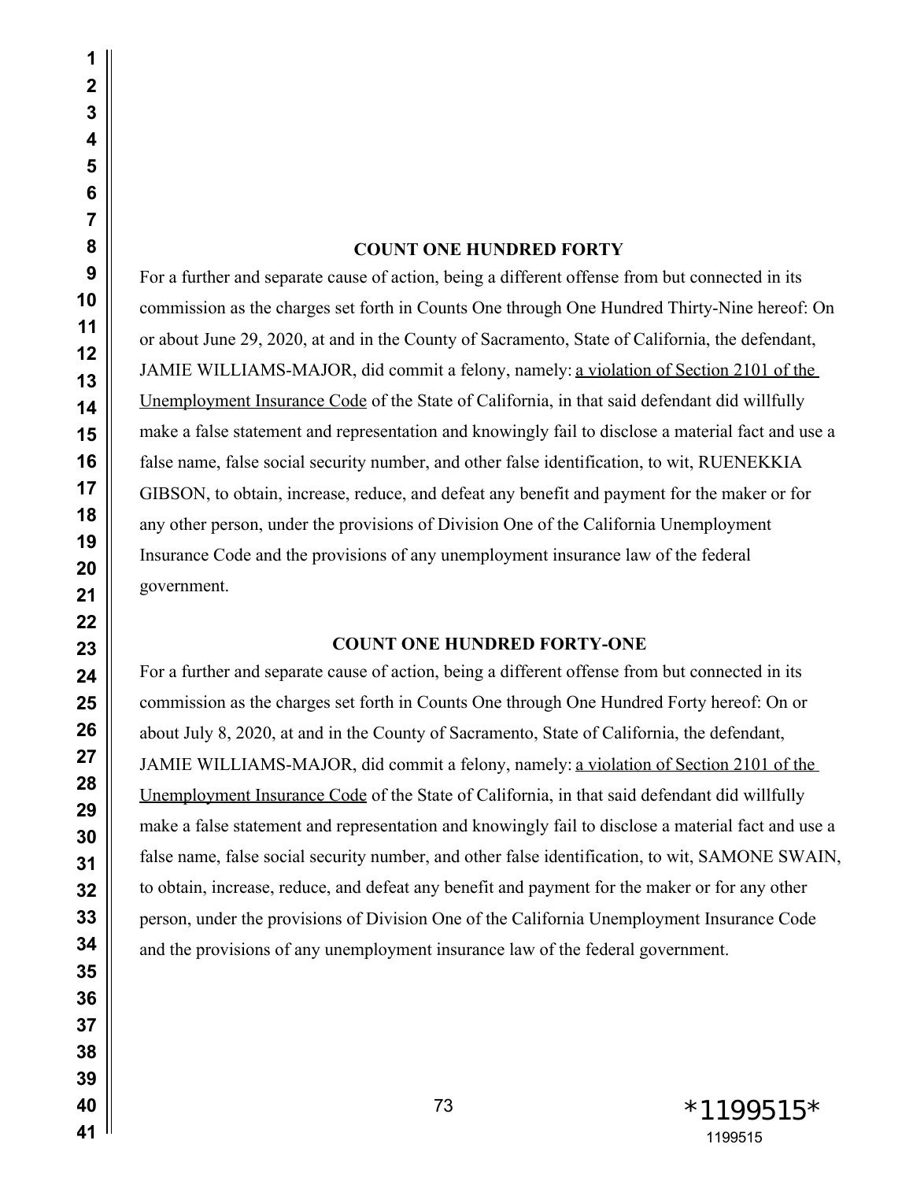**COUNT ONE HUNDRED FORTY**

For a further and separate cause of action, being a different offense from but connected in its commission as the charges set forth in Counts One through One Hundred Thirty-Nine hereof: On or about June 29, 2020, at and in the County of Sacramento, State of California, the defendant, JAMIE WILLIAMS-MAJOR, did commit a felony, namely: a violation of Section 2101 of the Unemployment Insurance Code of the State of California, in that said defendant did willfully make a false statement and representation and knowingly fail to disclose a material fact and use a false name, false social security number, and other false identification, to wit, RUENEKKIA GIBSON, to obtain, increase, reduce, and defeat any benefit and payment for the maker or for any other person, under the provisions of Division One of the California Unemployment Insurance Code and the provisions of any unemployment insurance law of the federal government.

**COUNT ONE HUNDRED FORTY-ONE**

For a further and separate cause of action, being a different offense from but connected in its commission as the charges set forth in Counts One through One Hundred Forty hereof: On or about July 8, 2020, at and in the County of Sacramento, State of California, the defendant, JAMIE WILLIAMS-MAJOR, did commit a felony, namely: a violation of Section 2101 of the Unemployment Insurance Code of the State of California, in that said defendant did willfully make a false statement and representation and knowingly fail to disclose a material fact and use a false name, false social security number, and other false identification, to wit, SAMONE SWAIN, to obtain, increase, reduce, and defeat any benefit and payment for the maker or for any other person, under the provisions of Division One of the California Unemployment Insurance Code and the provisions of any unemployment insurance law of the federal government.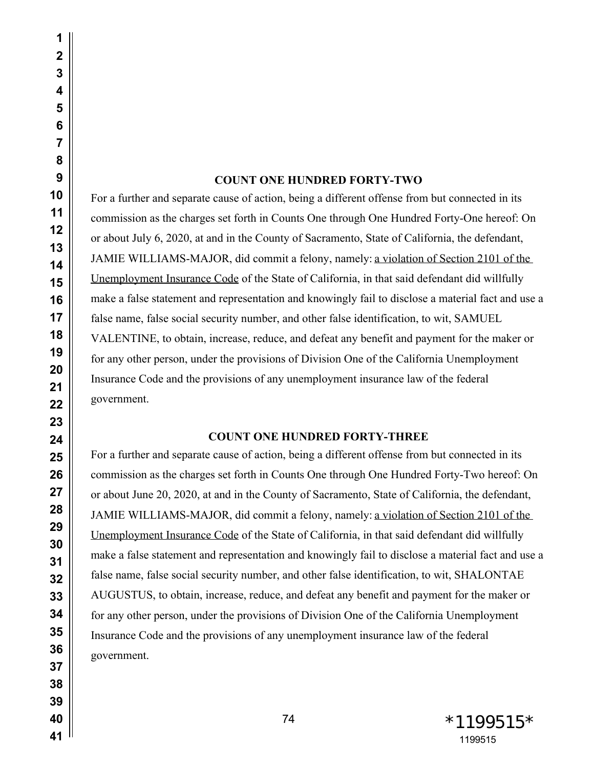**COUNT ONE HUNDRED FORTY-TWO**

For a further and separate cause of action, being a different offense from but connected in its commission as the charges set forth in Counts One through One Hundred Forty-One hereof: On or about July 6, 2020, at and in the County of Sacramento, State of California, the defendant, JAMIE WILLIAMS-MAJOR, did commit a felony, namely: a violation of Section 2101 of the Unemployment Insurance Code of the State of California, in that said defendant did willfully make a false statement and representation and knowingly fail to disclose a material fact and use a false name, false social security number, and other false identification, to wit, SAMUEL VALENTINE, to obtain, increase, reduce, and defeat any benefit and payment for the maker or for any other person, under the provisions of Division One of the California Unemployment Insurance Code and the provisions of any unemployment insurance law of the federal government.

**COUNT ONE HUNDRED FORTY-THREE**

For a further and separate cause of action, being a different offense from but connected in its commission as the charges set forth in Counts One through One Hundred Forty-Two hereof: On or about June 20, 2020, at and in the County of Sacramento, State of California, the defendant, JAMIE WILLIAMS-MAJOR, did commit a felony, namely: a violation of Section 2101 of the Unemployment Insurance Code of the State of California, in that said defendant did willfully make a false statement and representation and knowingly fail to disclose a material fact and use a false name, false social security number, and other false identification, to wit, SHALONTAE AUGUSTUS, to obtain, increase, reduce, and defeat any benefit and payment for the maker or for any other person, under the provisions of Division One of the California Unemployment Insurance Code and the provisions of any unemployment insurance law of the federal government.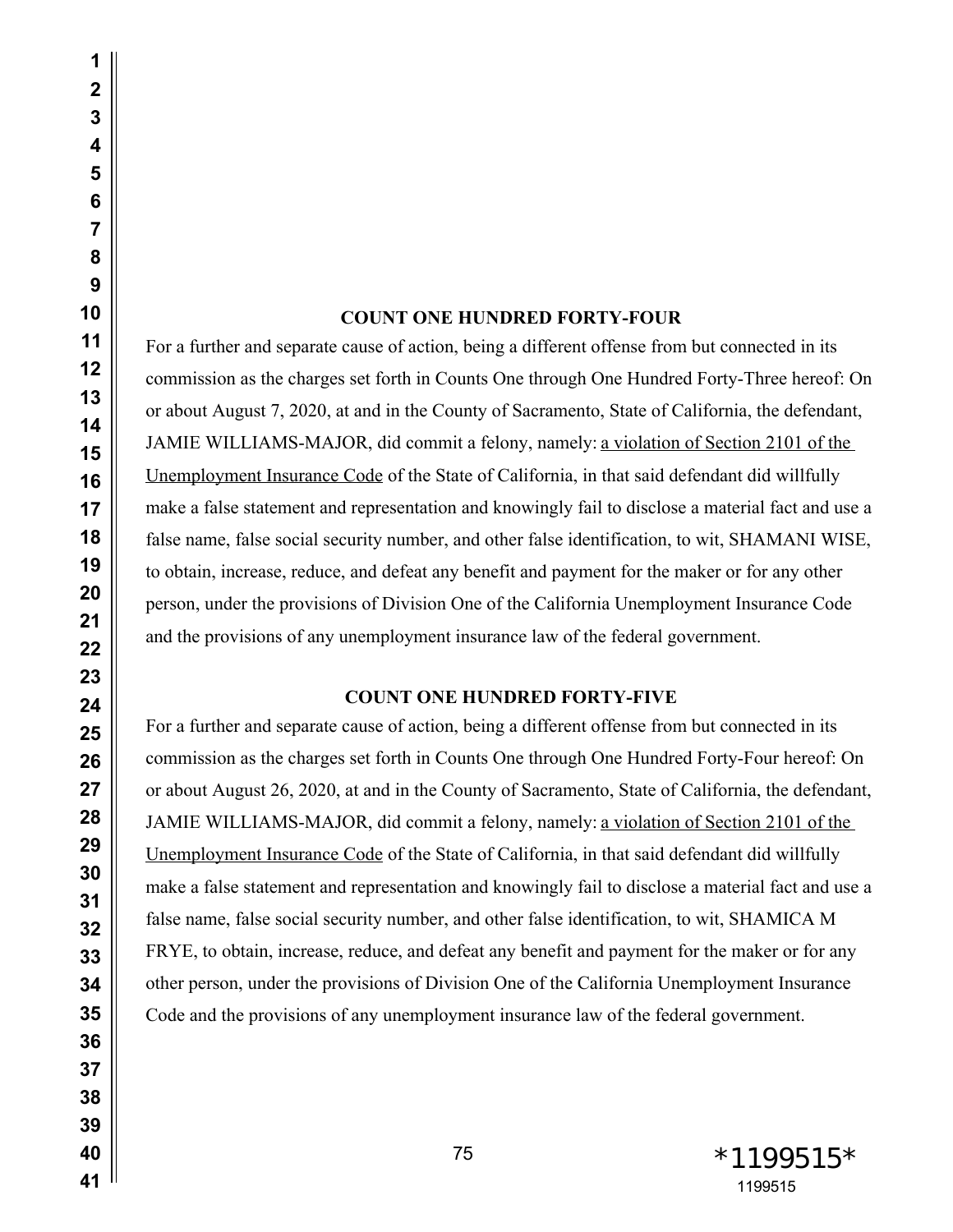**COUNT ONE HUNDRED FORTY-FOUR**

For a further and separate cause of action, being a different offense from but connected in its commission as the charges set forth in Counts One through One Hundred Forty-Three hereof: On or about August 7, 2020, at and in the County of Sacramento, State of California, the defendant, JAMIE WILLIAMS-MAJOR, did commit a felony, namely: a violation of Section 2101 of the Unemployment Insurance Code of the State of California, in that said defendant did willfully make a false statement and representation and knowingly fail to disclose a material fact and use a false name, false social security number, and other false identification, to wit, SHAMANI WISE, to obtain, increase, reduce, and defeat any benefit and payment for the maker or for any other person, under the provisions of Division One of the California Unemployment Insurance Code and the provisions of any unemployment insurance law of the federal government.

**COUNT ONE HUNDRED FORTY-FIVE**

For a further and separate cause of action, being a different offense from but connected in its commission as the charges set forth in Counts One through One Hundred Forty-Four hereof: On or about August 26, 2020, at and in the County of Sacramento, State of California, the defendant, JAMIE WILLIAMS-MAJOR, did commit a felony, namely: a violation of Section 2101 of the Unemployment Insurance Code of the State of California, in that said defendant did willfully make a false statement and representation and knowingly fail to disclose a material fact and use a false name, false social security number, and other false identification, to wit, SHAMICA M FRYE, to obtain, increase, reduce, and defeat any benefit and payment for the maker or for any other person, under the provisions of Division One of the California Unemployment Insurance Code and the provisions of any unemployment insurance law of the federal government.

*1199515*
1199515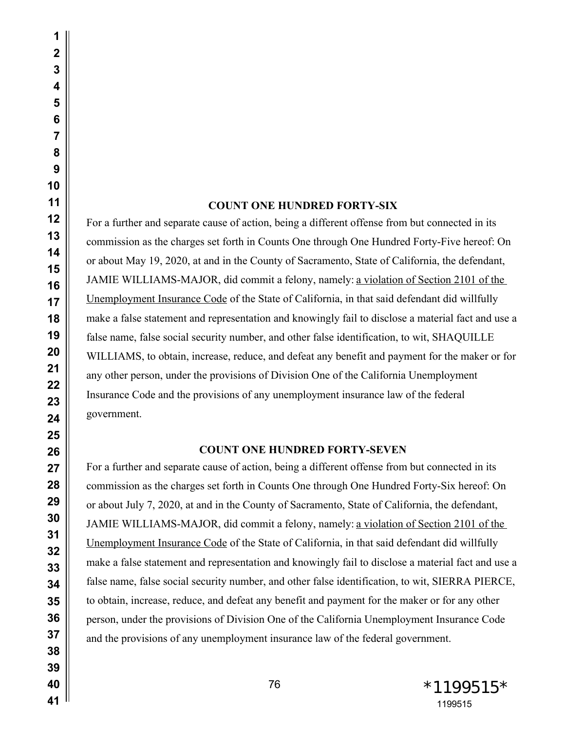**COUNT ONE HUNDRED FORTY-SIX**

For a further and separate cause of action, being a different offense from but connected in its commission as the charges set forth in Counts One through One Hundred Forty-Five hereof: On or about May 19, 2020, at and in the County of Sacramento, State of California, the defendant, JAMIE WILLIAMS-MAJOR, did commit a felony, namely: a violation of Section 2101 of the Unemployment Insurance Code of the State of California, in that said defendant did willfully make a false statement and representation and knowingly fail to disclose a material fact and use a false name, false social security number, and other false identification, to wit, SHAQUILLE WILLIAMS, to obtain, increase, reduce, and defeat any benefit and payment for the maker or for any other person, under the provisions of Division One of the California Unemployment Insurance Code and the provisions of any unemployment insurance law of the federal government.

**COUNT ONE HUNDRED FORTY-SEVEN**

For a further and separate cause of action, being a different offense from but connected in its commission as the charges set forth in Counts One through One Hundred Forty-Six hereof: On or about July 7, 2020, at and in the County of Sacramento, State of California, the defendant, JAMIE WILLIAMS-MAJOR, did commit a felony, namely: a violation of Section 2101 of the Unemployment Insurance Code of the State of California, in that said defendant did willfully make a false statement and representation and knowingly fail to disclose a material fact and use a false name, false social security number, and other false identification, to wit, SIERRA PIERCE, to obtain, increase, reduce, and defeat any benefit and payment for the maker or for any other person, under the provisions of Division One of the California Unemployment Insurance Code and the provisions of any unemployment insurance law of the federal government.

*1199515*
1199515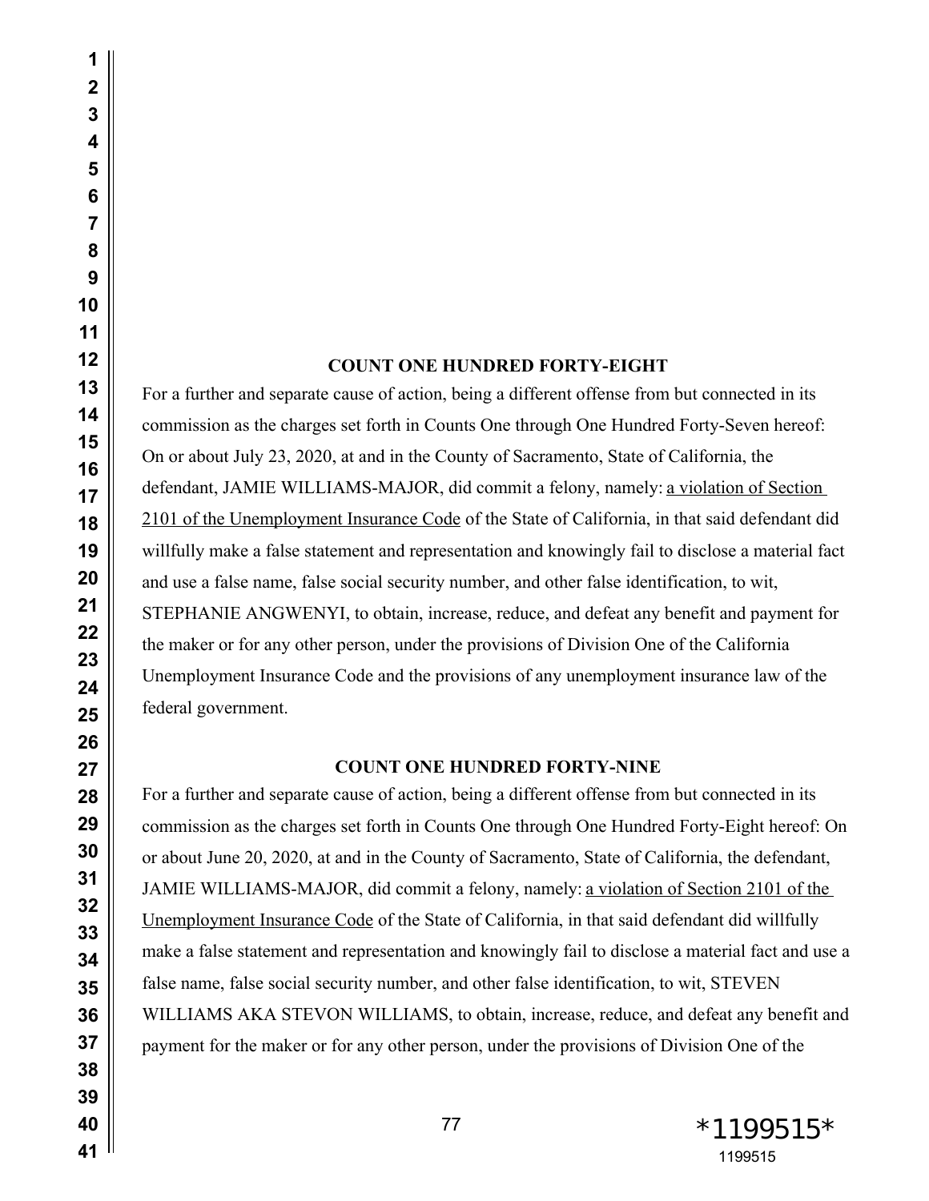**COUNT ONE HUNDRED FORTY-EIGHT**

For a further and separate cause of action, being a different offense from but connected in its commission as the charges set forth in Counts One through One Hundred Forty-Seven hereof: On or about July 23, 2020, at and in the County of Sacramento, State of California, the defendant, JAMIE WILLIAMS-MAJOR, did commit a felony, namely: a violation of Section 2101 of the Unemployment Insurance Code of the State of California, in that said defendant did willfully make a false statement and representation and knowingly fail to disclose a material fact and use a false name, false social security number, and other false identification, to wit, STEPHANIE ANGWENYI, to obtain, increase, reduce, and defeat any benefit and payment for the maker or for any other person, under the provisions of Division One of the California Unemployment Insurance Code and the provisions of any unemployment insurance law of the federal government.

**COUNT ONE HUNDRED FORTY-NINE**

For a further and separate cause of action, being a different offense from but connected in its commission as the charges set forth in Counts One through One Hundred Forty-Eight hereof: On or about June 20, 2020, at and in the County of Sacramento, State of California, the defendant, JAMIE WILLIAMS-MAJOR, did commit a felony, namely: a violation of Section 2101 of the Unemployment Insurance Code of the State of California, in that said defendant did willfully make a false statement and representation and knowingly fail to disclose a material fact and use a false name, false social security number, and other false identification, to wit, STEVEN WILLIAMS AKA STEVON WILLIAMS, to obtain, increase, reduce, and defeat any benefit and payment for the maker or for any other person, under the provisions of Division One of the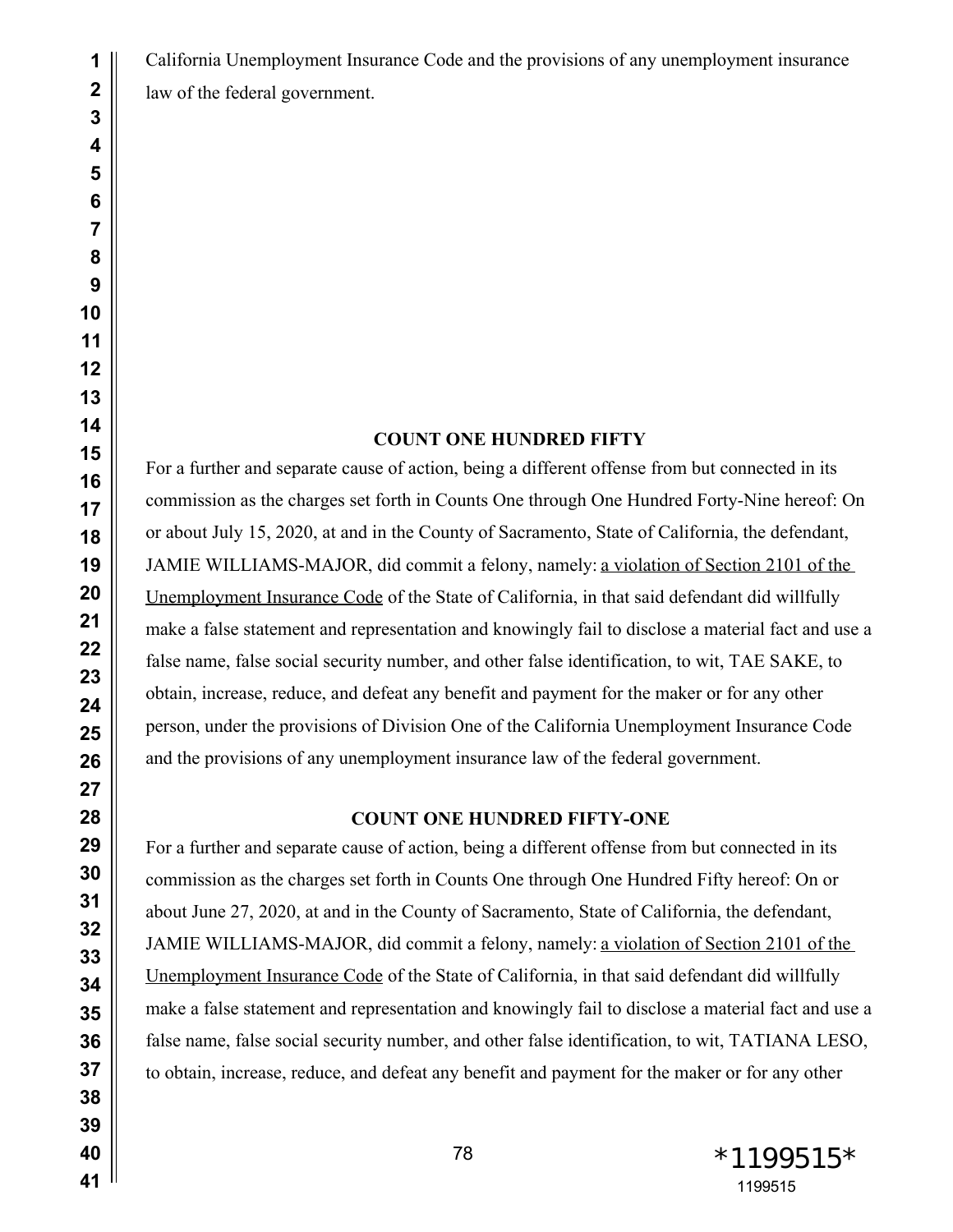California Unemployment Insurance Code and the provisions of any unemployment insurance law of the federal government.

**COUNT ONE HUNDRED FIFTY**

For a further and separate cause of action, being a different offense from but connected in its commission as the charges set forth in Counts One through One Hundred Forty-Nine hereof: On or about July 15, 2020, at and in the County of Sacramento, State of California, the defendant, JAMIE WILLIAMS-MAJOR, did commit a felony, namely: a violation of Section 2101 of the Unemployment Insurance Code of the State of California, in that said defendant did willfully make a false statement and representation and knowingly fail to disclose a material fact and use a false name, false social security number, and other false identification, to wit, TAE SAKE, to obtain, increase, reduce, and defeat any benefit and payment for the maker or for any other person, under the provisions of Division One of the California Unemployment Insurance Code and the provisions of any unemployment insurance law of the federal government.

**COUNT ONE HUNDRED FIFTY-ONE**

For a further and separate cause of action, being a different offense from but connected in its commission as the charges set forth in Counts One through One Hundred Fifty hereof: On or about June 27, 2020, at and in the County of Sacramento, State of California, the defendant, JAMIE WILLIAMS-MAJOR, did commit a felony, namely: a violation of Section 2101 of the Unemployment Insurance Code of the State of California, in that said defendant did willfully make a false statement and representation and knowingly fail to disclose a material fact and use a false name, false social security number, and other false identification, to wit, TATIANA LESO, to obtain, increase, reduce, and defeat any benefit and payment for the maker or for any other

*1199515*

1199515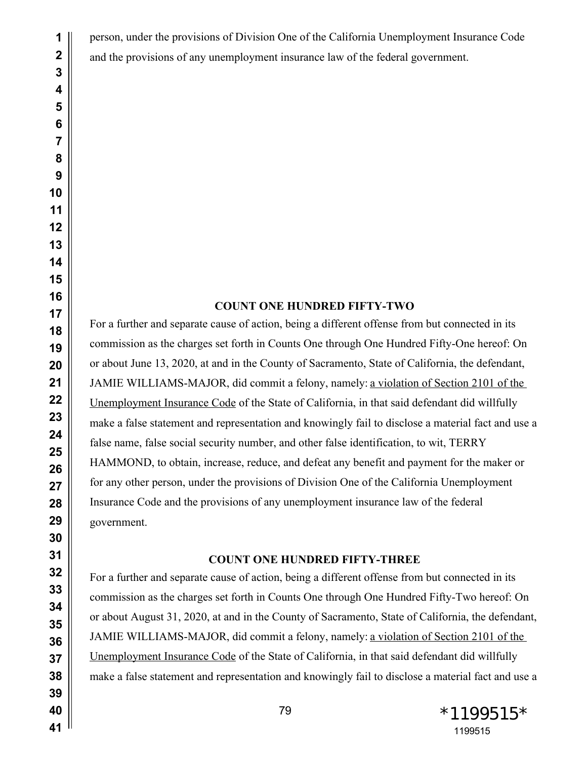person, under the provisions of Division One of the California Unemployment Insurance Code and the provisions of any unemployment insurance law of the federal government.

**COUNT ONE HUNDRED FIFTY-TWO**

For a further and separate cause of action, being a different offense from but connected in its commission as the charges set forth in Counts One through One Hundred Fifty-One hereof: On or about June 13, 2020, at and in the County of Sacramento, State of California, the defendant, JAMIE WILLIAMS-MAJOR, did commit a felony, namely: <u>a violation of Section 2101 of the Unemployment Insurance Code</u> of the State of California, in that said defendant did willfully make a false statement and representation and knowingly fail to disclose a material fact and use a false name, false social security number, and other false identification, to wit, TERRY HAMMOND, to obtain, increase, reduce, and defeat any benefit and payment for the maker or for any other person, under the provisions of Division One of the California Unemployment Insurance Code and the provisions of any unemployment insurance law of the federal government.

**COUNT ONE HUNDRED FIFTY-THREE**

For a further and separate cause of action, being a different offense from but connected in its commission as the charges set forth in Counts One through One Hundred Fifty-Two hereof: On or about August 31, 2020, at and in the County of Sacramento, State of California, the defendant, JAMIE WILLIAMS-MAJOR, did commit a felony, namely: <u>a violation of Section 2101 of the Unemployment Insurance Code</u> of the State of California, in that said defendant did willfully make a false statement and representation and knowingly fail to disclose a material fact and use a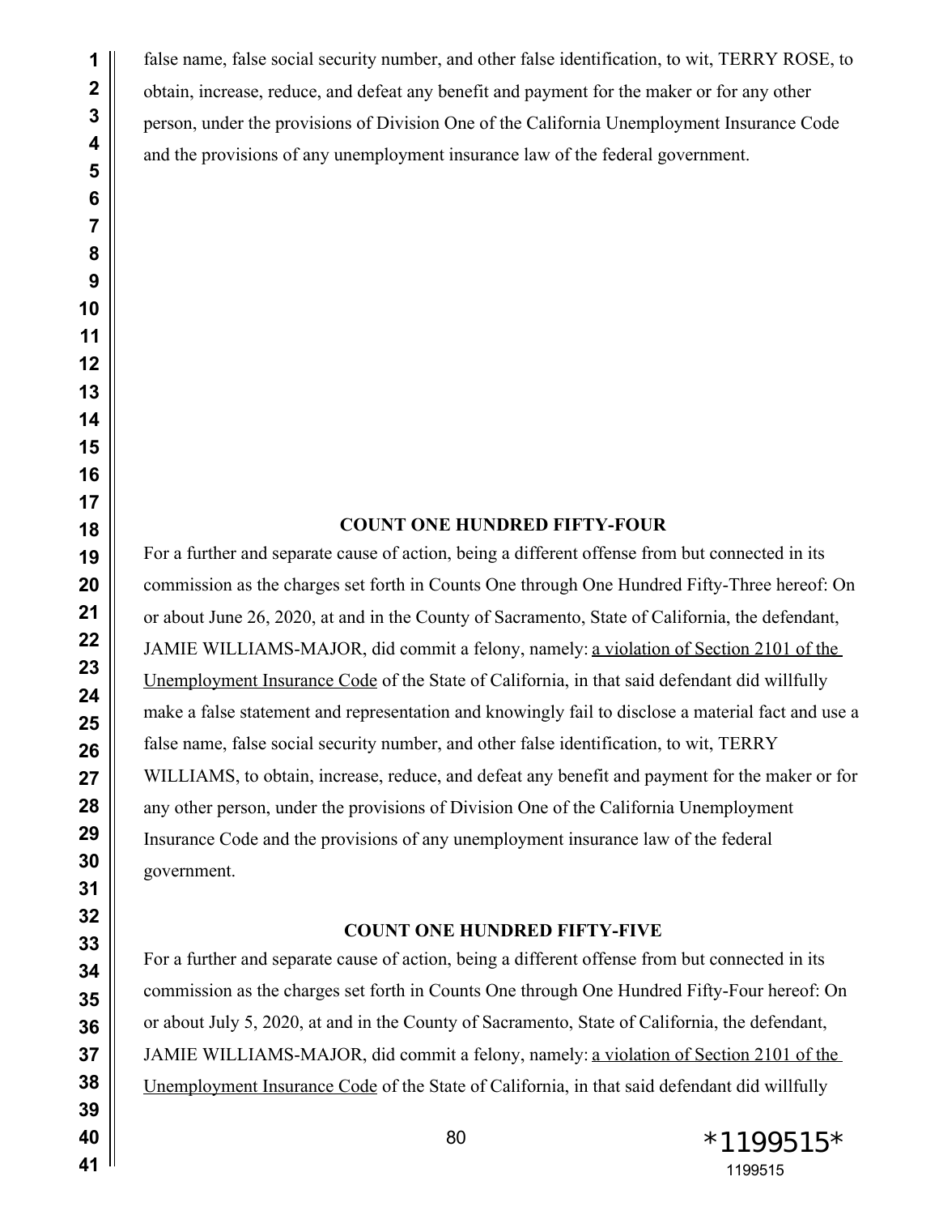false name, false social security number, and other false identification, to wit, TERRY ROSE, to obtain, increase, reduce, and defeat any benefit and payment for the maker or for any other person, under the provisions of Division One of the California Unemployment Insurance Code and the provisions of any unemployment insurance law of the federal government.

**COUNT ONE HUNDRED FIFTY-FOUR**

For a further and separate cause of action, being a different offense from but connected in its commission as the charges set forth in Counts One through One Hundred Fifty-Three hereof: On or about June 26, 2020, at and in the County of Sacramento, State of California, the defendant, JAMIE WILLIAMS-MAJOR, did commit a felony, namely: a violation of Section 2101 of the Unemployment Insurance Code of the State of California, in that said defendant did willfully make a false statement and representation and knowingly fail to disclose a material fact and use a false name, false social security number, and other false identification, to wit, TERRY WILLIAMS, to obtain, increase, reduce, and defeat any benefit and payment for the maker or for any other person, under the provisions of Division One of the California Unemployment Insurance Code and the provisions of any unemployment insurance law of the federal government.

**COUNT ONE HUNDRED FIFTY-FIVE**

For a further and separate cause of action, being a different offense from but connected in its commission as the charges set forth in Counts One through One Hundred Fifty-Four hereof: On or about July 5, 2020, at and in the County of Sacramento, State of California, the defendant, JAMIE WILLIAMS-MAJOR, did commit a felony, namely: a violation of Section 2101 of the Unemployment Insurance Code of the State of California, in that said defendant did willfully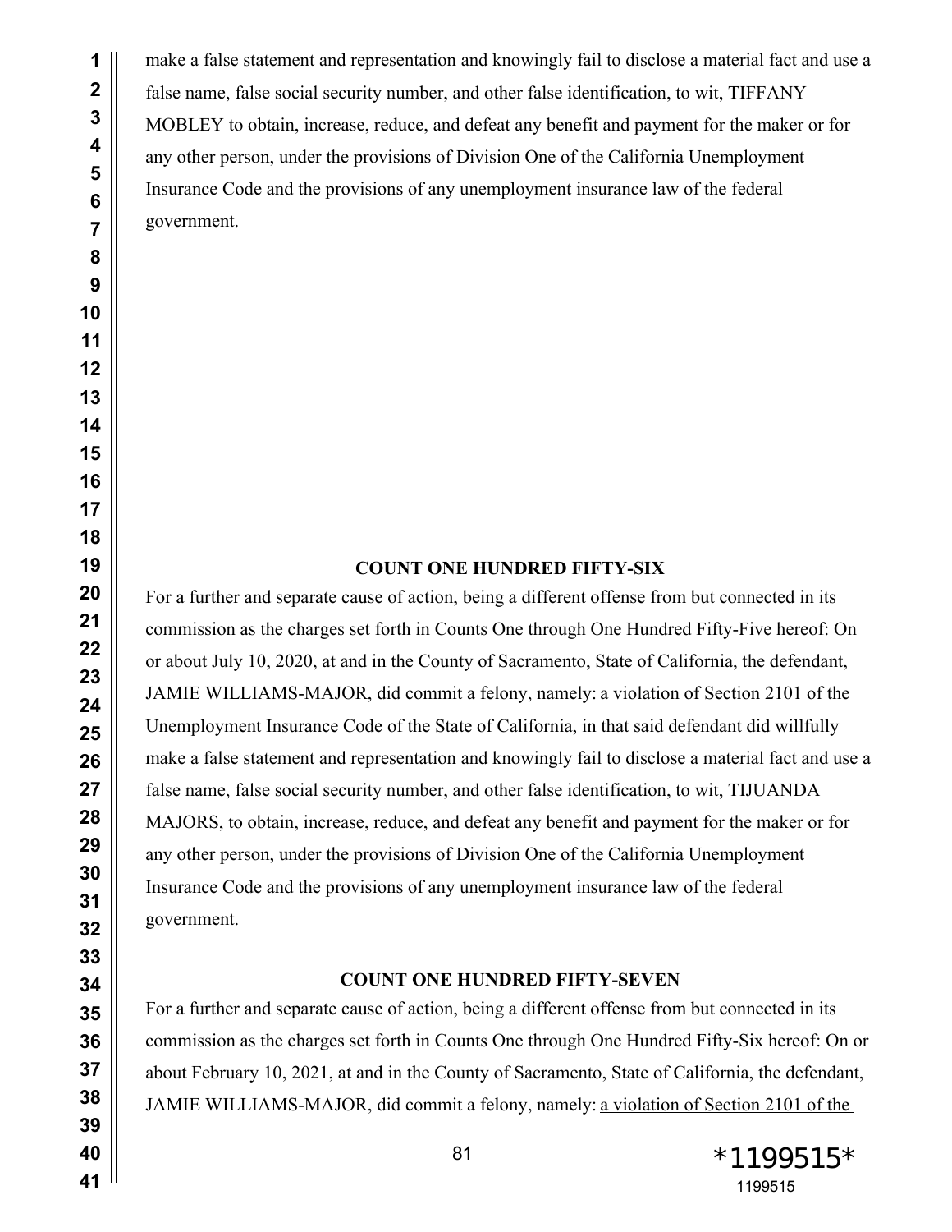make a false statement and representation and knowingly fail to disclose a material fact and use a false name, false social security number, and other false identification, to wit, TIFFANY MOBLEY to obtain, increase, reduce, and defeat any benefit and payment for the maker or for any other person, under the provisions of Division One of the California Unemployment Insurance Code and the provisions of any unemployment insurance law of the federal government.

**COUNT ONE HUNDRED FIFTY-SIX**

For a further and separate cause of action, being a different offense from but connected in its commission as the charges set forth in Counts One through One Hundred Fifty-Five hereof: On or about July 10, 2020, at and in the County of Sacramento, State of California, the defendant, JAMIE WILLIAMS-MAJOR, did commit a felony, namely: <u>a violation of Section 2101 of the Unemployment Insurance Code</u> of the State of California, in that said defendant did willfully make a false statement and representation and knowingly fail to disclose a material fact and use a false name, false social security number, and other false identification, to wit, TIJUANDA MAJORS, to obtain, increase, reduce, and defeat any benefit and payment for the maker or for any other person, under the provisions of Division One of the California Unemployment Insurance Code and the provisions of any unemployment insurance law of the federal government.

**COUNT ONE HUNDRED FIFTY-SEVEN**

For a further and separate cause of action, being a different offense from but connected in its commission as the charges set forth in Counts One through One Hundred Fifty-Six hereof: On or about February 10, 2021, at and in the County of Sacramento, State of California, the defendant, JAMIE WILLIAMS-MAJOR, did commit a felony, namely: <u>a violation of Section 2101 of the</u>

*1199515*

1199515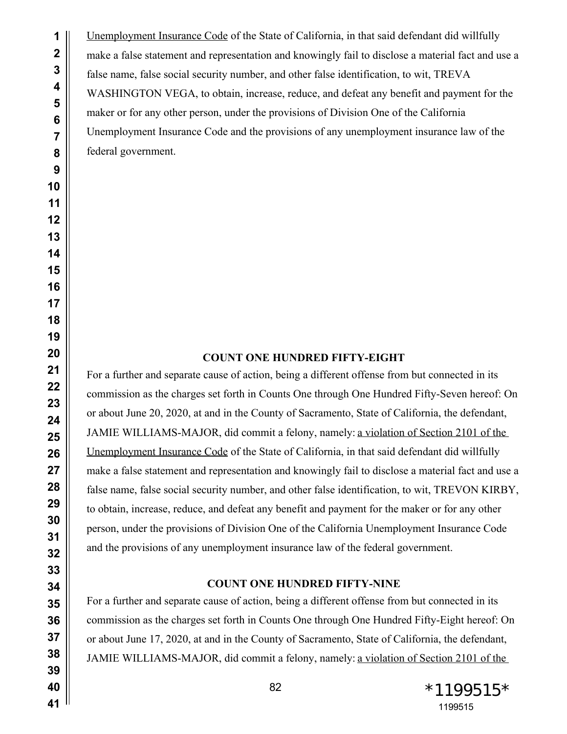Unemployment Insurance Code of the State of California, in that said defendant did willfully make a false statement and representation and knowingly fail to disclose a material fact and use a false name, false social security number, and other false identification, to wit, TREVA WASHINGTON VEGA, to obtain, increase, reduce, and defeat any benefit and payment for the maker or for any other person, under the provisions of Division One of the California Unemployment Insurance Code and the provisions of any unemployment insurance law of the federal government.

**COUNT ONE HUNDRED FIFTY-EIGHT**

For a further and separate cause of action, being a different offense from but connected in its commission as the charges set forth in Counts One through One Hundred Fifty-Seven hereof: On or about June 20, 2020, at and in the County of Sacramento, State of California, the defendant, JAMIE WILLIAMS-MAJOR, did commit a felony, namely: a violation of Section 2101 of the Unemployment Insurance Code of the State of California, in that said defendant did willfully make a false statement and representation and knowingly fail to disclose a material fact and use a false name, false social security number, and other false identification, to wit, TREVON KIRBY, to obtain, increase, reduce, and defeat any benefit and payment for the maker or for any other person, under the provisions of Division One of the California Unemployment Insurance Code and the provisions of any unemployment insurance law of the federal government.

**COUNT ONE HUNDRED FIFTY-NINE**

For a further and separate cause of action, being a different offense from but connected in its commission as the charges set forth in Counts One through One Hundred Fifty-Eight hereof: On or about June 17, 2020, at and in the County of Sacramento, State of California, the defendant, JAMIE WILLIAMS-MAJOR, did commit a felony, namely: a violation of Section 2101 of the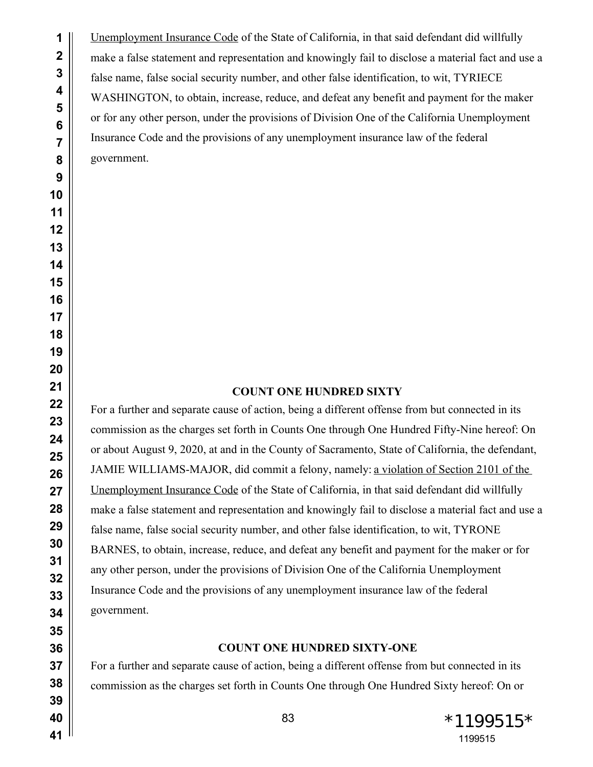Unemployment Insurance Code of the State of California, in that said defendant did willfully make a false statement and representation and knowingly fail to disclose a material fact and use a false name, false social security number, and other false identification, to wit, TYRIECE WASHINGTON, to obtain, increase, reduce, and defeat any benefit and payment for the maker or for any other person, under the provisions of Division One of the California Unemployment Insurance Code and the provisions of any unemployment insurance law of the federal government.

**COUNT ONE HUNDRED SIXTY**

For a further and separate cause of action, being a different offense from but connected in its commission as the charges set forth in Counts One through One Hundred Fifty-Nine hereof: On or about August 9, 2020, at and in the County of Sacramento, State of California, the defendant, JAMIE WILLIAMS-MAJOR, did commit a felony, namely: a violation of Section 2101 of the Unemployment Insurance Code of the State of California, in that said defendant did willfully make a false statement and representation and knowingly fail to disclose a material fact and use a false name, false social security number, and other false identification, to wit, TYRONE BARNES, to obtain, increase, reduce, and defeat any benefit and payment for the maker or for any other person, under the provisions of Division One of the California Unemployment Insurance Code and the provisions of any unemployment insurance law of the federal government.

**COUNT ONE HUNDRED SIXTY-ONE**

For a further and separate cause of action, being a different offense from but connected in its commission as the charges set forth in Counts One through One Hundred Sixty hereof: On or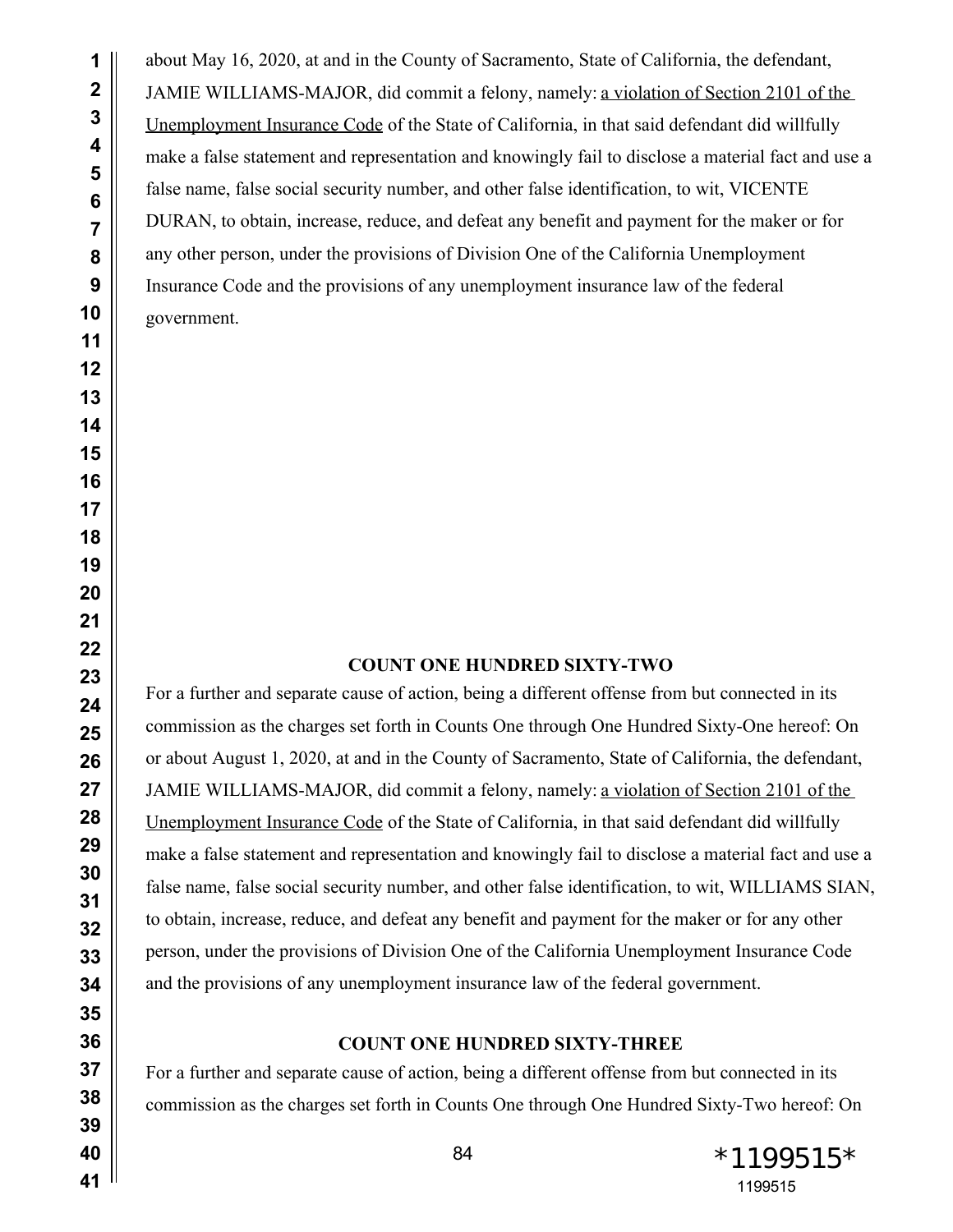about May 16, 2020, at and in the County of Sacramento, State of California, the defendant, JAMIE WILLIAMS-MAJOR, did commit a felony, namely: a violation of Section 2101 of the Unemployment Insurance Code of the State of California, in that said defendant did willfully make a false statement and representation and knowingly fail to disclose a material fact and use a false name, false social security number, and other false identification, to wit, VICENTE DURAN, to obtain, increase, reduce, and defeat any benefit and payment for the maker or for any other person, under the provisions of Division One of the California Unemployment Insurance Code and the provisions of any unemployment insurance law of the federal government.

**COUNT ONE HUNDRED SIXTY-TWO**

For a further and separate cause of action, being a different offense from but connected in its commission as the charges set forth in Counts One through One Hundred Sixty-One hereof: On or about August 1, 2020, at and in the County of Sacramento, State of California, the defendant, JAMIE WILLIAMS-MAJOR, did commit a felony, namely: a violation of Section 2101 of the Unemployment Insurance Code of the State of California, in that said defendant did willfully make a false statement and representation and knowingly fail to disclose a material fact and use a false name, false social security number, and other false identification, to wit, WILLIAMS SIAN, to obtain, increase, reduce, and defeat any benefit and payment for the maker or for any other person, under the provisions of Division One of the California Unemployment Insurance Code and the provisions of any unemployment insurance law of the federal government.

**COUNT ONE HUNDRED SIXTY-THREE**

For a further and separate cause of action, being a different offense from but connected in its commission as the charges set forth in Counts One through One Hundred Sixty-Two hereof: On

*1199515*

1199515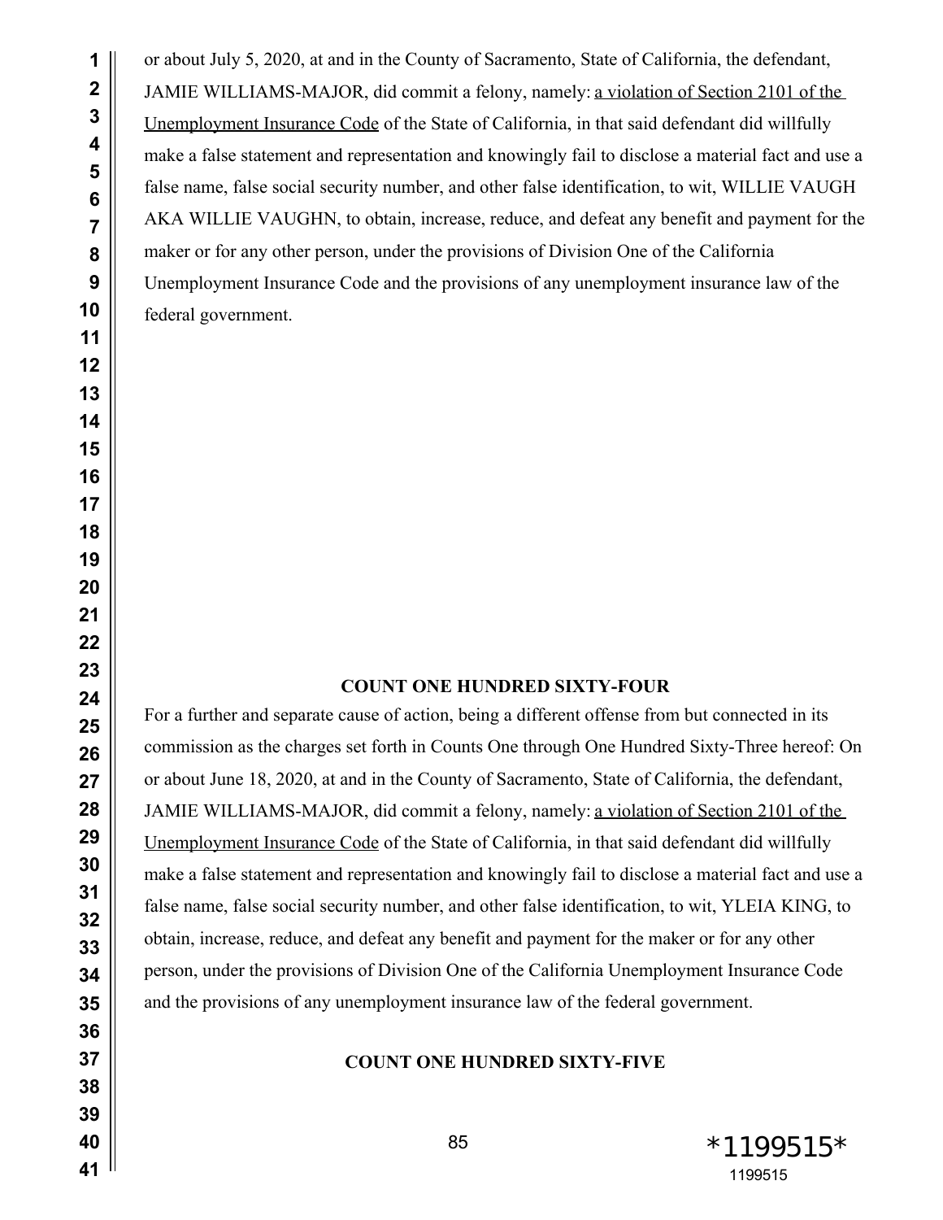or about July 5, 2020, at and in the County of Sacramento, State of California, the defendant, JAMIE WILLIAMS-MAJOR, did commit a felony, namely: a violation of Section 2101 of the Unemployment Insurance Code of the State of California, in that said defendant did willfully make a false statement and representation and knowingly fail to disclose a material fact and use a false name, false social security number, and other false identification, to wit, WILLIE VAUGH AKA WILLIE VAUGHN, to obtain, increase, reduce, and defeat any benefit and payment for the maker or for any other person, under the provisions of Division One of the California Unemployment Insurance Code and the provisions of any unemployment insurance law of the federal government.

**COUNT ONE HUNDRED SIXTY-FOUR**

For a further and separate cause of action, being a different offense from but connected in its commission as the charges set forth in Counts One through One Hundred Sixty-Three hereof: On or about June 18, 2020, at and in the County of Sacramento, State of California, the defendant, JAMIE WILLIAMS-MAJOR, did commit a felony, namely: a violation of Section 2101 of the Unemployment Insurance Code of the State of California, in that said defendant did willfully make a false statement and representation and knowingly fail to disclose a material fact and use a false name, false social security number, and other false identification, to wit, YLEIA KING, to obtain, increase, reduce, and defeat any benefit and payment for the maker or for any other person, under the provisions of Division One of the California Unemployment Insurance Code and the provisions of any unemployment insurance law of the federal government.

**COUNT ONE HUNDRED SIXTY-FIVE**

*1199515*
1199515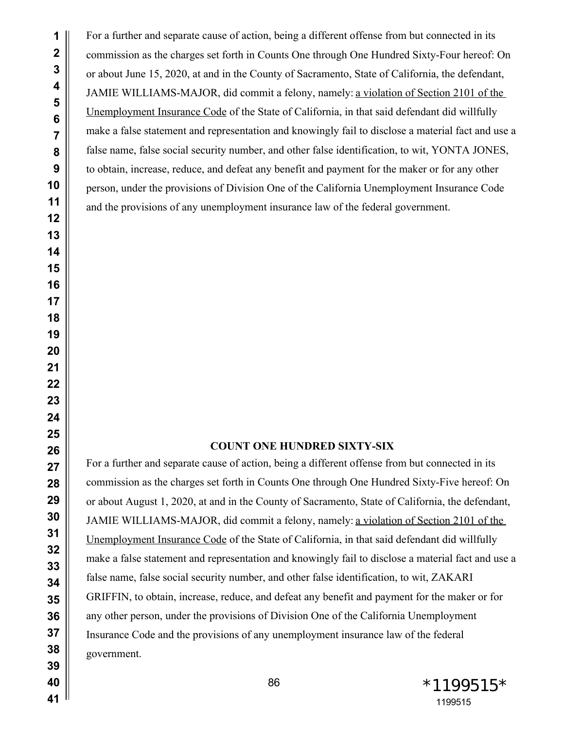For a further and separate cause of action, being a different offense from but connected in its commission as the charges set forth in Counts One through One Hundred Sixty-Four hereof: On or about June 15, 2020, at and in the County of Sacramento, State of California, the defendant, JAMIE WILLIAMS-MAJOR, did commit a felony, namely: a violation of Section 2101 of the Unemployment Insurance Code of the State of California, in that said defendant did willfully make a false statement and representation and knowingly fail to disclose a material fact and use a false name, false social security number, and other false identification, to wit, YONTA JONES, to obtain, increase, reduce, and defeat any benefit and payment for the maker or for any other person, under the provisions of Division One of the California Unemployment Insurance Code and the provisions of any unemployment insurance law of the federal government.

**COUNT ONE HUNDRED SIXTY-SIX**

For a further and separate cause of action, being a different offense from but connected in its commission as the charges set forth in Counts One through One Hundred Sixty-Five hereof: On or about August 1, 2020, at and in the County of Sacramento, State of California, the defendant, JAMIE WILLIAMS-MAJOR, did commit a felony, namely: a violation of Section 2101 of the Unemployment Insurance Code of the State of California, in that said defendant did willfully make a false statement and representation and knowingly fail to disclose a material fact and use a false name, false social security number, and other false identification, to wit, ZAKARI GRIFFIN, to obtain, increase, reduce, and defeat any benefit and payment for the maker or for any other person, under the provisions of Division One of the California Unemployment Insurance Code and the provisions of any unemployment insurance law of the federal government.

*1199515*

1199515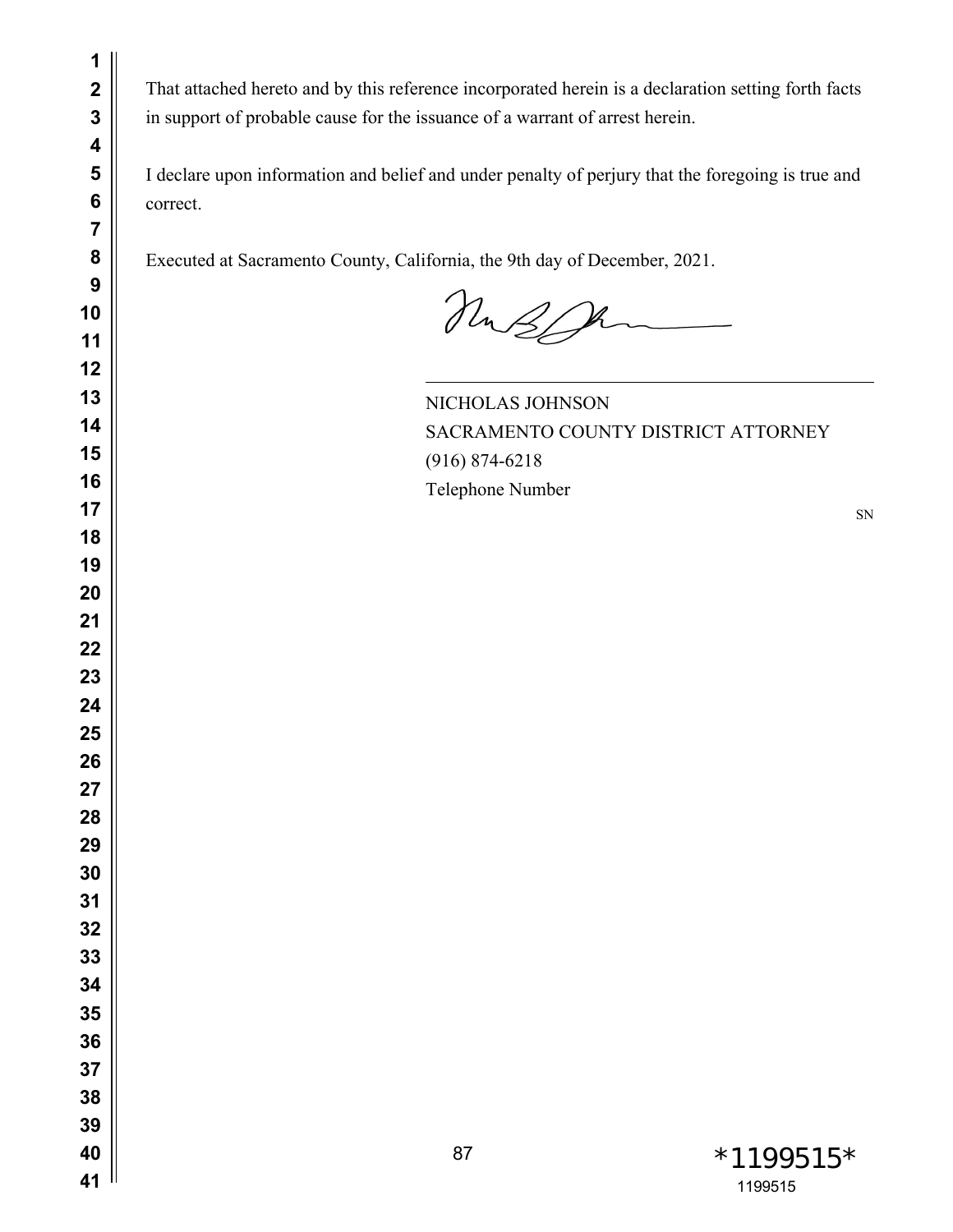That attached hereto and by this reference incorporated herein is a declaration setting forth facts in support of probable cause for the issuance of a warrant of arrest herein.

I declare upon information and belief and under penalty of perjury that the foregoing is true and correct.

Executed at Sacramento County, California, the 9th day of December, 2021.

NICHOLAS JOHNSON
SACRAMENTO COUNTY DISTRICT ATTORNEY
(916) 874-6218
Telephone Number

SN

*1199515*
1199515